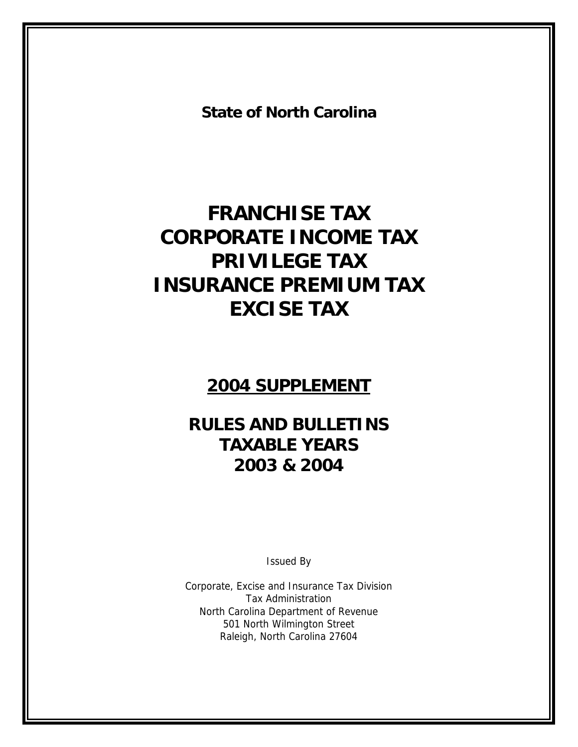**State of North Carolina**

# FRANCHISE TAX
# CORPORATE INCOME TAX
# PRIVILEGE TAX
# INSURANCE PREMIUM TAX
# EXCISE TAX

## 2004 SUPPLEMENT

## RULES AND BULLETINS
## TAXABLE YEARS
## 2003 & 2004

Issued By

Corporate, Excise and Insurance Tax Division
Tax Administration
North Carolina Department of Revenue
501 North Wilmington Street
Raleigh, North Carolina 27604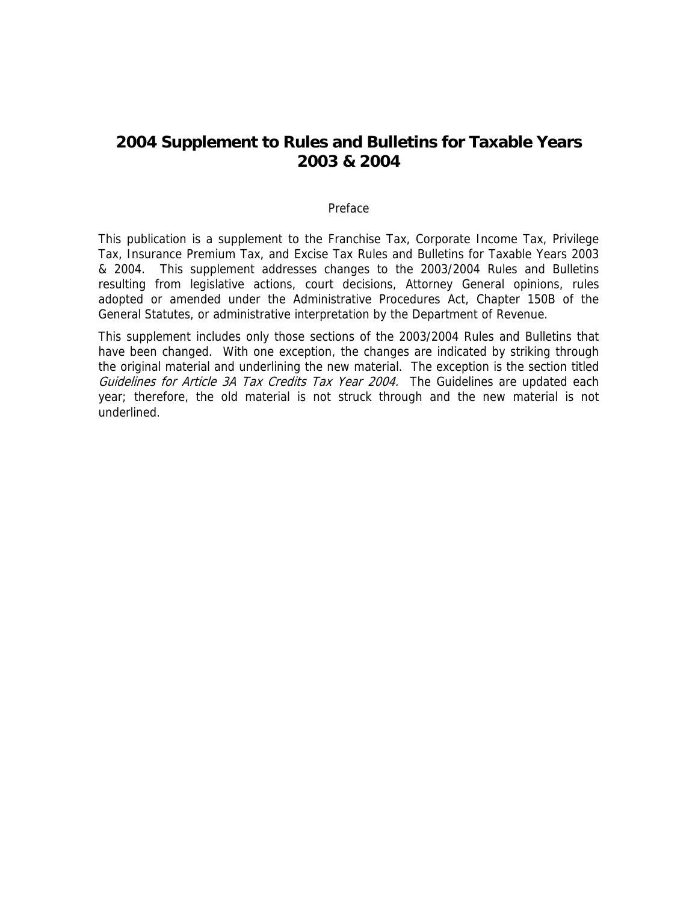# 2004 Supplement to Rules and Bulletins for Taxable Years 2003 & 2004

Preface

This publication is a supplement to the Franchise Tax, Corporate Income Tax, Privilege Tax, Insurance Premium Tax, and Excise Tax Rules and Bulletins for Taxable Years 2003 & 2004. This supplement addresses changes to the 2003/2004 Rules and Bulletins resulting from legislative actions, court decisions, Attorney General opinions, rules adopted or amended under the Administrative Procedures Act, Chapter 150B of the General Statutes, or administrative interpretation by the Department of Revenue.

This supplement includes only those sections of the 2003/2004 Rules and Bulletins that have been changed. With one exception, the changes are indicated by striking through the original material and underlining the new material. The exception is the section titled *Guidelines for Article 3A Tax Credits Tax Year 2004.* The Guidelines are updated each year; therefore, the old material is not struck through and the new material is not underlined.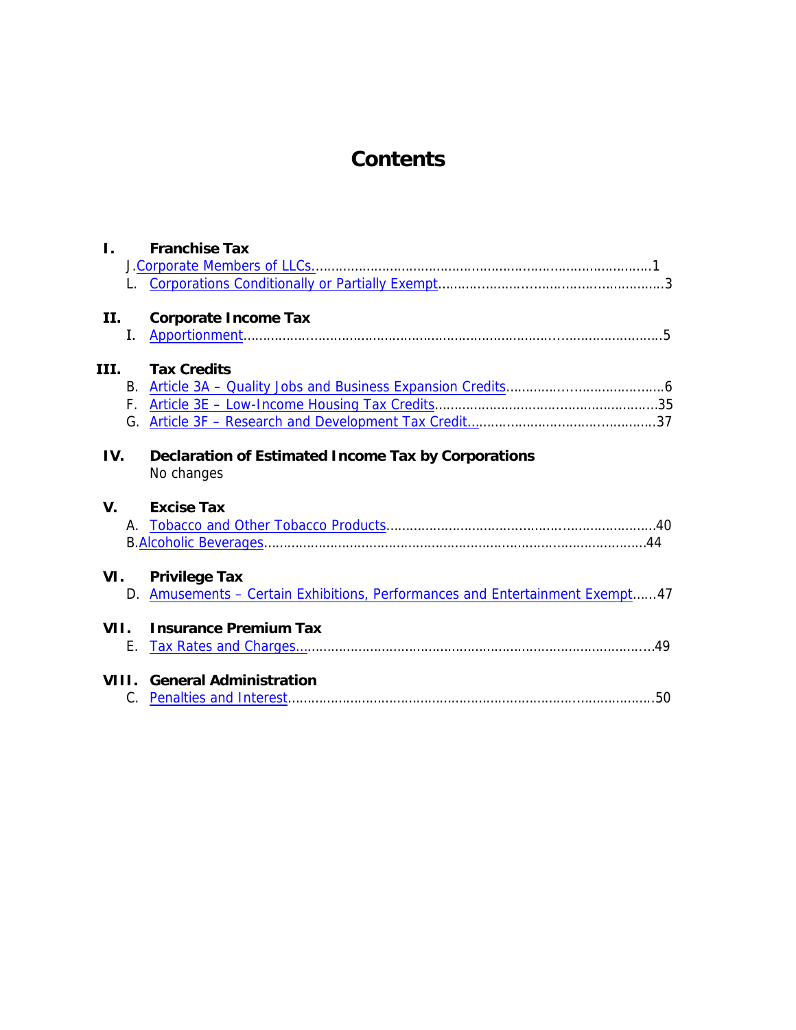# Contents

**I. Franchise Tax**

J. [Corporate Members of LLCs.](#) ........................................................................................1
L. [Corporations Conditionally or Partially Exempt](#) .......................................................3

**II. Corporate Income Tax**

I. [Apportionment](#) ..................................................................................................................5

**III. Tax Credits**

B. [Article 3A – Quality Jobs and Business Expansion Credits](#) .......................................6
F. [Article 3E – Low-Income Housing Tax Credits](#) ..........................................................35
G. [Article 3F – Research and Development Tax Credit...](#) ...............................................37

**IV. Declaration of Estimated Income Tax by Corporations**

No changes

**V. Excise Tax**

A. [Tobacco and Other Tobacco Products](#) .........................................................................40
B. [Alcoholic Beverages](#) .........................................................................................................44

**VI. Privilege Tax**

D. [Amusements – Certain Exhibitions, Performances and Entertainment Exempt](#) ......47

**VII. Insurance Premium Tax**

E. [Tax Rates and Charges...](#) ..................................................................................................49

**VIII. General Administration**

C. [Penalties and Interest](#) .......................................................................................................50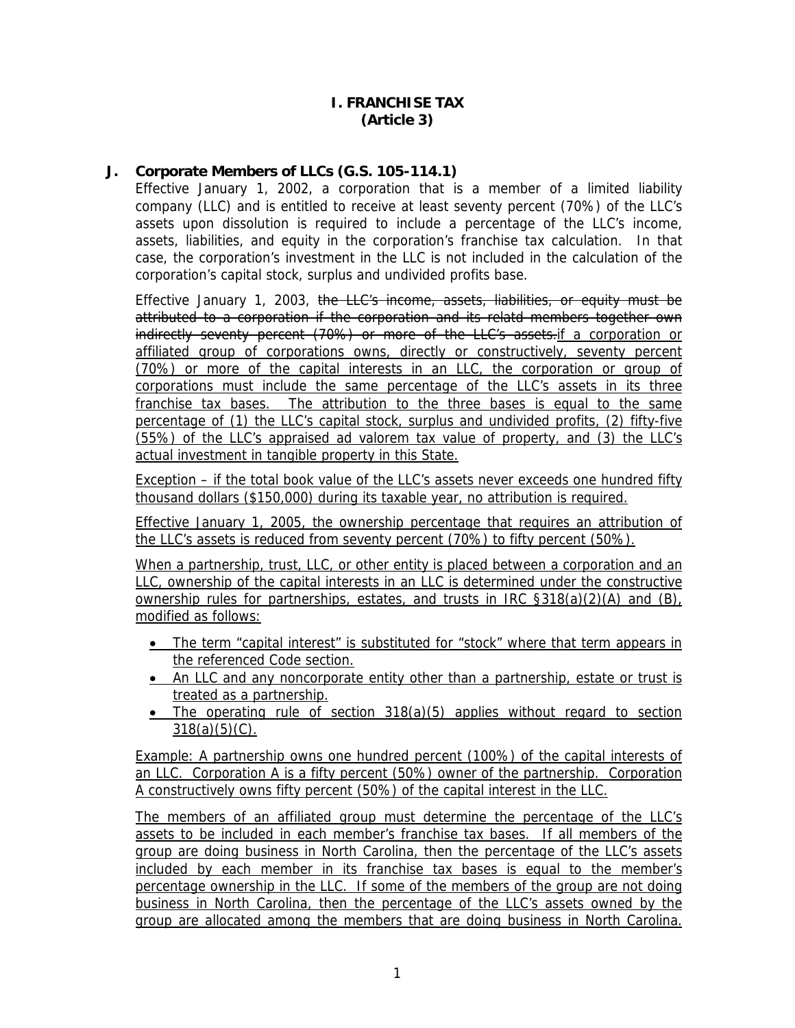# I. FRANCHISE TAX
## (Article 3)

### J. Corporate Members of LLCs (G.S. 105-114.1)

Effective January 1, 2002, a corporation that is a member of a limited liability company (LLC) and is entitled to receive at least seventy percent (70%) of the LLC's assets upon dissolution is required to include a percentage of the LLC's income, assets, liabilities, and equity in the corporation's franchise tax calculation. In that case, the corporation's investment in the LLC is not included in the calculation of the corporation's capital stock, surplus and undivided profits base.

Effective January 1, 2003, ~~the LLC's income, assets, liabilities, or equity must be attributed to a corporation if the corporation and its relatd members together own indirectly seventy percent (70%) or more of the LLC's assets.~~ <u>if a corporation or affiliated group of corporations owns, directly or constructively, seventy percent (70%) or more of the capital interests in an LLC, the corporation or group of corporations must include the same percentage of the LLC's assets in its three franchise tax bases. The attribution to the three bases is equal to the same percentage of (1) the LLC's capital stock, surplus and undivided profits, (2) fifty-five (55%) of the LLC's appraised ad valorem tax value of property, and (3) the LLC's actual investment in tangible property in this State.</u>

<u>Exception – if the total book value of the LLC's assets never exceeds one hundred fifty thousand dollars ($150,000) during its taxable year, no attribution is required.</u>

<u>Effective January 1, 2005, the ownership percentage that requires an attribution of the LLC's assets is reduced from seventy percent (70%) to fifty percent (50%).</u>

<u>When a partnership, trust, LLC, or other entity is placed between a corporation and an LLC, ownership of the capital interests in an LLC is determined under the constructive ownership rules for partnerships, estates, and trusts in IRC §318(a)(2)(A) and (B), modified as follows:</u>

- <u>The term "capital interest" is substituted for "stock" where that term appears in the referenced Code section.</u>
- <u>An LLC and any noncorporate entity other than a partnership, estate or trust is treated as a partnership.</u>
- <u>The operating rule of section 318(a)(5) applies without regard to section 318(a)(5)(C).</u>

<u>Example: A partnership owns one hundred percent (100%) of the capital interests of an LLC. Corporation A is a fifty percent (50%) owner of the partnership. Corporation A constructively owns fifty percent (50%) of the capital interest in the LLC.</u>

<u>The members of an affiliated group must determine the percentage of the LLC's assets to be included in each member's franchise tax bases. If all members of the group are doing business in North Carolina, then the percentage of the LLC's assets included by each member in its franchise tax bases is equal to the member's percentage ownership in the LLC. If some of the members of the group are not doing business in North Carolina, then the percentage of the LLC's assets owned by the group are allocated among the members that are doing business in North Carolina.</u>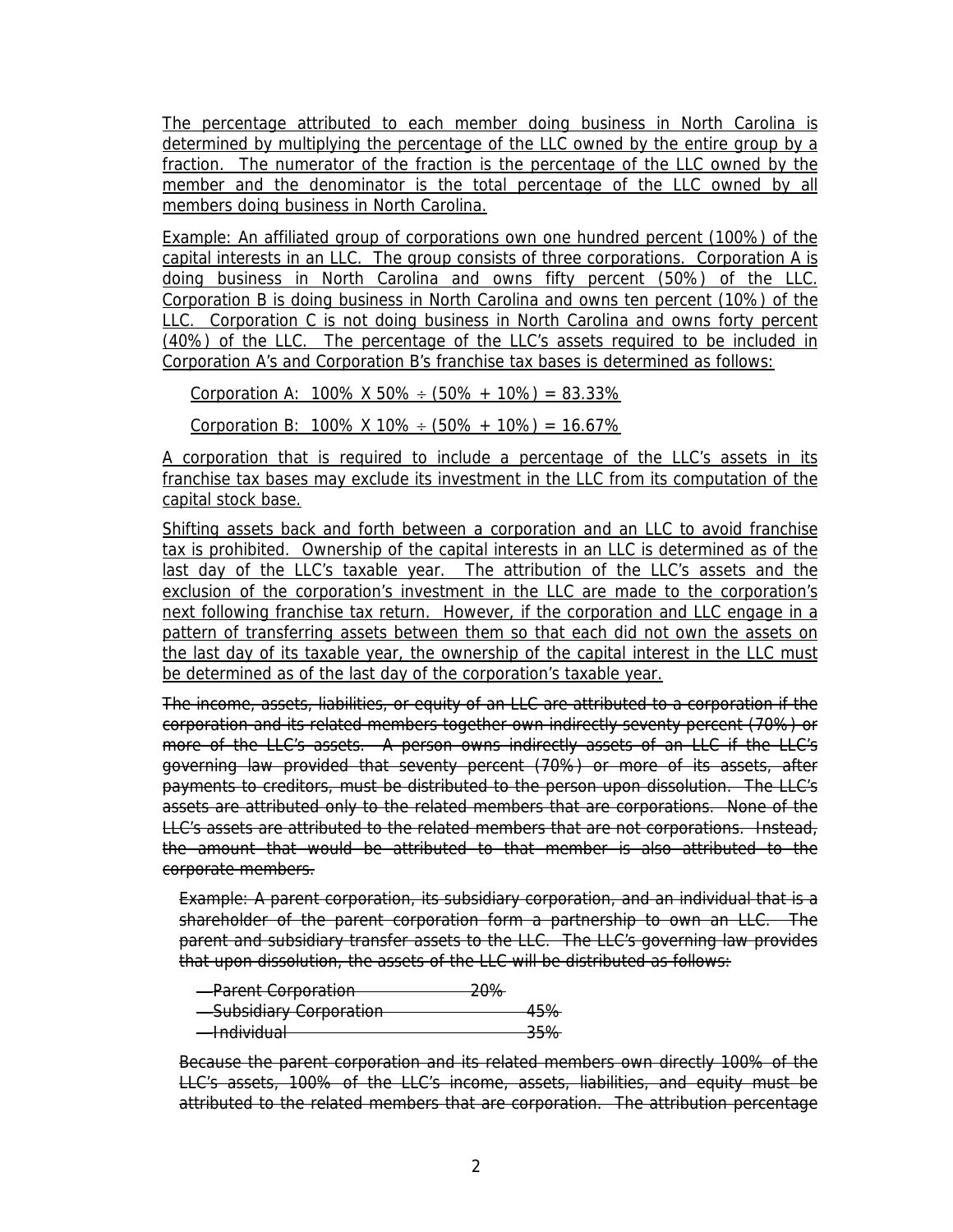<u>The percentage attributed to each member doing business in North Carolina is determined by multiplying the percentage of the LLC owned by the entire group by a fraction. The numerator of the fraction is the percentage of the LLC owned by the member and the denominator is the total percentage of the LLC owned by all members doing business in North Carolina.</u>

<u>Example: An affiliated group of corporations own one hundred percent (100%) of the capital interests in an LLC. The group consists of three corporations. Corporation A is doing business in North Carolina and owns fifty percent (50%) of the LLC. Corporation B is doing business in North Carolina and owns ten percent (10%) of the LLC. Corporation C is not doing business in North Carolina and owns forty percent (40%) of the LLC. The percentage of the LLC's assets required to be included in Corporation A's and Corporation B's franchise tax bases is determined as follows:</u>

<u>Corporation A: 100% X 50% ÷ (50% + 10%) = 83.33%</u>

<u>Corporation B: 100% X 10% ÷ (50% + 10%) = 16.67%</u>

<u>A corporation that is required to include a percentage of the LLC's assets in its franchise tax bases may exclude its investment in the LLC from its computation of the capital stock base.</u>

<u>Shifting assets back and forth between a corporation and an LLC to avoid franchise tax is prohibited. Ownership of the capital interests in an LLC is determined as of the last day of the LLC's taxable year. The attribution of the LLC's assets and the exclusion of the corporation's investment in the LLC are made to the corporation's next following franchise tax return. However, if the corporation and LLC engage in a pattern of transferring assets between them so that each did not own the assets on the last day of its taxable year, the ownership of the capital interest in the LLC must be determined as of the last day of the corporation's taxable year.</u>

~~The income, assets, liabilities, or equity of an LLC are attributed to a corporation if the corporation and its related members together own indirectly seventy percent (70%) or more of the LLC's assets. A person owns indirectly assets of an LLC if the LLC's governing law provided that seventy percent (70%) or more of its assets, after payments to creditors, must be distributed to the person upon dissolution. The LLC's assets are attributed only to the related members that are corporations. None of the LLC's assets are attributed to the related members that are not corporations. Instead, the amount that would be attributed to that member is also attributed to the corporate members.~~

~~Example: A parent corporation, its subsidiary corporation, and an individual that is a shareholder of the parent corporation form a partnership to own an LLC. The parent and subsidiary transfer assets to the LLC. The LLC's governing law provides that upon dissolution, the assets of the LLC will be distributed as follows:~~

| | |
|---|---|
| ~~Parent Corporation~~ | ~~20%~~ |
| ~~Subsidiary Corporation~~ | ~~45%~~ |
| ~~Individual~~ | ~~35%~~ |

~~Because the parent corporation and its related members own directly 100% of the LLC's assets, 100% of the LLC's income, assets, liabilities, and equity must be attributed to the related members that are corporation. The attribution percentage~~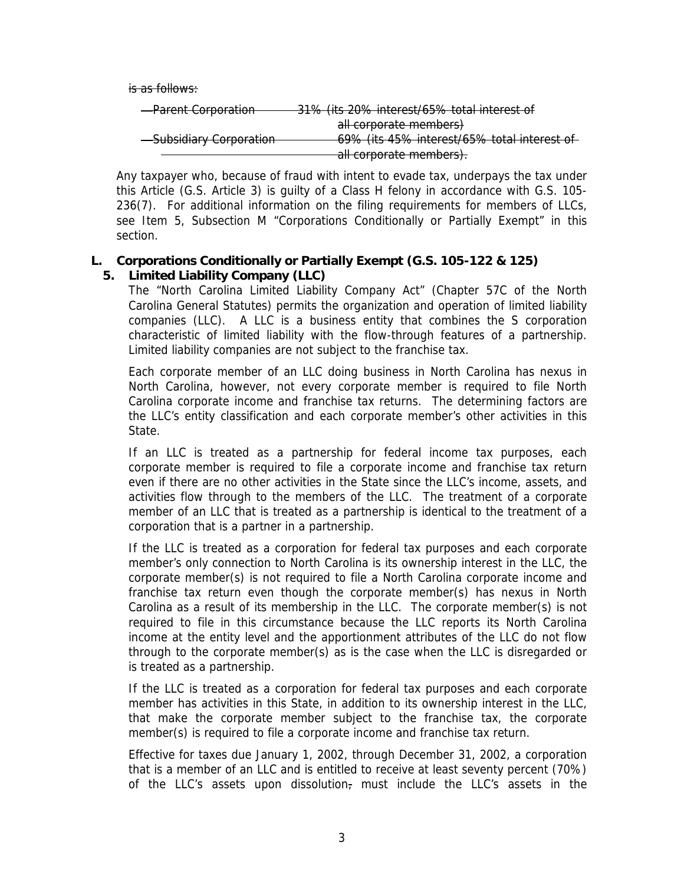~~is as follows:~~

| | |
|---|---|
| ~~Parent Corporation~~ | ~~31% (its 20% interest/65% total interest of all corporate members)~~ |
| ~~Subsidiary Corporation~~ | ~~69% (its 45% interest/65% total interest of all corporate members).~~ |

Any taxpayer who, because of fraud with intent to evade tax, underpays the tax under this Article (G.S. Article 3) is guilty of a Class H felony in accordance with G.S. 105-236(7). For additional information on the filing requirements for members of LLCs, see Item 5, Subsection M "Corporations Conditionally or Partially Exempt" in this section.

## L. Corporations Conditionally or Partially Exempt (G.S. 105-122 & 125)

### 5. Limited Liability Company (LLC)

The "North Carolina Limited Liability Company Act" (Chapter 57C of the North Carolina General Statutes) permits the organization and operation of limited liability companies (LLC). A LLC is a business entity that combines the S corporation characteristic of limited liability with the flow-through features of a partnership. Limited liability companies are not subject to the franchise tax.

Each corporate member of an LLC doing business in North Carolina has nexus in North Carolina, however, not every corporate member is required to file North Carolina corporate income and franchise tax returns. The determining factors are the LLC's entity classification and each corporate member's other activities in this State.

If an LLC is treated as a partnership for federal income tax purposes, each corporate member is required to file a corporate income and franchise tax return even if there are no other activities in the State since the LLC's income, assets, and activities flow through to the members of the LLC. The treatment of a corporate member of an LLC that is treated as a partnership is identical to the treatment of a corporation that is a partner in a partnership.

If the LLC is treated as a corporation for federal tax purposes and each corporate member's only connection to North Carolina is its ownership interest in the LLC, the corporate member(s) is not required to file a North Carolina corporate income and franchise tax return even though the corporate member(s) has nexus in North Carolina as a result of its membership in the LLC. The corporate member(s) is not required to file in this circumstance because the LLC reports its North Carolina income at the entity level and the apportionment attributes of the LLC do not flow through to the corporate member(s) as is the case when the LLC is disregarded or is treated as a partnership.

If the LLC is treated as a corporation for federal tax purposes and each corporate member has activities in this State, in addition to its ownership interest in the LLC, that make the corporate member subject to the franchise tax, the corporate member(s) is required to file a corporate income and franchise tax return.

Effective for taxes due January 1, 2002, through December 31, 2002, a corporation that is a member of an LLC and is entitled to receive at least seventy percent (70%) of the LLC's assets upon dissolution~~,~~ must include the LLC's assets in the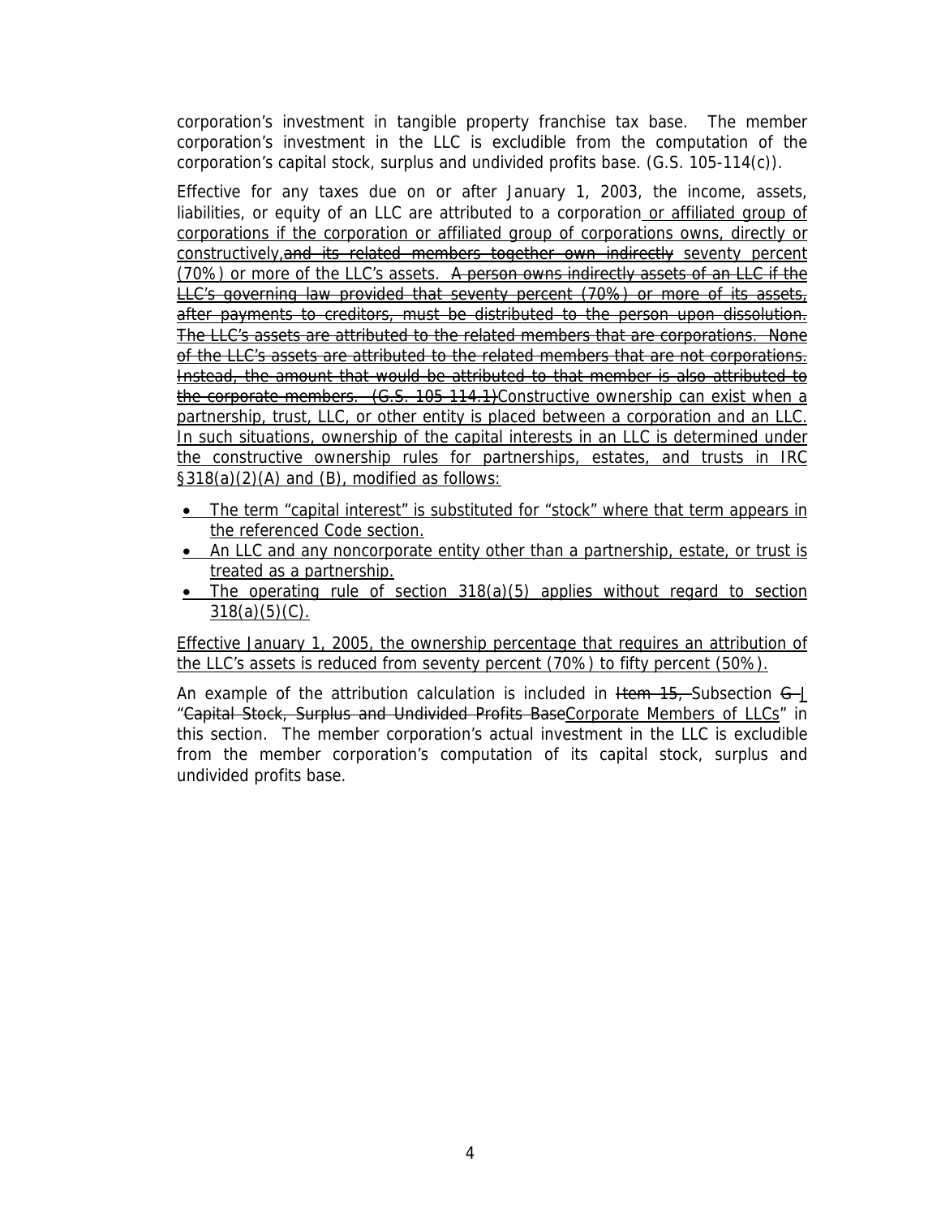corporation's investment in tangible property franchise tax base. The member corporation's investment in the LLC is excludible from the computation of the corporation's capital stock, surplus and undivided profits base. (G.S. 105-114(c)).

Effective for any taxes due on or after January 1, 2003, the income, assets, liabilities, or equity of an LLC are attributed to a corporation or affiliated group of corporations if the corporation or affiliated group of corporations owns, directly or constructively,~~and its related members together own indirectly~~ seventy percent (70%) or more of the LLC's assets. ~~A person owns indirectly assets of an LLC if the LLC's governing law provided that seventy percent (70%) or more of its assets, after payments to creditors, must be distributed to the person upon dissolution. The LLC's assets are attributed to the related members that are corporations. None of the LLC's assets are attributed to the related members that are not corporations. Instead, the amount that would be attributed to that member is also attributed to the corporate members. (G.S. 105-114.1)~~Constructive ownership can exist when a partnership, trust, LLC, or other entity is placed between a corporation and an LLC. In such situations, ownership of the capital interests in an LLC is determined under the constructive ownership rules for partnerships, estates, and trusts in IRC §318(a)(2)(A) and (B), modified as follows:

- The term "capital interest" is substituted for "stock" where that term appears in the referenced Code section.
- An LLC and any noncorporate entity other than a partnership, estate, or trust is treated as a partnership.
- The operating rule of section 318(a)(5) applies without regard to section 318(a)(5)(C).

Effective January 1, 2005, the ownership percentage that requires an attribution of the LLC's assets is reduced from seventy percent (70%) to fifty percent (50%).

An example of the attribution calculation is included in ~~Item 15,~~ Subsection ~~G~~ J "~~Capital Stock, Surplus and Undivided Profits Base~~Corporate Members of LLCs" in this section. The member corporation's actual investment in the LLC is excludible from the member corporation's computation of its capital stock, surplus and undivided profits base.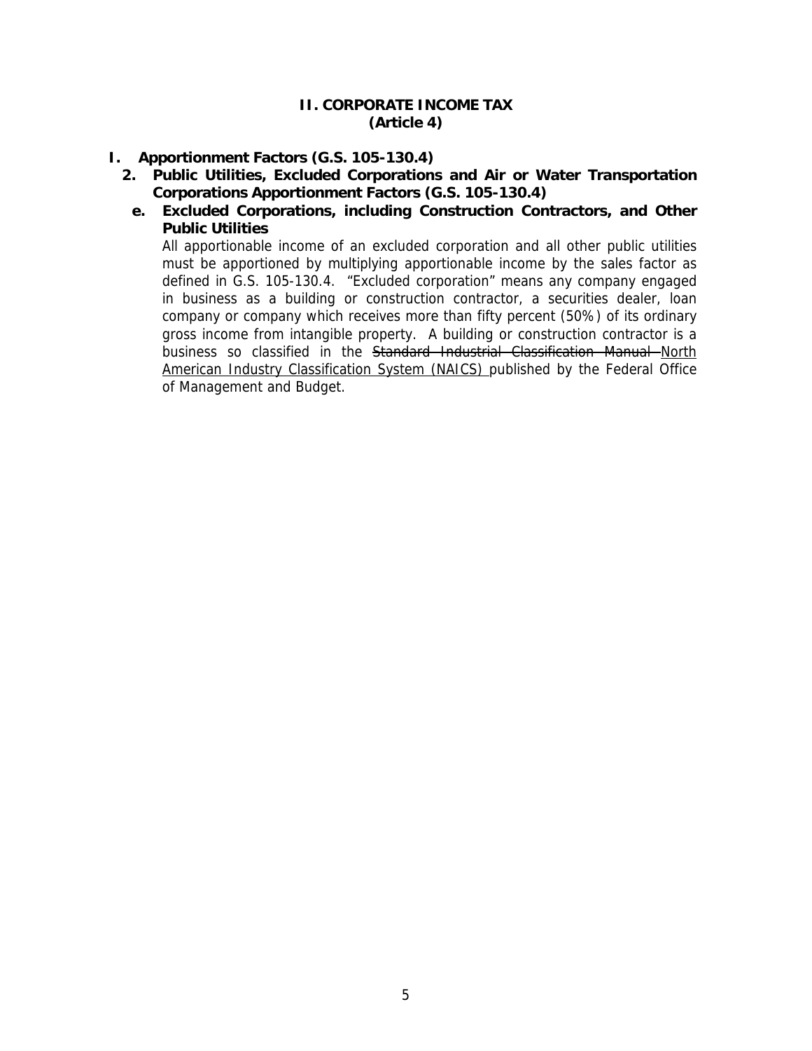# II. CORPORATE INCOME TAX
## (Article 4)

**I. Apportionment Factors (G.S. 105-130.4)**

**2. Public Utilities, Excluded Corporations and Air or Water Transportation Corporations Apportionment Factors (G.S. 105-130.4)**

**e. Excluded Corporations, including Construction Contractors, and Other Public Utilities**

All apportionable income of an excluded corporation and all other public utilities must be apportioned by multiplying apportionable income by the sales factor as defined in G.S. 105-130.4. "Excluded corporation" means any company engaged in business as a building or construction contractor, a securities dealer, loan company or company which receives more than fifty percent (50%) of its ordinary gross income from intangible property. A building or construction contractor is a business so classified in the ~~Standard Industrial Classification Manual~~ <u>North American Industry Classification System (NAICS)</u> published by the Federal Office of Management and Budget.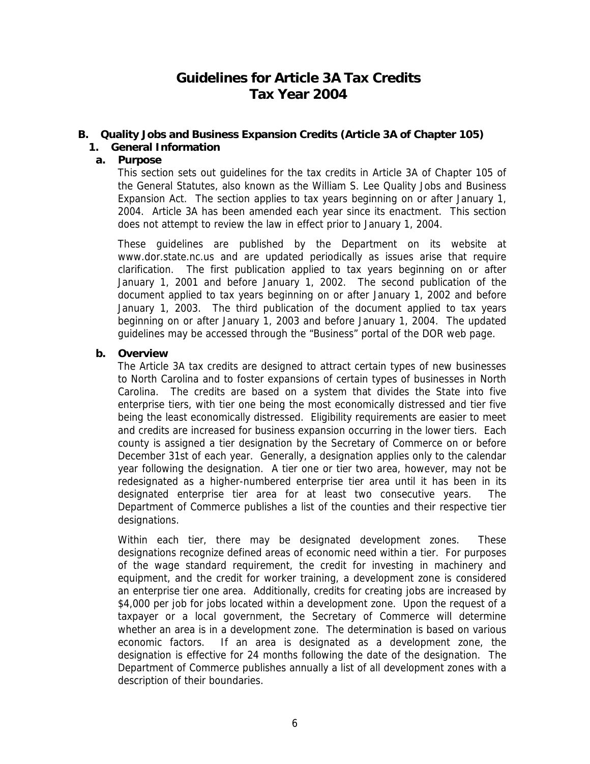# Guidelines for Article 3A Tax Credits
# Tax Year 2004

## B. Quality Jobs and Business Expansion Credits (Article 3A of Chapter 105)

### 1. General Information

#### a. Purpose

This section sets out guidelines for the tax credits in Article 3A of Chapter 105 of the General Statutes, also known as the William S. Lee Quality Jobs and Business Expansion Act. The section applies to tax years beginning on or after January 1, 2004. Article 3A has been amended each year since its enactment. This section does not attempt to review the law in effect prior to January 1, 2004.

These guidelines are published by the Department on its website at www.dor.state.nc.us and are updated periodically as issues arise that require clarification. The first publication applied to tax years beginning on or after January 1, 2001 and before January 1, 2002. The second publication of the document applied to tax years beginning on or after January 1, 2002 and before January 1, 2003. The third publication of the document applied to tax years beginning on or after January 1, 2003 and before January 1, 2004. The updated guidelines may be accessed through the "Business" portal of the DOR web page.

#### b. Overview

The Article 3A tax credits are designed to attract certain types of new businesses to North Carolina and to foster expansions of certain types of businesses in North Carolina. The credits are based on a system that divides the State into five enterprise tiers, with tier one being the most economically distressed and tier five being the least economically distressed. Eligibility requirements are easier to meet and credits are increased for business expansion occurring in the lower tiers. Each county is assigned a tier designation by the Secretary of Commerce on or before December 31st of each year. Generally, a designation applies only to the calendar year following the designation. A tier one or tier two area, however, may not be redesignated as a higher-numbered enterprise tier area until it has been in its designated enterprise tier area for at least two consecutive years. The Department of Commerce publishes a list of the counties and their respective tier designations.

Within each tier, there may be designated development zones. These designations recognize defined areas of economic need within a tier. For purposes of the wage standard requirement, the credit for investing in machinery and equipment, and the credit for worker training, a development zone is considered an enterprise tier one area. Additionally, credits for creating jobs are increased by $4,000 per job for jobs located within a development zone. Upon the request of a taxpayer or a local government, the Secretary of Commerce will determine whether an area is in a development zone. The determination is based on various economic factors. If an area is designated as a development zone, the designation is effective for 24 months following the date of the designation. The Department of Commerce publishes annually a list of all development zones with a description of their boundaries.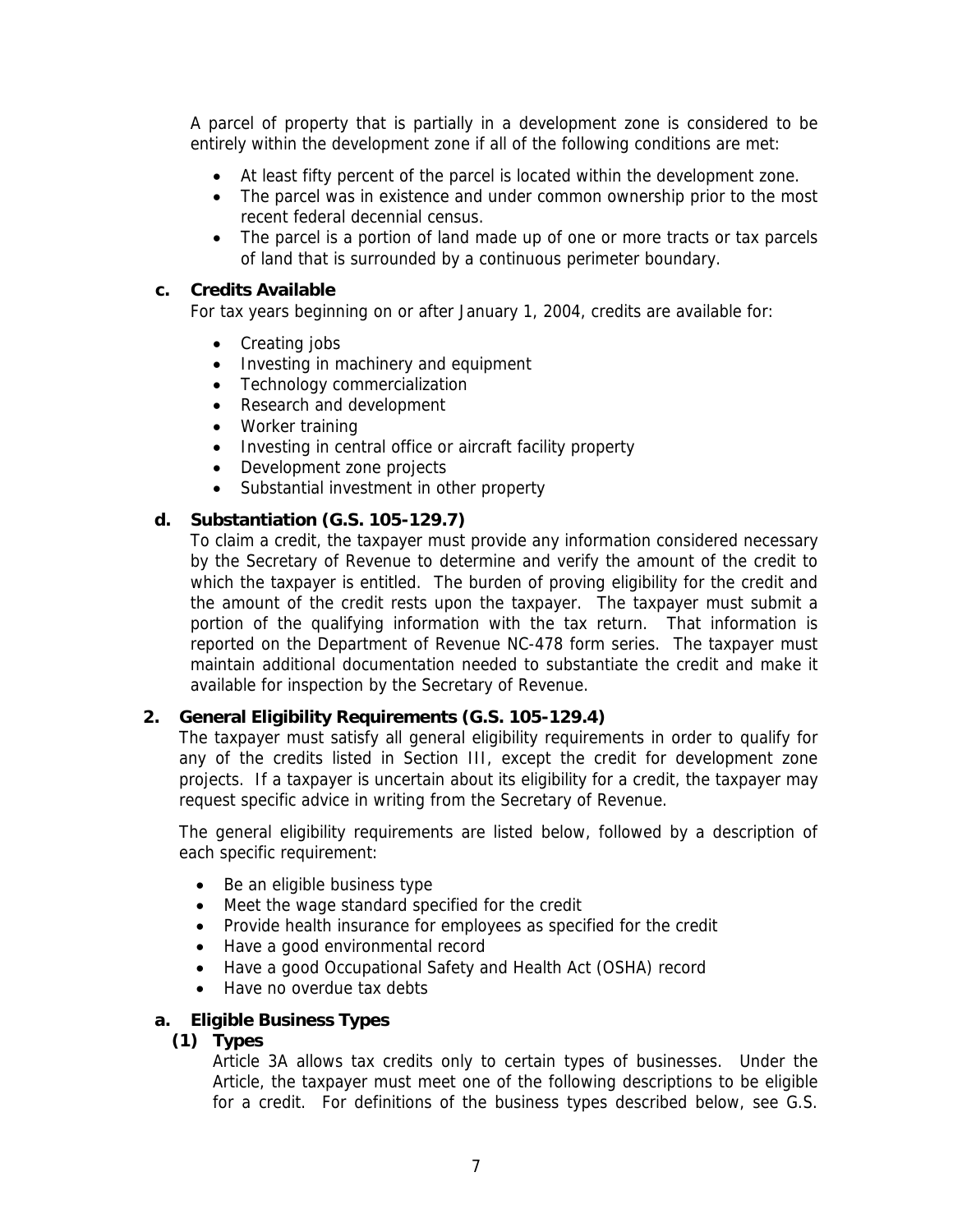A parcel of property that is partially in a development zone is considered to be entirely within the development zone if all of the following conditions are met:

- At least fifty percent of the parcel is located within the development zone.
- The parcel was in existence and under common ownership prior to the most recent federal decennial census.
- The parcel is a portion of land made up of one or more tracts or tax parcels of land that is surrounded by a continuous perimeter boundary.

### c. Credits Available

For tax years beginning on or after January 1, 2004, credits are available for:

- Creating jobs
- Investing in machinery and equipment
- Technology commercialization
- Research and development
- Worker training
- Investing in central office or aircraft facility property
- Development zone projects
- Substantial investment in other property

### d. Substantiation (G.S. 105-129.7)

To claim a credit, the taxpayer must provide any information considered necessary by the Secretary of Revenue to determine and verify the amount of the credit to which the taxpayer is entitled. The burden of proving eligibility for the credit and the amount of the credit rests upon the taxpayer. The taxpayer must submit a portion of the qualifying information with the tax return. That information is reported on the Department of Revenue NC-478 form series. The taxpayer must maintain additional documentation needed to substantiate the credit and make it available for inspection by the Secretary of Revenue.

## 2. General Eligibility Requirements (G.S. 105-129.4)

The taxpayer must satisfy all general eligibility requirements in order to qualify for any of the credits listed in Section III, except the credit for development zone projects. If a taxpayer is uncertain about its eligibility for a credit, the taxpayer may request specific advice in writing from the Secretary of Revenue.

The general eligibility requirements are listed below, followed by a description of each specific requirement:

- Be an eligible business type
- Meet the wage standard specified for the credit
- Provide health insurance for employees as specified for the credit
- Have a good environmental record
- Have a good Occupational Safety and Health Act (OSHA) record
- Have no overdue tax debts

### a. Eligible Business Types

#### (1) Types

Article 3A allows tax credits only to certain types of businesses. Under the Article, the taxpayer must meet one of the following descriptions to be eligible for a credit. For definitions of the business types described below, see G.S.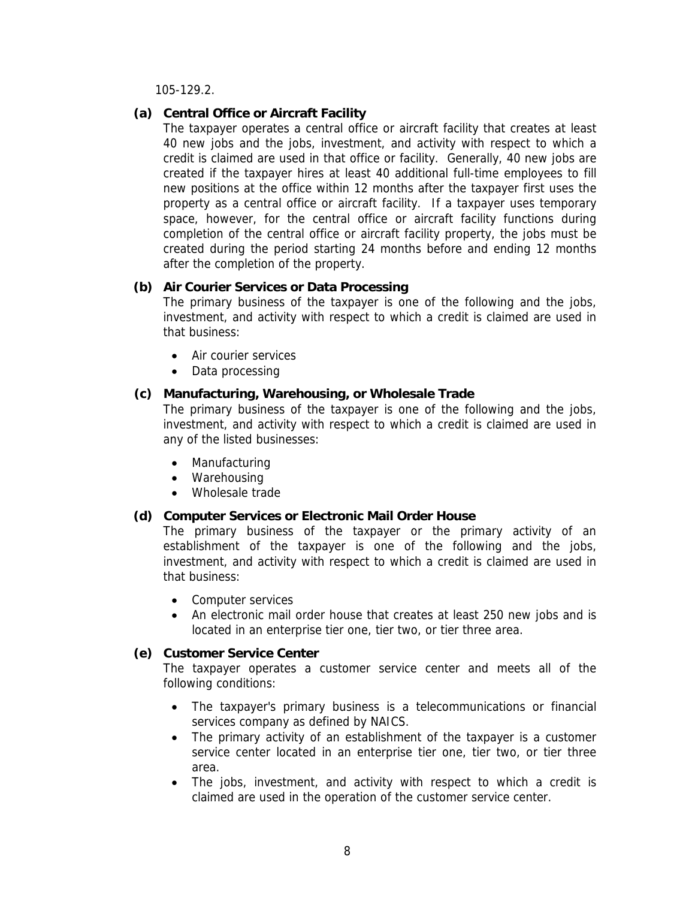105-129.2.

**(a) Central Office or Aircraft Facility**

The taxpayer operates a central office or aircraft facility that creates at least 40 new jobs and the jobs, investment, and activity with respect to which a credit is claimed are used in that office or facility. Generally, 40 new jobs are created if the taxpayer hires at least 40 additional full-time employees to fill new positions at the office within 12 months after the taxpayer first uses the property as a central office or aircraft facility. If a taxpayer uses temporary space, however, for the central office or aircraft facility functions during completion of the central office or aircraft facility property, the jobs must be created during the period starting 24 months before and ending 12 months after the completion of the property.

**(b) Air Courier Services or Data Processing**

The primary business of the taxpayer is one of the following and the jobs, investment, and activity with respect to which a credit is claimed are used in that business:

- Air courier services
- Data processing

**(c) Manufacturing, Warehousing, or Wholesale Trade**

The primary business of the taxpayer is one of the following and the jobs, investment, and activity with respect to which a credit is claimed are used in any of the listed businesses:

- Manufacturing
- Warehousing
- Wholesale trade

**(d) Computer Services or Electronic Mail Order House**

The primary business of the taxpayer or the primary activity of an establishment of the taxpayer is one of the following and the jobs, investment, and activity with respect to which a credit is claimed are used in that business:

- Computer services
- An electronic mail order house that creates at least 250 new jobs and is located in an enterprise tier one, tier two, or tier three area.

**(e) Customer Service Center**

The taxpayer operates a customer service center and meets all of the following conditions:

- The taxpayer's primary business is a telecommunications or financial services company as defined by NAICS.
- The primary activity of an establishment of the taxpayer is a customer service center located in an enterprise tier one, tier two, or tier three area.
- The jobs, investment, and activity with respect to which a credit is claimed are used in the operation of the customer service center.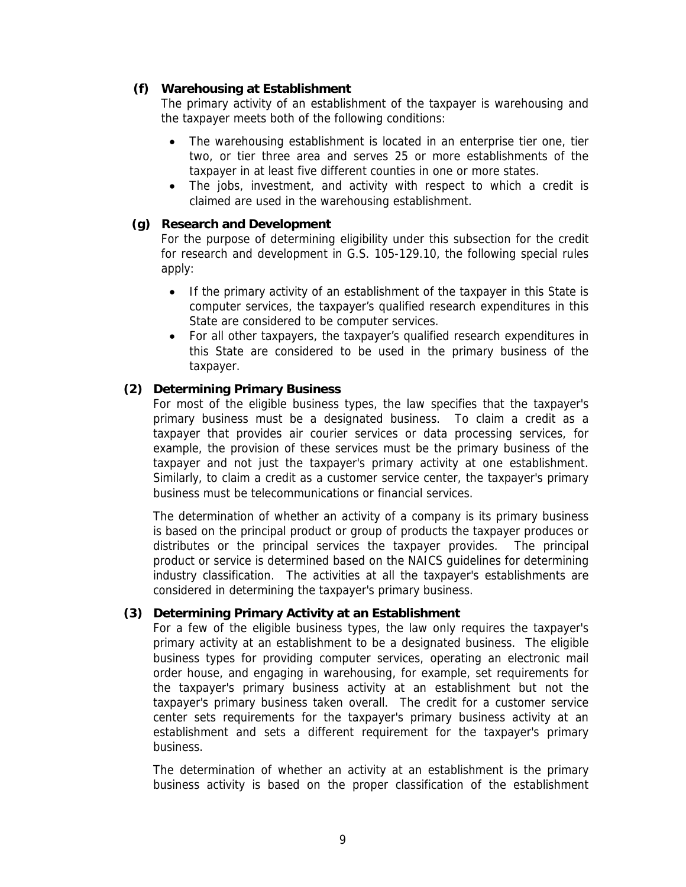**(f) Warehousing at Establishment**

The primary activity of an establishment of the taxpayer is warehousing and the taxpayer meets both of the following conditions:

- The warehousing establishment is located in an enterprise tier one, tier two, or tier three area and serves 25 or more establishments of the taxpayer in at least five different counties in one or more states.
- The jobs, investment, and activity with respect to which a credit is claimed are used in the warehousing establishment.

**(g) Research and Development**

For the purpose of determining eligibility under this subsection for the credit for research and development in G.S. 105-129.10, the following special rules apply:

- If the primary activity of an establishment of the taxpayer in this State is computer services, the taxpayer's qualified research expenditures in this State are considered to be computer services.
- For all other taxpayers, the taxpayer's qualified research expenditures in this State are considered to be used in the primary business of the taxpayer.

**(2) Determining Primary Business**

For most of the eligible business types, the law specifies that the taxpayer's primary business must be a designated business. To claim a credit as a taxpayer that provides air courier services or data processing services, for example, the provision of these services must be the primary business of the taxpayer and not just the taxpayer's primary activity at one establishment. Similarly, to claim a credit as a customer service center, the taxpayer's primary business must be telecommunications or financial services.

The determination of whether an activity of a company is its primary business is based on the principal product or group of products the taxpayer produces or distributes or the principal services the taxpayer provides. The principal product or service is determined based on the NAICS guidelines for determining industry classification. The activities at all the taxpayer's establishments are considered in determining the taxpayer's primary business.

**(3) Determining Primary Activity at an Establishment**

For a few of the eligible business types, the law only requires the taxpayer's primary activity at an establishment to be a designated business. The eligible business types for providing computer services, operating an electronic mail order house, and engaging in warehousing, for example, set requirements for the taxpayer's primary business activity at an establishment but not the taxpayer's primary business taken overall. The credit for a customer service center sets requirements for the taxpayer's primary business activity at an establishment and sets a different requirement for the taxpayer's primary business.

The determination of whether an activity at an establishment is the primary business activity is based on the proper classification of the establishment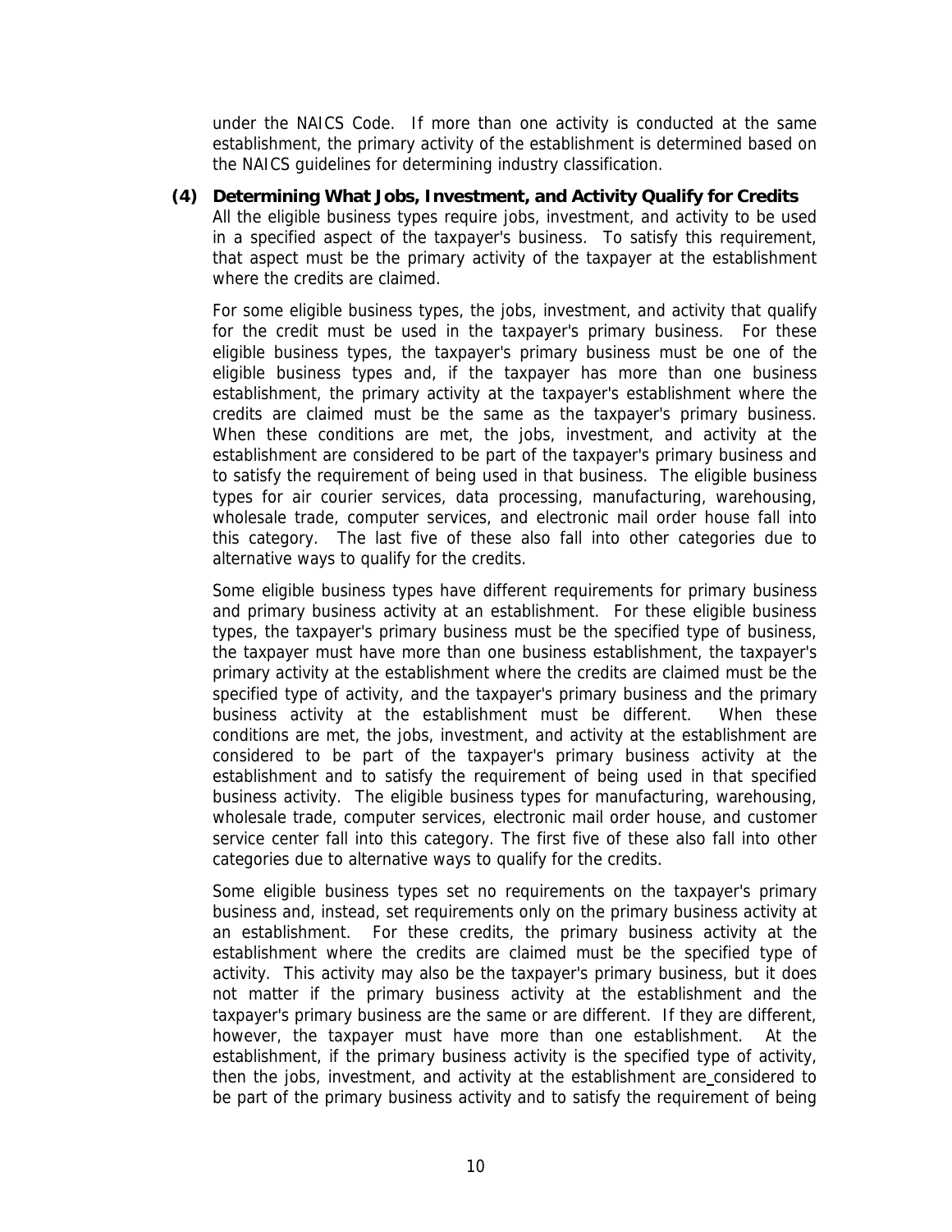under the NAICS Code. If more than one activity is conducted at the same establishment, the primary activity of the establishment is determined based on the NAICS guidelines for determining industry classification.

**(4) Determining What Jobs, Investment, and Activity Qualify for Credits**

All the eligible business types require jobs, investment, and activity to be used in a specified aspect of the taxpayer's business. To satisfy this requirement, that aspect must be the primary activity of the taxpayer at the establishment where the credits are claimed.

For some eligible business types, the jobs, investment, and activity that qualify for the credit must be used in the taxpayer's primary business. For these eligible business types, the taxpayer's primary business must be one of the eligible business types and, if the taxpayer has more than one business establishment, the primary activity at the taxpayer's establishment where the credits are claimed must be the same as the taxpayer's primary business. When these conditions are met, the jobs, investment, and activity at the establishment are considered to be part of the taxpayer's primary business and to satisfy the requirement of being used in that business. The eligible business types for air courier services, data processing, manufacturing, warehousing, wholesale trade, computer services, and electronic mail order house fall into this category. The last five of these also fall into other categories due to alternative ways to qualify for the credits.

Some eligible business types have different requirements for primary business and primary business activity at an establishment. For these eligible business types, the taxpayer's primary business must be the specified type of business, the taxpayer must have more than one business establishment, the taxpayer's primary activity at the establishment where the credits are claimed must be the specified type of activity, and the taxpayer's primary business and the primary business activity at the establishment must be different. When these conditions are met, the jobs, investment, and activity at the establishment are considered to be part of the taxpayer's primary business activity at the establishment and to satisfy the requirement of being used in that specified business activity. The eligible business types for manufacturing, warehousing, wholesale trade, computer services, electronic mail order house, and customer service center fall into this category. The first five of these also fall into other categories due to alternative ways to qualify for the credits.

Some eligible business types set no requirements on the taxpayer's primary business and, instead, set requirements only on the primary business activity at an establishment. For these credits, the primary business activity at the establishment where the credits are claimed must be the specified type of activity. This activity may also be the taxpayer's primary business, but it does not matter if the primary business activity at the establishment and the taxpayer's primary business are the same or are different. If they are different, however, the taxpayer must have more than one establishment. At the establishment, if the primary business activity is the specified type of activity, then the jobs, investment, and activity at the establishment are considered to be part of the primary business activity and to satisfy the requirement of being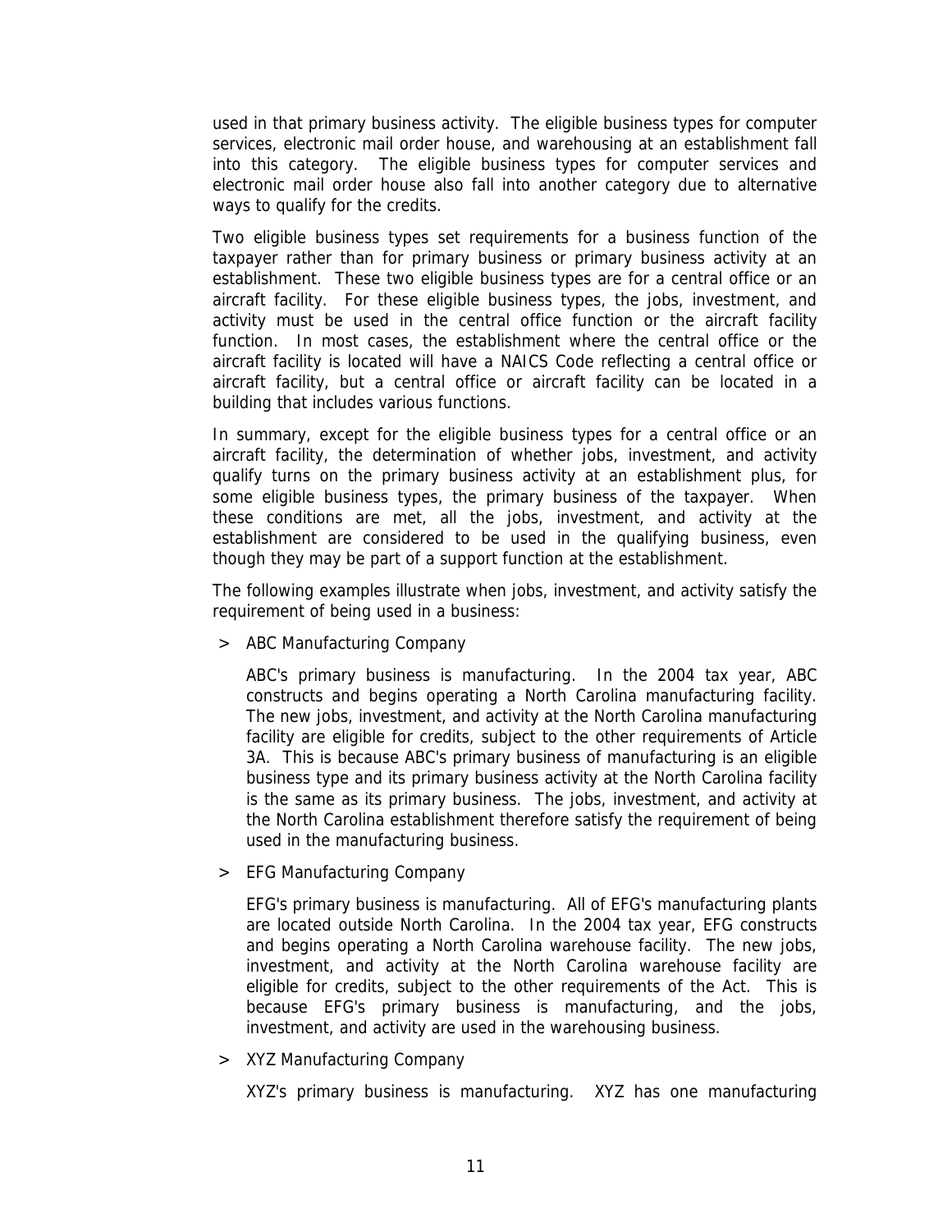used in that primary business activity. The eligible business types for computer services, electronic mail order house, and warehousing at an establishment fall into this category. The eligible business types for computer services and electronic mail order house also fall into another category due to alternative ways to qualify for the credits.

Two eligible business types set requirements for a business function of the taxpayer rather than for primary business or primary business activity at an establishment. These two eligible business types are for a central office or an aircraft facility. For these eligible business types, the jobs, investment, and activity must be used in the central office function or the aircraft facility function. In most cases, the establishment where the central office or the aircraft facility is located will have a NAICS Code reflecting a central office or aircraft facility, but a central office or aircraft facility can be located in a building that includes various functions.

In summary, except for the eligible business types for a central office or an aircraft facility, the determination of whether jobs, investment, and activity qualify turns on the primary business activity at an establishment plus, for some eligible business types, the primary business of the taxpayer. When these conditions are met, all the jobs, investment, and activity at the establishment are considered to be used in the qualifying business, even though they may be part of a support function at the establishment.

The following examples illustrate when jobs, investment, and activity satisfy the requirement of being used in a business:

> ABC Manufacturing Company

ABC's primary business is manufacturing. In the 2004 tax year, ABC constructs and begins operating a North Carolina manufacturing facility. The new jobs, investment, and activity at the North Carolina manufacturing facility are eligible for credits, subject to the other requirements of Article 3A. This is because ABC's primary business of manufacturing is an eligible business type and its primary business activity at the North Carolina facility is the same as its primary business. The jobs, investment, and activity at the North Carolina establishment therefore satisfy the requirement of being used in the manufacturing business.

> EFG Manufacturing Company

EFG's primary business is manufacturing. All of EFG's manufacturing plants are located outside North Carolina. In the 2004 tax year, EFG constructs and begins operating a North Carolina warehouse facility. The new jobs, investment, and activity at the North Carolina warehouse facility are eligible for credits, subject to the other requirements of the Act. This is because EFG's primary business is manufacturing, and the jobs, investment, and activity are used in the warehousing business.

> XYZ Manufacturing Company

XYZ's primary business is manufacturing. XYZ has one manufacturing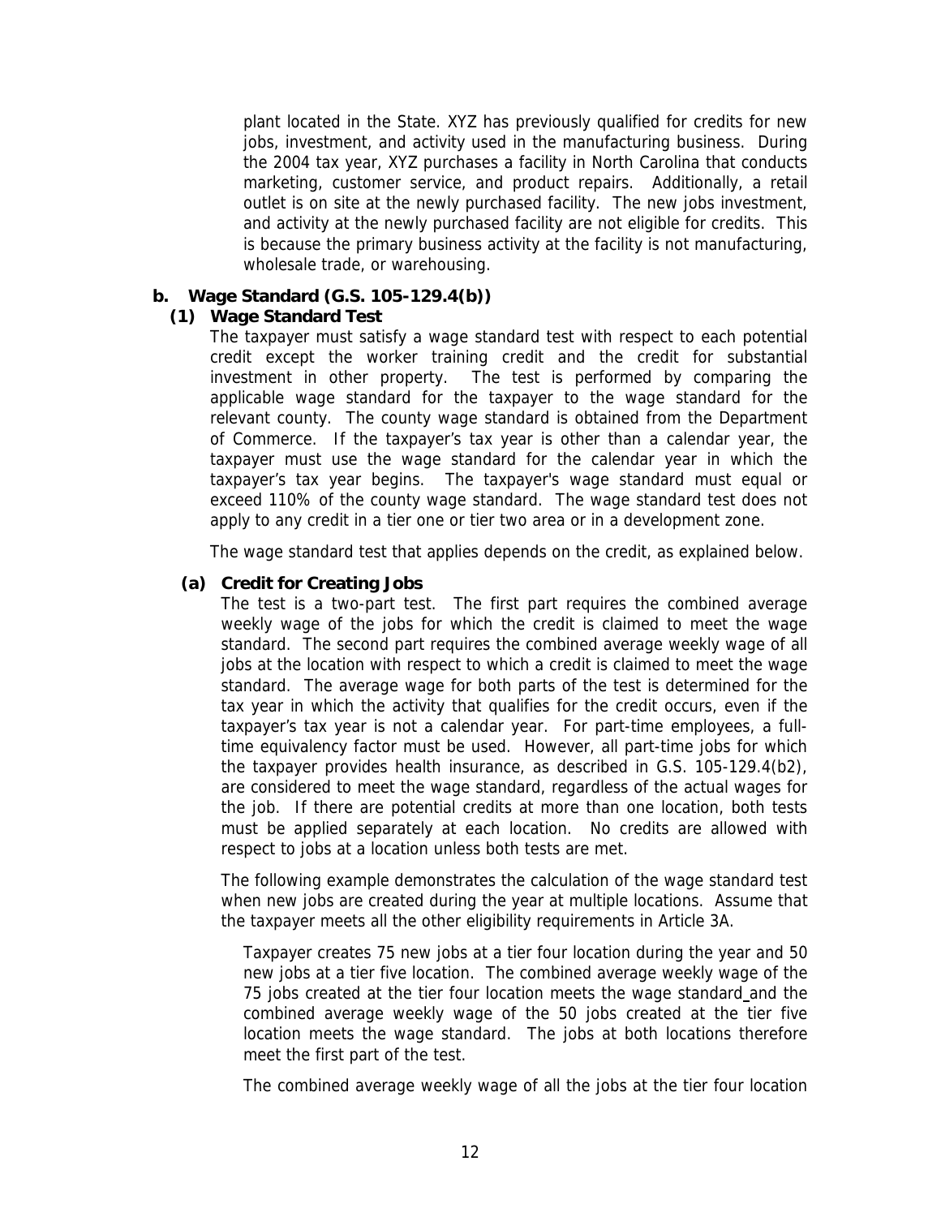plant located in the State. XYZ has previously qualified for credits for new jobs, investment, and activity used in the manufacturing business. During the 2004 tax year, XYZ purchases a facility in North Carolina that conducts marketing, customer service, and product repairs. Additionally, a retail outlet is on site at the newly purchased facility. The new jobs investment, and activity at the newly purchased facility are not eligible for credits. This is because the primary business activity at the facility is not manufacturing, wholesale trade, or warehousing.

### b. Wage Standard (G.S. 105-129.4(b))

#### (1) Wage Standard Test

The taxpayer must satisfy a wage standard test with respect to each potential credit except the worker training credit and the credit for substantial investment in other property. The test is performed by comparing the applicable wage standard for the taxpayer to the wage standard for the relevant county. The county wage standard is obtained from the Department of Commerce. If the taxpayer's tax year is other than a calendar year, the taxpayer must use the wage standard for the calendar year in which the taxpayer's tax year begins. The taxpayer's wage standard must equal or exceed 110% of the county wage standard. The wage standard test does not apply to any credit in a tier one or tier two area or in a development zone.

The wage standard test that applies depends on the credit, as explained below.

##### (a) Credit for Creating Jobs

The test is a two-part test. The first part requires the combined average weekly wage of the jobs for which the credit is claimed to meet the wage standard. The second part requires the combined average weekly wage of all jobs at the location with respect to which a credit is claimed to meet the wage standard. The average wage for both parts of the test is determined for the tax year in which the activity that qualifies for the credit occurs, even if the taxpayer's tax year is not a calendar year. For part-time employees, a full-time equivalency factor must be used. However, all part-time jobs for which the taxpayer provides health insurance, as described in G.S. 105-129.4(b2), are considered to meet the wage standard, regardless of the actual wages for the job. If there are potential credits at more than one location, both tests must be applied separately at each location. No credits are allowed with respect to jobs at a location unless both tests are met.

The following example demonstrates the calculation of the wage standard test when new jobs are created during the year at multiple locations. Assume that the taxpayer meets all the other eligibility requirements in Article 3A.

Taxpayer creates 75 new jobs at a tier four location during the year and 50 new jobs at a tier five location. The combined average weekly wage of the 75 jobs created at the tier four location meets the wage standard and the combined average weekly wage of the 50 jobs created at the tier five location meets the wage standard. The jobs at both locations therefore meet the first part of the test.

The combined average weekly wage of all the jobs at the tier four location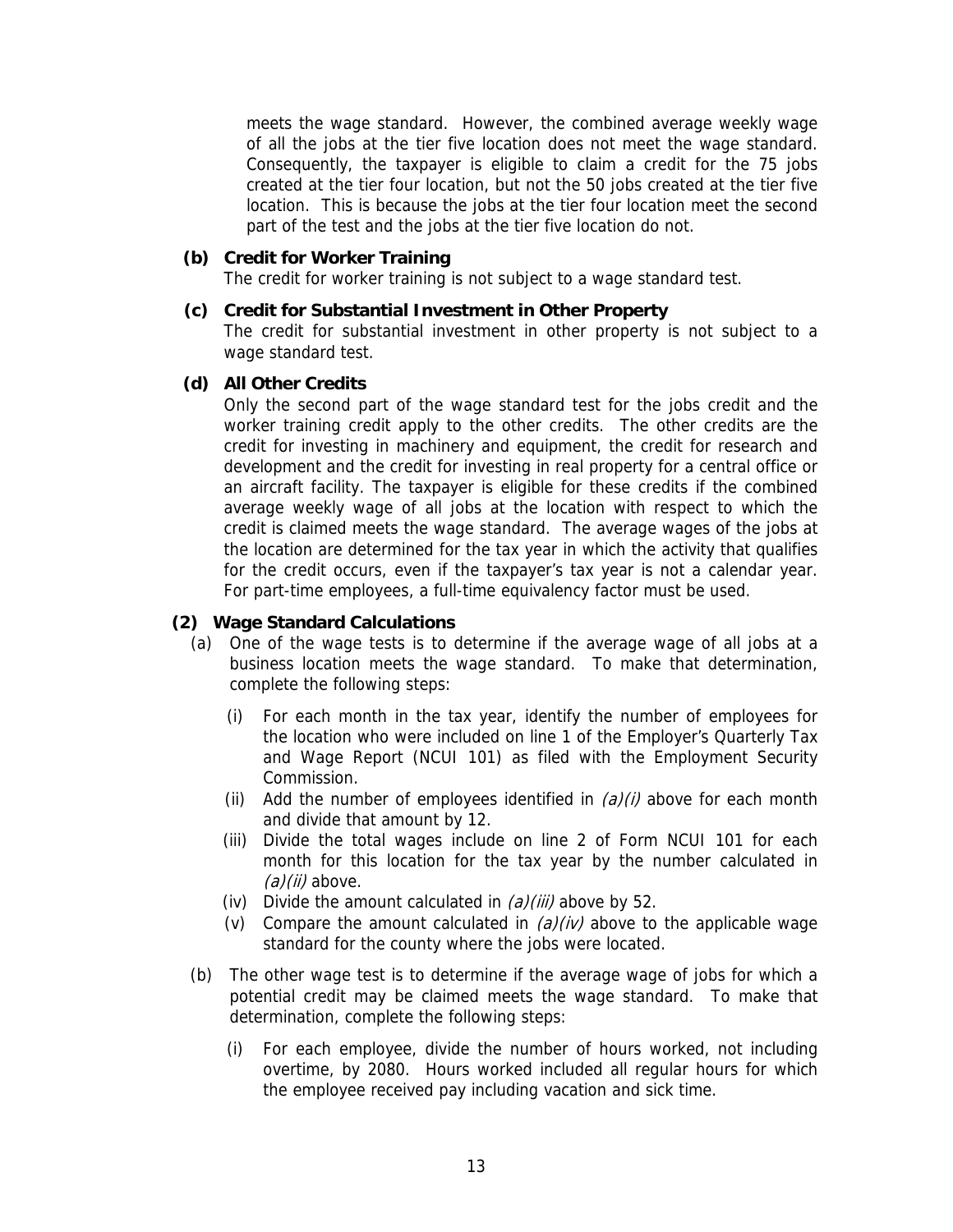meets the wage standard. However, the combined average weekly wage of all the jobs at the tier five location does not meet the wage standard. Consequently, the taxpayer is eligible to claim a credit for the 75 jobs created at the tier four location, but not the 50 jobs created at the tier five location. This is because the jobs at the tier four location meet the second part of the test and the jobs at the tier five location do not.

**(b) Credit for Worker Training**

The credit for worker training is not subject to a wage standard test.

**(c) Credit for Substantial Investment in Other Property**

The credit for substantial investment in other property is not subject to a wage standard test.

**(d) All Other Credits**

Only the second part of the wage standard test for the jobs credit and the worker training credit apply to the other credits. The other credits are the credit for investing in machinery and equipment, the credit for research and development and the credit for investing in real property for a central office or an aircraft facility. The taxpayer is eligible for these credits if the combined average weekly wage of all jobs at the location with respect to which the credit is claimed meets the wage standard. The average wages of the jobs at the location are determined for the tax year in which the activity that qualifies for the credit occurs, even if the taxpayer's tax year is not a calendar year. For part-time employees, a full-time equivalency factor must be used.

**(2) Wage Standard Calculations**

(a) One of the wage tests is to determine if the average wage of all jobs at a business location meets the wage standard. To make that determination, complete the following steps:

(i) For each month in the tax year, identify the number of employees for the location who were included on line 1 of the Employer's Quarterly Tax and Wage Report (NCUI 101) as filed with the Employment Security Commission.

(ii) Add the number of employees identified in *(a)(i)* above for each month and divide that amount by 12.

(iii) Divide the total wages include on line 2 of Form NCUI 101 for each month for this location for the tax year by the number calculated in *(a)(ii)* above.

(iv) Divide the amount calculated in *(a)(iii)* above by 52.

(v) Compare the amount calculated in *(a)(iv)* above to the applicable wage standard for the county where the jobs were located.

(b) The other wage test is to determine if the average wage of jobs for which a potential credit may be claimed meets the wage standard. To make that determination, complete the following steps:

(i) For each employee, divide the number of hours worked, not including overtime, by 2080. Hours worked included all regular hours for which the employee received pay including vacation and sick time.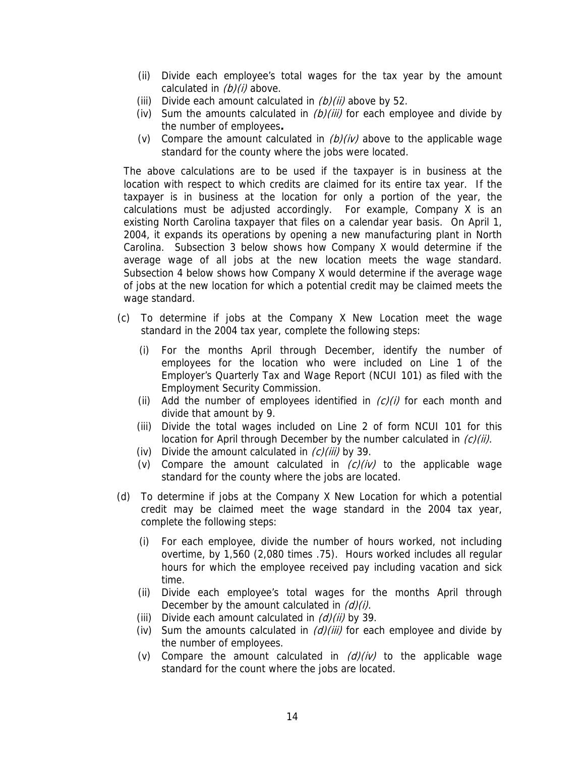(ii) Divide each employee's total wages for the tax year by the amount calculated in *(b)(i)* above.

(iii) Divide each amount calculated in *(b)(ii)* above by 52.

(iv) Sum the amounts calculated in *(b)(iii)* for each employee and divide by the number of employees**.**

(v) Compare the amount calculated in *(b)(iv)* above to the applicable wage standard for the county where the jobs were located.

The above calculations are to be used if the taxpayer is in business at the location with respect to which credits are claimed for its entire tax year. If the taxpayer is in business at the location for only a portion of the year, the calculations must be adjusted accordingly. For example, Company X is an existing North Carolina taxpayer that files on a calendar year basis. On April 1, 2004, it expands its operations by opening a new manufacturing plant in North Carolina. Subsection 3 below shows how Company X would determine if the average wage of all jobs at the new location meets the wage standard. Subsection 4 below shows how Company X would determine if the average wage of jobs at the new location for which a potential credit may be claimed meets the wage standard.

(c) To determine if jobs at the Company X New Location meet the wage standard in the 2004 tax year, complete the following steps:

(i) For the months April through December, identify the number of employees for the location who were included on Line 1 of the Employer's Quarterly Tax and Wage Report (NCUI 101) as filed with the Employment Security Commission.

(ii) Add the number of employees identified in *(c)(i)* for each month and divide that amount by 9.

(iii) Divide the total wages included on Line 2 of form NCUI 101 for this location for April through December by the number calculated in *(c)(ii)*.

(iv) Divide the amount calculated in *(c)(iii)* by 39.

(v) Compare the amount calculated in *(c)(iv)* to the applicable wage standard for the county where the jobs are located.

(d) To determine if jobs at the Company X New Location for which a potential credit may be claimed meet the wage standard in the 2004 tax year, complete the following steps:

(i) For each employee, divide the number of hours worked, not including overtime, by 1,560 (2,080 times .75). Hours worked includes all regular hours for which the employee received pay including vacation and sick time.

(ii) Divide each employee's total wages for the months April through December by the amount calculated in *(d)(i)*.

(iii) Divide each amount calculated in *(d)(ii)* by 39.

(iv) Sum the amounts calculated in *(d)(iii)* for each employee and divide by the number of employees.

(v) Compare the amount calculated in *(d)(iv)* to the applicable wage standard for the count where the jobs are located.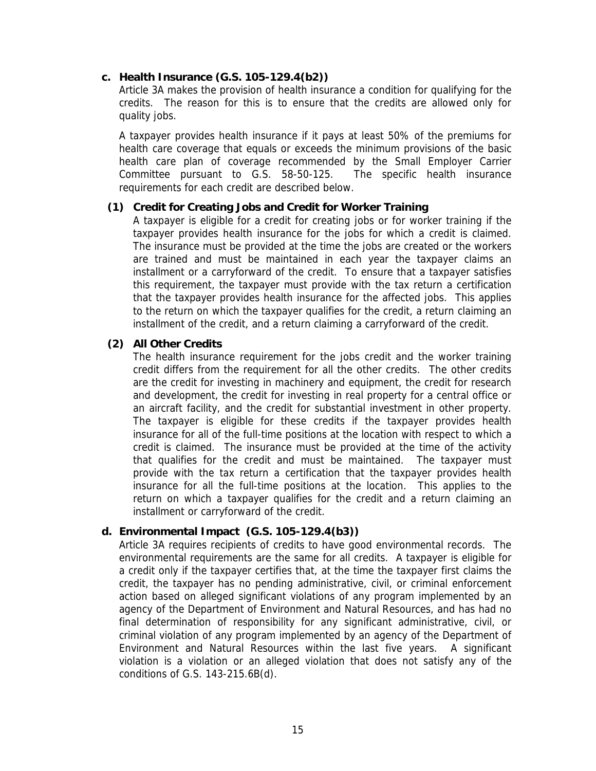**c. Health Insurance (G.S. 105-129.4(b2))**

Article 3A makes the provision of health insurance a condition for qualifying for the credits. The reason for this is to ensure that the credits are allowed only for quality jobs.

A taxpayer provides health insurance if it pays at least 50% of the premiums for health care coverage that equals or exceeds the minimum provisions of the basic health care plan of coverage recommended by the Small Employer Carrier Committee pursuant to G.S. 58-50-125. The specific health insurance requirements for each credit are described below.

**(1) Credit for Creating Jobs and Credit for Worker Training**

A taxpayer is eligible for a credit for creating jobs or for worker training if the taxpayer provides health insurance for the jobs for which a credit is claimed. The insurance must be provided at the time the jobs are created or the workers are trained and must be maintained in each year the taxpayer claims an installment or a carryforward of the credit. To ensure that a taxpayer satisfies this requirement, the taxpayer must provide with the tax return a certification that the taxpayer provides health insurance for the affected jobs. This applies to the return on which the taxpayer qualifies for the credit, a return claiming an installment of the credit, and a return claiming a carryforward of the credit.

**(2) All Other Credits**

The health insurance requirement for the jobs credit and the worker training credit differs from the requirement for all the other credits. The other credits are the credit for investing in machinery and equipment, the credit for research and development, the credit for investing in real property for a central office or an aircraft facility, and the credit for substantial investment in other property. The taxpayer is eligible for these credits if the taxpayer provides health insurance for all of the full-time positions at the location with respect to which a credit is claimed. The insurance must be provided at the time of the activity that qualifies for the credit and must be maintained. The taxpayer must provide with the tax return a certification that the taxpayer provides health insurance for all the full-time positions at the location. This applies to the return on which a taxpayer qualifies for the credit and a return claiming an installment or carryforward of the credit.

**d. Environmental Impact (G.S. 105-129.4(b3))**

Article 3A requires recipients of credits to have good environmental records. The environmental requirements are the same for all credits. A taxpayer is eligible for a credit only if the taxpayer certifies that, at the time the taxpayer first claims the credit, the taxpayer has no pending administrative, civil, or criminal enforcement action based on alleged significant violations of any program implemented by an agency of the Department of Environment and Natural Resources, and has had no final determination of responsibility for any significant administrative, civil, or criminal violation of any program implemented by an agency of the Department of Environment and Natural Resources within the last five years. A significant violation is a violation or an alleged violation that does not satisfy any of the conditions of G.S. 143-215.6B(d).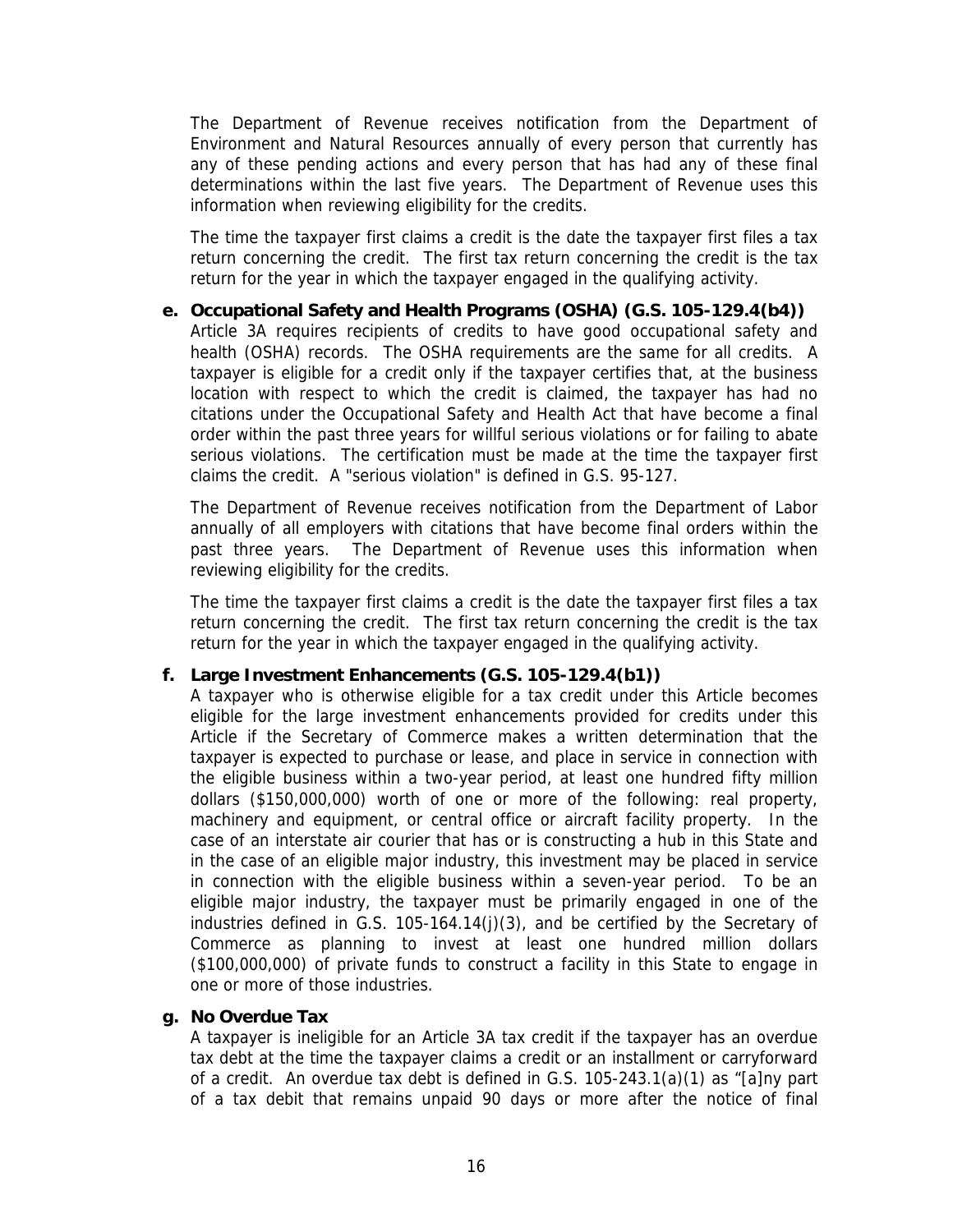The Department of Revenue receives notification from the Department of Environment and Natural Resources annually of every person that currently has any of these pending actions and every person that has had any of these final determinations within the last five years. The Department of Revenue uses this information when reviewing eligibility for the credits.

The time the taxpayer first claims a credit is the date the taxpayer first files a tax return concerning the credit. The first tax return concerning the credit is the tax return for the year in which the taxpayer engaged in the qualifying activity.

**e. Occupational Safety and Health Programs (OSHA) (G.S. 105-129.4(b4))**

Article 3A requires recipients of credits to have good occupational safety and health (OSHA) records. The OSHA requirements are the same for all credits. A taxpayer is eligible for a credit only if the taxpayer certifies that, at the business location with respect to which the credit is claimed, the taxpayer has had no citations under the Occupational Safety and Health Act that have become a final order within the past three years for willful serious violations or for failing to abate serious violations. The certification must be made at the time the taxpayer first claims the credit. A "serious violation" is defined in G.S. 95-127.

The Department of Revenue receives notification from the Department of Labor annually of all employers with citations that have become final orders within the past three years. The Department of Revenue uses this information when reviewing eligibility for the credits.

The time the taxpayer first claims a credit is the date the taxpayer first files a tax return concerning the credit. The first tax return concerning the credit is the tax return for the year in which the taxpayer engaged in the qualifying activity.

**f. Large Investment Enhancements (G.S. 105-129.4(b1))**

A taxpayer who is otherwise eligible for a tax credit under this Article becomes eligible for the large investment enhancements provided for credits under this Article if the Secretary of Commerce makes a written determination that the taxpayer is expected to purchase or lease, and place in service in connection with the eligible business within a two-year period, at least one hundred fifty million dollars ($150,000,000) worth of one or more of the following: real property, machinery and equipment, or central office or aircraft facility property. In the case of an interstate air courier that has or is constructing a hub in this State and in the case of an eligible major industry, this investment may be placed in service in connection with the eligible business within a seven-year period. To be an eligible major industry, the taxpayer must be primarily engaged in one of the industries defined in G.S. 105-164.14(j)(3), and be certified by the Secretary of Commerce as planning to invest at least one hundred million dollars ($100,000,000) of private funds to construct a facility in this State to engage in one or more of those industries.

**g. No Overdue Tax**

A taxpayer is ineligible for an Article 3A tax credit if the taxpayer has an overdue tax debt at the time the taxpayer claims a credit or an installment or carryforward of a credit. An overdue tax debt is defined in G.S. 105-243.1(a)(1) as "[a]ny part of a tax debit that remains unpaid 90 days or more after the notice of final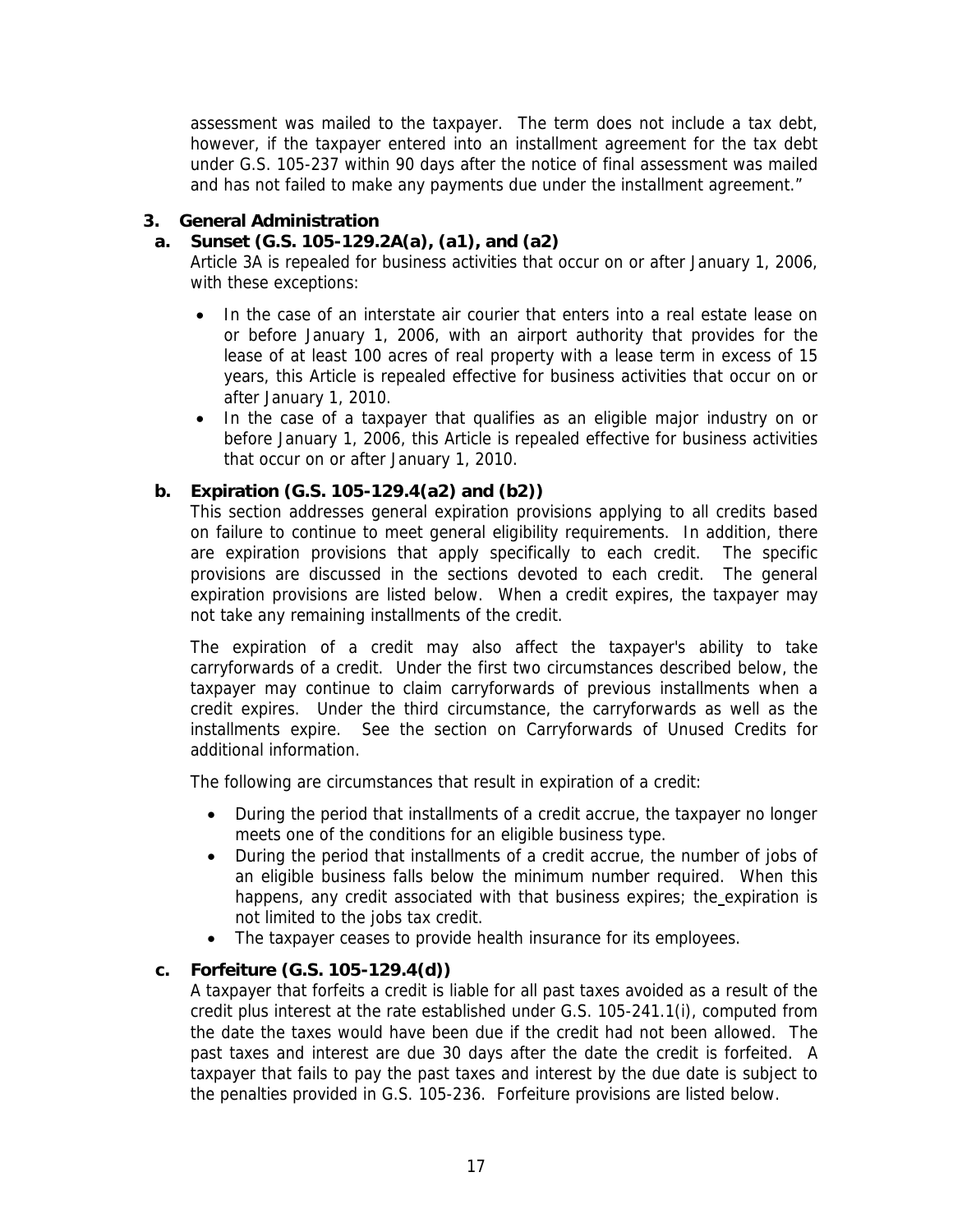assessment was mailed to the taxpayer. The term does not include a tax debt, however, if the taxpayer entered into an installment agreement for the tax debt under G.S. 105-237 within 90 days after the notice of final assessment was mailed and has not failed to make any payments due under the installment agreement."

### 3. General Administration

#### a. Sunset (G.S. 105-129.2A(a), (a1), and (a2)

Article 3A is repealed for business activities that occur on or after January 1, 2006, with these exceptions:

- In the case of an interstate air courier that enters into a real estate lease on or before January 1, 2006, with an airport authority that provides for the lease of at least 100 acres of real property with a lease term in excess of 15 years, this Article is repealed effective for business activities that occur on or after January 1, 2010.
- In the case of a taxpayer that qualifies as an eligible major industry on or before January 1, 2006, this Article is repealed effective for business activities that occur on or after January 1, 2010.

#### b. Expiration (G.S. 105-129.4(a2) and (b2))

This section addresses general expiration provisions applying to all credits based on failure to continue to meet general eligibility requirements. In addition, there are expiration provisions that apply specifically to each credit. The specific provisions are discussed in the sections devoted to each credit. The general expiration provisions are listed below. When a credit expires, the taxpayer may not take any remaining installments of the credit.

The expiration of a credit may also affect the taxpayer's ability to take carryforwards of a credit. Under the first two circumstances described below, the taxpayer may continue to claim carryforwards of previous installments when a credit expires. Under the third circumstance, the carryforwards as well as the installments expire. See the section on Carryforwards of Unused Credits for additional information.

The following are circumstances that result in expiration of a credit:

- During the period that installments of a credit accrue, the taxpayer no longer meets one of the conditions for an eligible business type.
- During the period that installments of a credit accrue, the number of jobs of an eligible business falls below the minimum number required. When this happens, any credit associated with that business expires; the expiration is not limited to the jobs tax credit.
- The taxpayer ceases to provide health insurance for its employees.

#### c. Forfeiture (G.S. 105-129.4(d))

A taxpayer that forfeits a credit is liable for all past taxes avoided as a result of the credit plus interest at the rate established under G.S. 105-241.1(i), computed from the date the taxes would have been due if the credit had not been allowed. The past taxes and interest are due 30 days after the date the credit is forfeited. A taxpayer that fails to pay the past taxes and interest by the due date is subject to the penalties provided in G.S. 105-236. Forfeiture provisions are listed below.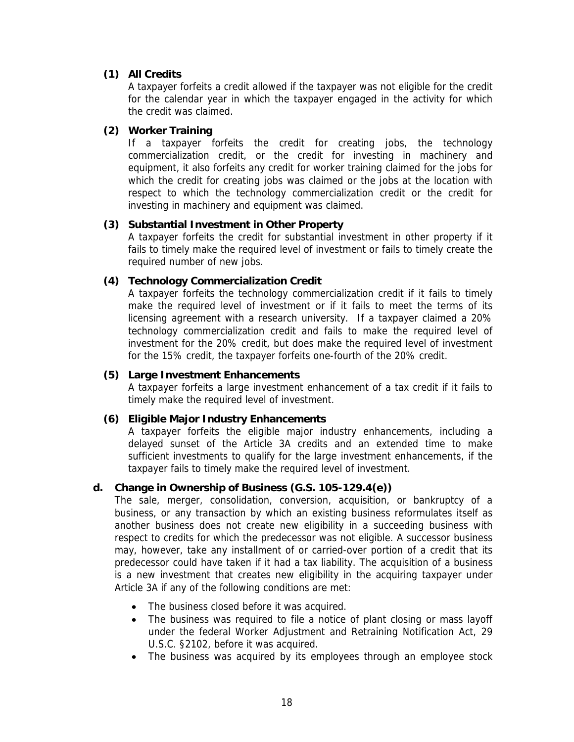**(1) All Credits**

A taxpayer forfeits a credit allowed if the taxpayer was not eligible for the credit for the calendar year in which the taxpayer engaged in the activity for which the credit was claimed.

**(2) Worker Training**

If a taxpayer forfeits the credit for creating jobs, the technology commercialization credit, or the credit for investing in machinery and equipment, it also forfeits any credit for worker training claimed for the jobs for which the credit for creating jobs was claimed or the jobs at the location with respect to which the technology commercialization credit or the credit for investing in machinery and equipment was claimed.

**(3) Substantial Investment in Other Property**

A taxpayer forfeits the credit for substantial investment in other property if it fails to timely make the required level of investment or fails to timely create the required number of new jobs.

**(4) Technology Commercialization Credit**

A taxpayer forfeits the technology commercialization credit if it fails to timely make the required level of investment or if it fails to meet the terms of its licensing agreement with a research university. If a taxpayer claimed a 20% technology commercialization credit and fails to make the required level of investment for the 20% credit, but does make the required level of investment for the 15% credit, the taxpayer forfeits one-fourth of the 20% credit.

**(5) Large Investment Enhancements**

A taxpayer forfeits a large investment enhancement of a tax credit if it fails to timely make the required level of investment.

**(6) Eligible Major Industry Enhancements**

A taxpayer forfeits the eligible major industry enhancements, including a delayed sunset of the Article 3A credits and an extended time to make sufficient investments to qualify for the large investment enhancements, if the taxpayer fails to timely make the required level of investment.

**d. Change in Ownership of Business (G.S. 105-129.4(e))**

The sale, merger, consolidation, conversion, acquisition, or bankruptcy of a business, or any transaction by which an existing business reformulates itself as another business does not create new eligibility in a succeeding business with respect to credits for which the predecessor was not eligible. A successor business may, however, take any installment of or carried-over portion of a credit that its predecessor could have taken if it had a tax liability. The acquisition of a business is a new investment that creates new eligibility in the acquiring taxpayer under Article 3A if any of the following conditions are met:

- The business closed before it was acquired.
- The business was required to file a notice of plant closing or mass layoff under the federal Worker Adjustment and Retraining Notification Act, 29 U.S.C. §2102, before it was acquired.
- The business was acquired by its employees through an employee stock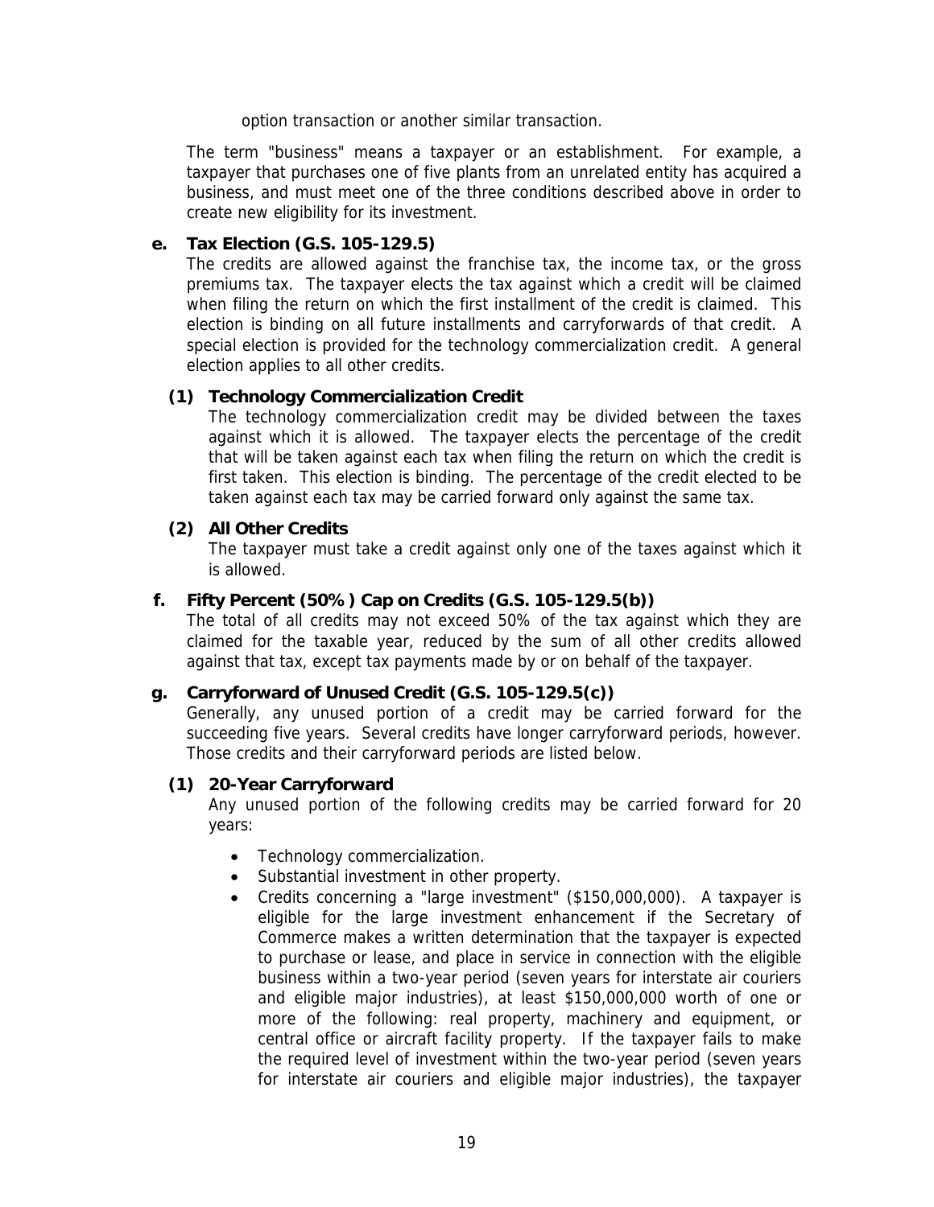option transaction or another similar transaction.

The term "business" means a taxpayer or an establishment. For example, a taxpayer that purchases one of five plants from an unrelated entity has acquired a business, and must meet one of the three conditions described above in order to create new eligibility for its investment.

**e. Tax Election (G.S. 105-129.5)**

The credits are allowed against the franchise tax, the income tax, or the gross premiums tax. The taxpayer elects the tax against which a credit will be claimed when filing the return on which the first installment of the credit is claimed. This election is binding on all future installments and carryforwards of that credit. A special election is provided for the technology commercialization credit. A general election applies to all other credits.

**(1) Technology Commercialization Credit**

The technology commercialization credit may be divided between the taxes against which it is allowed. The taxpayer elects the percentage of the credit that will be taken against each tax when filing the return on which the credit is first taken. This election is binding. The percentage of the credit elected to be taken against each tax may be carried forward only against the same tax.

**(2) All Other Credits**

The taxpayer must take a credit against only one of the taxes against which it is allowed.

**f. Fifty Percent (50%) Cap on Credits (G.S. 105-129.5(b))**

The total of all credits may not exceed 50% of the tax against which they are claimed for the taxable year, reduced by the sum of all other credits allowed against that tax, except tax payments made by or on behalf of the taxpayer.

**g. Carryforward of Unused Credit (G.S. 105-129.5(c))**

Generally, any unused portion of a credit may be carried forward for the succeeding five years. Several credits have longer carryforward periods, however. Those credits and their carryforward periods are listed below.

**(1) 20-Year Carryforward**

Any unused portion of the following credits may be carried forward for 20 years:

- Technology commercialization.
- Substantial investment in other property.
- Credits concerning a "large investment" ($150,000,000). A taxpayer is eligible for the large investment enhancement if the Secretary of Commerce makes a written determination that the taxpayer is expected to purchase or lease, and place in service in connection with the eligible business within a two-year period (seven years for interstate air couriers and eligible major industries), at least $150,000,000 worth of one or more of the following: real property, machinery and equipment, or central office or aircraft facility property. If the taxpayer fails to make the required level of investment within the two-year period (seven years for interstate air couriers and eligible major industries), the taxpayer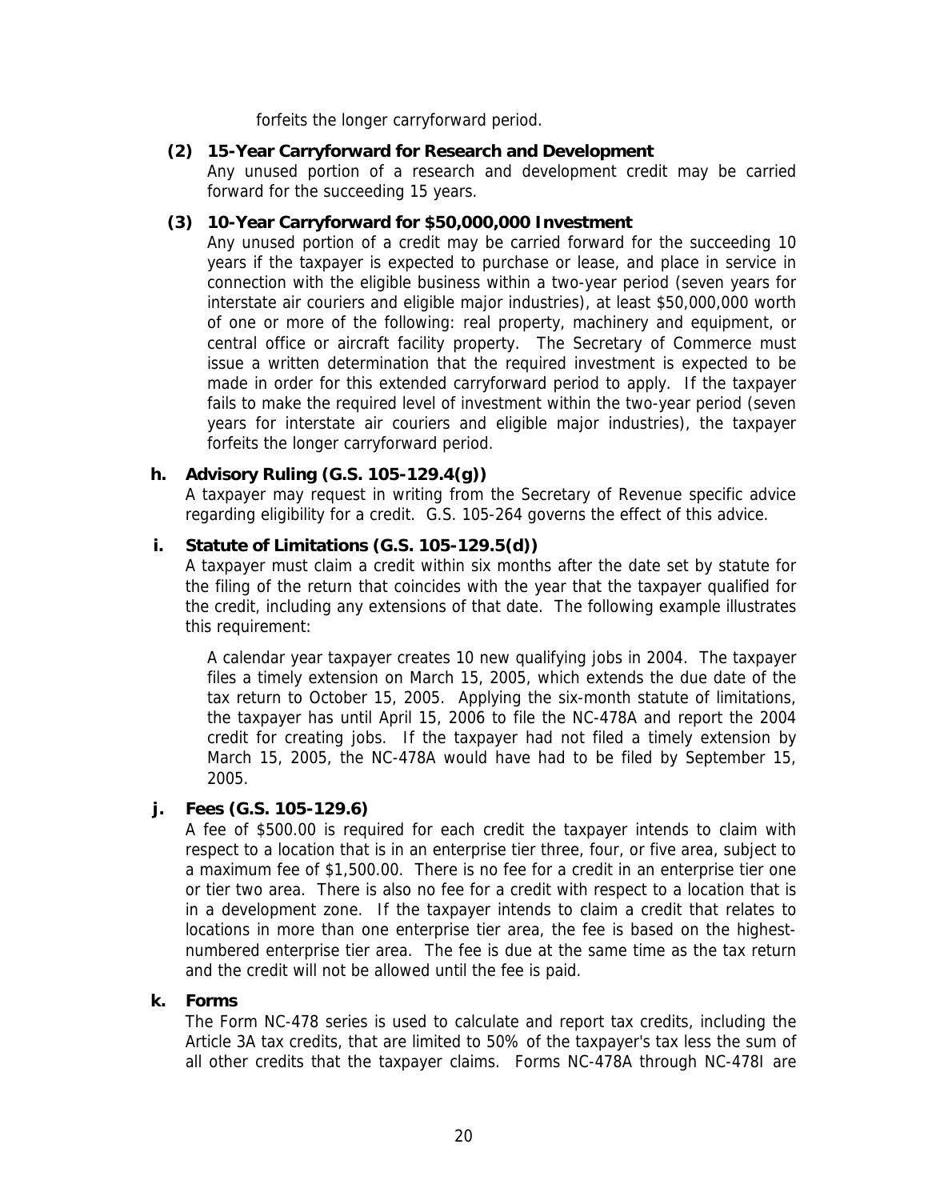forfeits the longer carryforward period.

**(2) 15-Year Carryforward for Research and Development**

Any unused portion of a research and development credit may be carried forward for the succeeding 15 years.

**(3) 10-Year Carryforward for $50,000,000 Investment**

Any unused portion of a credit may be carried forward for the succeeding 10 years if the taxpayer is expected to purchase or lease, and place in service in connection with the eligible business within a two-year period (seven years for interstate air couriers and eligible major industries), at least $50,000,000 worth of one or more of the following: real property, machinery and equipment, or central office or aircraft facility property. The Secretary of Commerce must issue a written determination that the required investment is expected to be made in order for this extended carryforward period to apply. If the taxpayer fails to make the required level of investment within the two-year period (seven years for interstate air couriers and eligible major industries), the taxpayer forfeits the longer carryforward period.

**h. Advisory Ruling (G.S. 105-129.4(g))**

A taxpayer may request in writing from the Secretary of Revenue specific advice regarding eligibility for a credit. G.S. 105-264 governs the effect of this advice.

**i. Statute of Limitations (G.S. 105-129.5(d))**

A taxpayer must claim a credit within six months after the date set by statute for the filing of the return that coincides with the year that the taxpayer qualified for the credit, including any extensions of that date. The following example illustrates this requirement:

A calendar year taxpayer creates 10 new qualifying jobs in 2004. The taxpayer files a timely extension on March 15, 2005, which extends the due date of the tax return to October 15, 2005. Applying the six-month statute of limitations, the taxpayer has until April 15, 2006 to file the NC-478A and report the 2004 credit for creating jobs. If the taxpayer had not filed a timely extension by March 15, 2005, the NC-478A would have had to be filed by September 15, 2005.

**j. Fees (G.S. 105-129.6)**

A fee of $500.00 is required for each credit the taxpayer intends to claim with respect to a location that is in an enterprise tier three, four, or five area, subject to a maximum fee of $1,500.00. There is no fee for a credit in an enterprise tier one or tier two area. There is also no fee for a credit with respect to a location that is in a development zone. If the taxpayer intends to claim a credit that relates to locations in more than one enterprise tier area, the fee is based on the highest-numbered enterprise tier area. The fee is due at the same time as the tax return and the credit will not be allowed until the fee is paid.

**k. Forms**

The Form NC-478 series is used to calculate and report tax credits, including the Article 3A tax credits, that are limited to 50% of the taxpayer's tax less the sum of all other credits that the taxpayer claims. Forms NC-478A through NC-478I are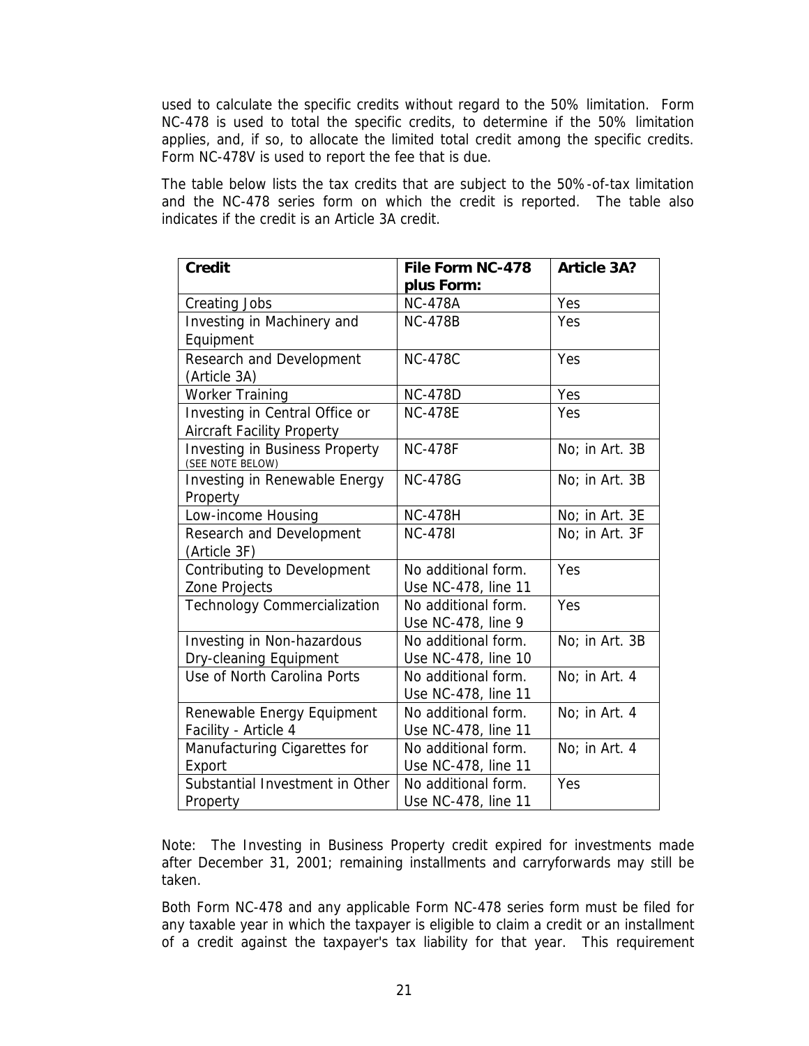used to calculate the specific credits without regard to the 50% limitation. Form NC-478 is used to total the specific credits, to determine if the 50% limitation applies, and, if so, to allocate the limited total credit among the specific credits. Form NC-478V is used to report the fee that is due.

The table below lists the tax credits that are subject to the 50%-of-tax limitation and the NC-478 series form on which the credit is reported. The table also indicates if the credit is an Article 3A credit.

| **Credit** | **File Form NC-478 plus Form:** | **Article 3A?** |
|---|---|---|
| Creating Jobs | NC-478A | Yes |
| Investing in Machinery and Equipment | NC-478B | Yes |
| Research and Development (Article 3A) | NC-478C | Yes |
| Worker Training | NC-478D | Yes |
| Investing in Central Office or Aircraft Facility Property | NC-478E | Yes |
| Investing in Business Property (SEE NOTE BELOW) | NC-478F | No; in Art. 3B |
| Investing in Renewable Energy Property | NC-478G | No; in Art. 3B |
| Low-income Housing | NC-478H | No; in Art. 3E |
| Research and Development (Article 3F) | NC-478I | No; in Art. 3F |
| Contributing to Development Zone Projects | No additional form. Use NC-478, line 11 | Yes |
| Technology Commercialization | No additional form. Use NC-478, line 9 | Yes |
| Investing in Non-hazardous Dry-cleaning Equipment | No additional form. Use NC-478, line 10 | No; in Art. 3B |
| Use of North Carolina Ports | No additional form. Use NC-478, line 11 | No; in Art. 4 |
| Renewable Energy Equipment Facility - Article 4 | No additional form. Use NC-478, line 11 | No; in Art. 4 |
| Manufacturing Cigarettes for Export | No additional form. Use NC-478, line 11 | No; in Art. 4 |
| Substantial Investment in Other Property | No additional form. Use NC-478, line 11 | Yes |

Note: The Investing in Business Property credit expired for investments made after December 31, 2001; remaining installments and carryforwards may still be taken.

Both Form NC-478 and any applicable Form NC-478 series form must be filed for any taxable year in which the taxpayer is eligible to claim a credit or an installment of a credit against the taxpayer's tax liability for that year. This requirement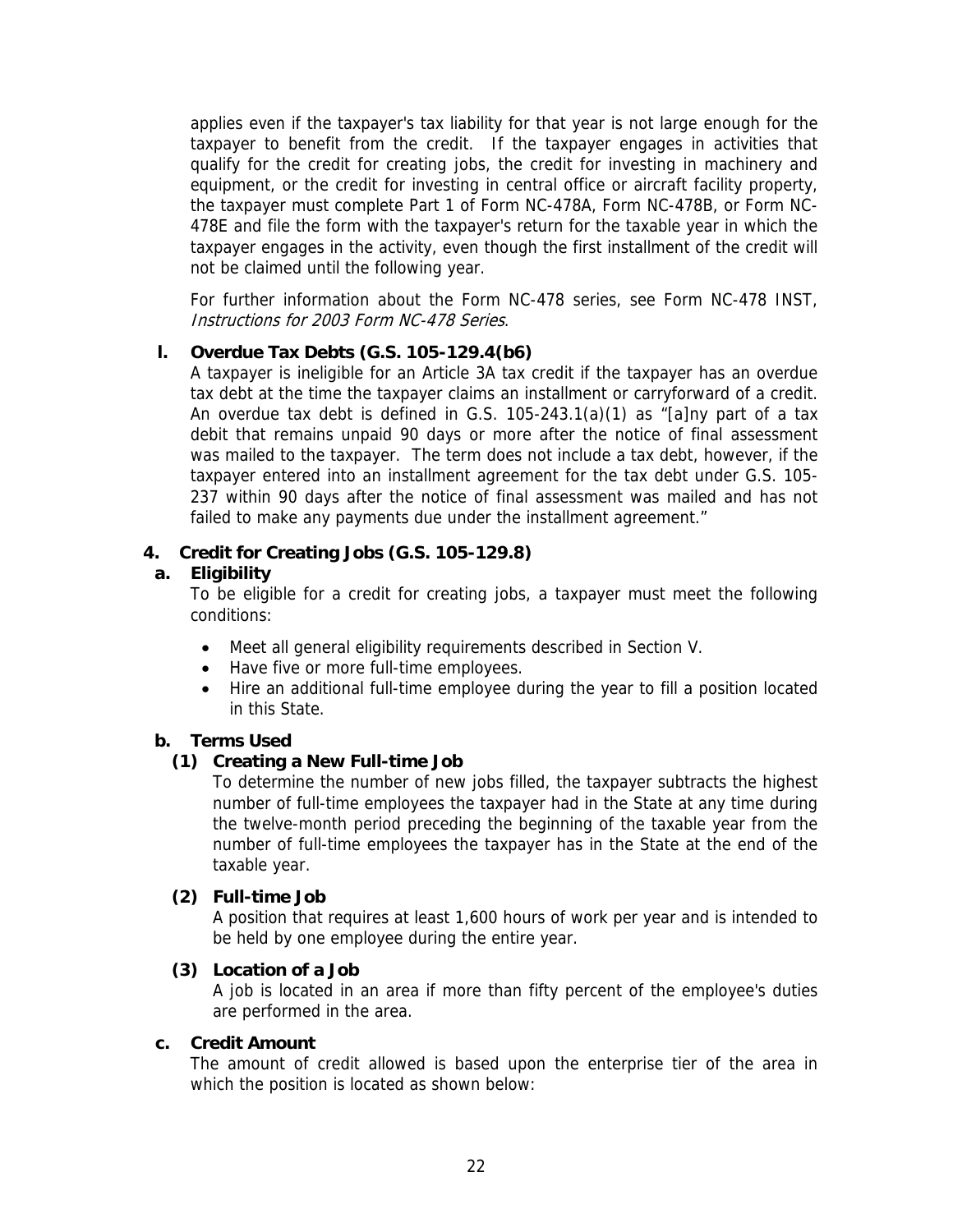applies even if the taxpayer's tax liability for that year is not large enough for the taxpayer to benefit from the credit. If the taxpayer engages in activities that qualify for the credit for creating jobs, the credit for investing in machinery and equipment, or the credit for investing in central office or aircraft facility property, the taxpayer must complete Part 1 of Form NC-478A, Form NC-478B, or Form NC-478E and file the form with the taxpayer's return for the taxable year in which the taxpayer engages in the activity, even though the first installment of the credit will not be claimed until the following year.

For further information about the Form NC-478 series, see Form NC-478 INST, *Instructions for 2003 Form NC-478 Series*.

### l. Overdue Tax Debts (G.S. 105-129.4(b6)

A taxpayer is ineligible for an Article 3A tax credit if the taxpayer has an overdue tax debt at the time the taxpayer claims an installment or carryforward of a credit. An overdue tax debt is defined in G.S. 105-243.1(a)(1) as "[a]ny part of a tax debit that remains unpaid 90 days or more after the notice of final assessment was mailed to the taxpayer. The term does not include a tax debt, however, if the taxpayer entered into an installment agreement for the tax debt under G.S. 105-237 within 90 days after the notice of final assessment was mailed and has not failed to make any payments due under the installment agreement."

## 4. Credit for Creating Jobs (G.S. 105-129.8)

### a. Eligibility

To be eligible for a credit for creating jobs, a taxpayer must meet the following conditions:

- Meet all general eligibility requirements described in Section V.
- Have five or more full-time employees.
- Hire an additional full-time employee during the year to fill a position located in this State.

### b. Terms Used

#### (1) Creating a New Full-time Job

To determine the number of new jobs filled, the taxpayer subtracts the highest number of full-time employees the taxpayer had in the State at any time during the twelve-month period preceding the beginning of the taxable year from the number of full-time employees the taxpayer has in the State at the end of the taxable year.

#### (2) Full-time Job

A position that requires at least 1,600 hours of work per year and is intended to be held by one employee during the entire year.

#### (3) Location of a Job

A job is located in an area if more than fifty percent of the employee's duties are performed in the area.

### c. Credit Amount

The amount of credit allowed is based upon the enterprise tier of the area in which the position is located as shown below: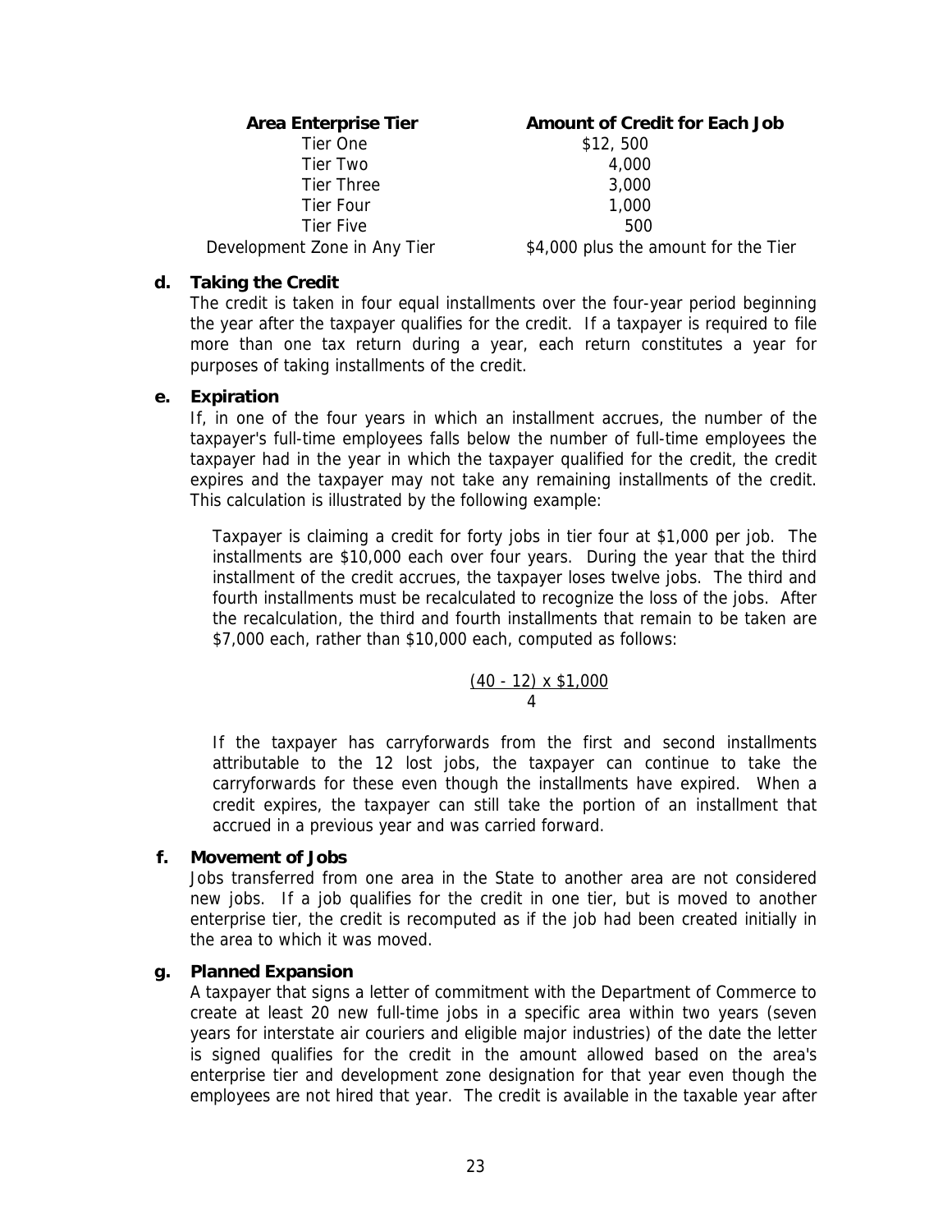| Area Enterprise Tier | Amount of Credit for Each Job |
|---|---|
| Tier One | $12, 500 |
| Tier Two | 4,000 |
| Tier Three | 3,000 |
| Tier Four | 1,000 |
| Tier Five | 500 |
| Development Zone in Any Tier | $4,000 plus the amount for the Tier |

**d. Taking the Credit**

The credit is taken in four equal installments over the four-year period beginning the year after the taxpayer qualifies for the credit. If a taxpayer is required to file more than one tax return during a year, each return constitutes a year for purposes of taking installments of the credit.

**e. Expiration**

If, in one of the four years in which an installment accrues, the number of the taxpayer's full-time employees falls below the number of full-time employees the taxpayer had in the year in which the taxpayer qualified for the credit, the credit expires and the taxpayer may not take any remaining installments of the credit. This calculation is illustrated by the following example:

Taxpayer is claiming a credit for forty jobs in tier four at $1,000 per job. The installments are $10,000 each over four years. During the year that the third installment of the credit accrues, the taxpayer loses twelve jobs. The third and fourth installments must be recalculated to recognize the loss of the jobs. After the recalculation, the third and fourth installments that remain to be taken are $7,000 each, rather than $10,000 each, computed as follows:

$$\frac{(40 - 12) \times \$1,000}{4}$$

If the taxpayer has carryforwards from the first and second installments attributable to the 12 lost jobs, the taxpayer can continue to take the carryforwards for these even though the installments have expired. When a credit expires, the taxpayer can still take the portion of an installment that accrued in a previous year and was carried forward.

**f. Movement of Jobs**

Jobs transferred from one area in the State to another area are not considered new jobs. If a job qualifies for the credit in one tier, but is moved to another enterprise tier, the credit is recomputed as if the job had been created initially in the area to which it was moved.

**g. Planned Expansion**

A taxpayer that signs a letter of commitment with the Department of Commerce to create at least 20 new full-time jobs in a specific area within two years (seven years for interstate air couriers and eligible major industries) of the date the letter is signed qualifies for the credit in the amount allowed based on the area's enterprise tier and development zone designation for that year even though the employees are not hired that year. The credit is available in the taxable year after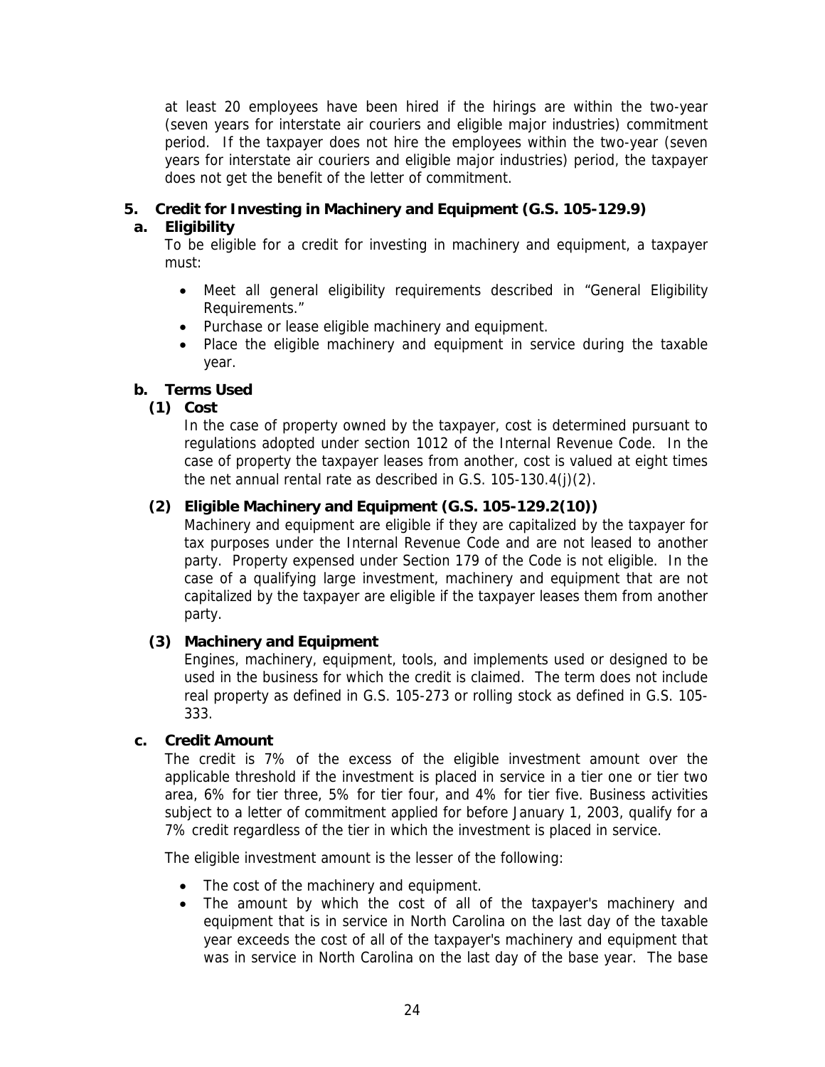at least 20 employees have been hired if the hirings are within the two-year (seven years for interstate air couriers and eligible major industries) commitment period. If the taxpayer does not hire the employees within the two-year (seven years for interstate air couriers and eligible major industries) period, the taxpayer does not get the benefit of the letter of commitment.

## 5. Credit for Investing in Machinery and Equipment (G.S. 105-129.9)

### a. Eligibility

To be eligible for a credit for investing in machinery and equipment, a taxpayer must:

- Meet all general eligibility requirements described in "General Eligibility Requirements."
- Purchase or lease eligible machinery and equipment.
- Place the eligible machinery and equipment in service during the taxable year.

### b. Terms Used

#### (1) Cost

In the case of property owned by the taxpayer, cost is determined pursuant to regulations adopted under section 1012 of the Internal Revenue Code. In the case of property the taxpayer leases from another, cost is valued at eight times the net annual rental rate as described in G.S. 105-130.4(j)(2).

#### (2) Eligible Machinery and Equipment (G.S. 105-129.2(10))

Machinery and equipment are eligible if they are capitalized by the taxpayer for tax purposes under the Internal Revenue Code and are not leased to another party. Property expensed under Section 179 of the Code is not eligible. In the case of a qualifying large investment, machinery and equipment that are not capitalized by the taxpayer are eligible if the taxpayer leases them from another party.

#### (3) Machinery and Equipment

Engines, machinery, equipment, tools, and implements used or designed to be used in the business for which the credit is claimed. The term does not include real property as defined in G.S. 105-273 or rolling stock as defined in G.S. 105-333.

### c. Credit Amount

The credit is 7% of the excess of the eligible investment amount over the applicable threshold if the investment is placed in service in a tier one or tier two area, 6% for tier three, 5% for tier four, and 4% for tier five. Business activities subject to a letter of commitment applied for before January 1, 2003, qualify for a 7% credit regardless of the tier in which the investment is placed in service.

The eligible investment amount is the lesser of the following:

- The cost of the machinery and equipment.
- The amount by which the cost of all of the taxpayer's machinery and equipment that is in service in North Carolina on the last day of the taxable year exceeds the cost of all of the taxpayer's machinery and equipment that was in service in North Carolina on the last day of the base year. The base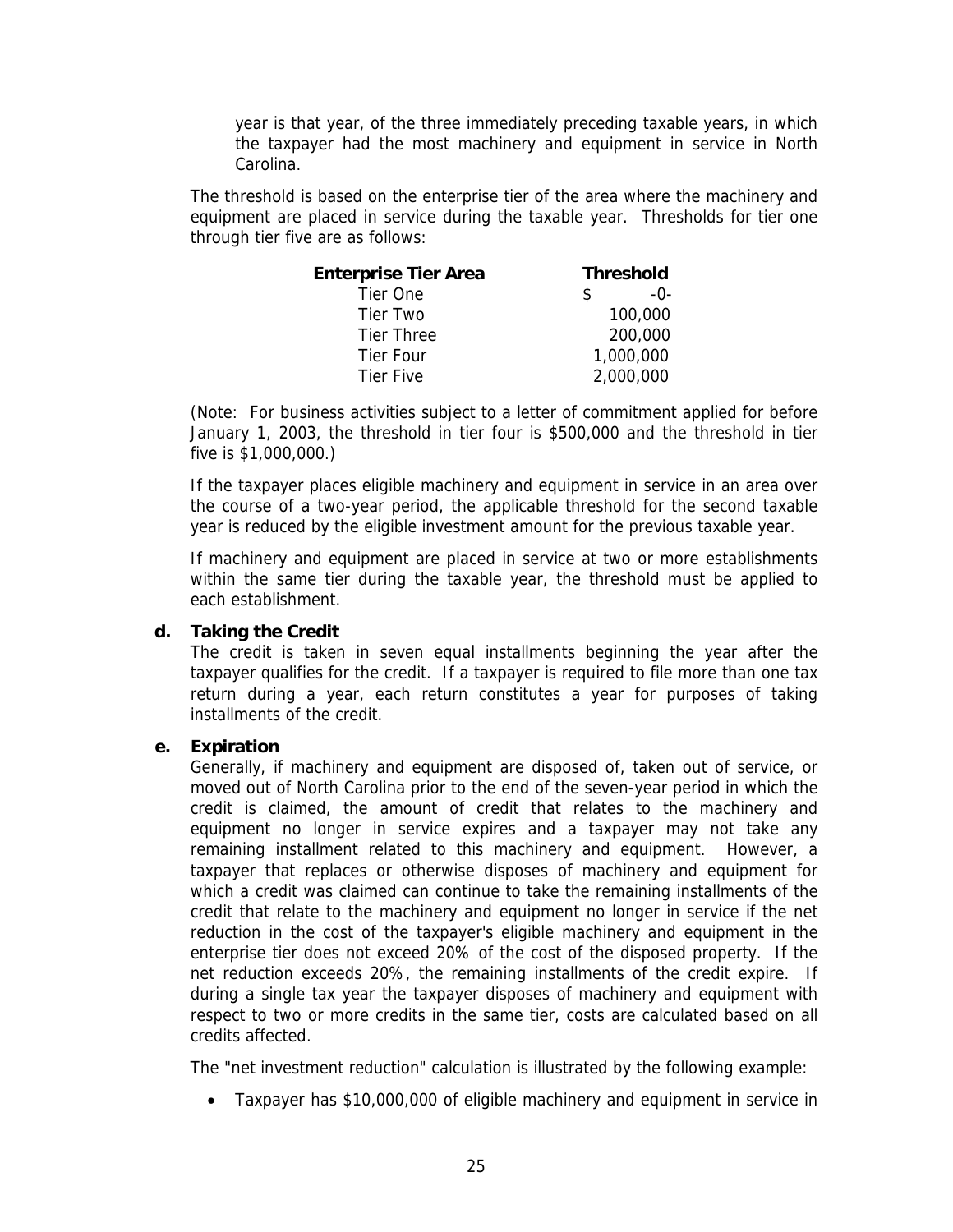year is that year, of the three immediately preceding taxable years, in which the taxpayer had the most machinery and equipment in service in North Carolina.

The threshold is based on the enterprise tier of the area where the machinery and equipment are placed in service during the taxable year. Thresholds for tier one through tier five are as follows:

| Enterprise Tier Area | Threshold |
|---|---|
| Tier One | $ -0- |
| Tier Two | 100,000 |
| Tier Three | 200,000 |
| Tier Four | 1,000,000 |
| Tier Five | 2,000,000 |

(Note: For business activities subject to a letter of commitment applied for before January 1, 2003, the threshold in tier four is $500,000 and the threshold in tier five is $1,000,000.)

If the taxpayer places eligible machinery and equipment in service in an area over the course of a two-year period, the applicable threshold for the second taxable year is reduced by the eligible investment amount for the previous taxable year.

If machinery and equipment are placed in service at two or more establishments within the same tier during the taxable year, the threshold must be applied to each establishment.

**d. Taking the Credit**

The credit is taken in seven equal installments beginning the year after the taxpayer qualifies for the credit. If a taxpayer is required to file more than one tax return during a year, each return constitutes a year for purposes of taking installments of the credit.

**e. Expiration**

Generally, if machinery and equipment are disposed of, taken out of service, or moved out of North Carolina prior to the end of the seven-year period in which the credit is claimed, the amount of credit that relates to the machinery and equipment no longer in service expires and a taxpayer may not take any remaining installment related to this machinery and equipment. However, a taxpayer that replaces or otherwise disposes of machinery and equipment for which a credit was claimed can continue to take the remaining installments of the credit that relate to the machinery and equipment no longer in service if the net reduction in the cost of the taxpayer's eligible machinery and equipment in the enterprise tier does not exceed 20% of the cost of the disposed property. If the net reduction exceeds 20%, the remaining installments of the credit expire. If during a single tax year the taxpayer disposes of machinery and equipment with respect to two or more credits in the same tier, costs are calculated based on all credits affected.

The "net investment reduction" calculation is illustrated by the following example:

- Taxpayer has $10,000,000 of eligible machinery and equipment in service in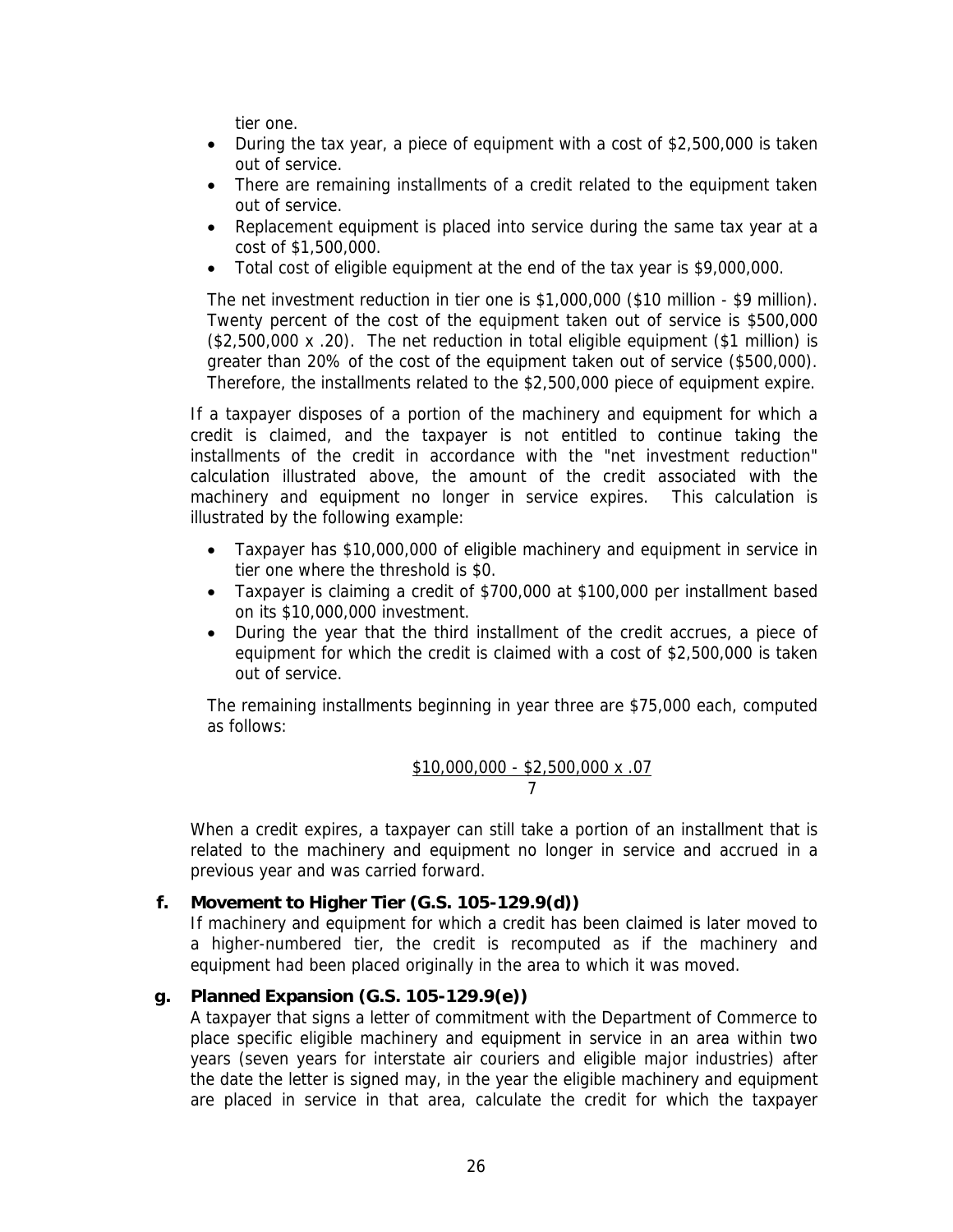tier one.

- During the tax year, a piece of equipment with a cost of $2,500,000 is taken out of service.
- There are remaining installments of a credit related to the equipment taken out of service.
- Replacement equipment is placed into service during the same tax year at a cost of $1,500,000.
- Total cost of eligible equipment at the end of the tax year is $9,000,000.

The net investment reduction in tier one is $1,000,000 ($10 million - $9 million). Twenty percent of the cost of the equipment taken out of service is $500,000 ($2,500,000 x .20). The net reduction in total eligible equipment ($1 million) is greater than 20% of the cost of the equipment taken out of service ($500,000). Therefore, the installments related to the $2,500,000 piece of equipment expire.

If a taxpayer disposes of a portion of the machinery and equipment for which a credit is claimed, and the taxpayer is not entitled to continue taking the installments of the credit in accordance with the "net investment reduction" calculation illustrated above, the amount of the credit associated with the machinery and equipment no longer in service expires. This calculation is illustrated by the following example:

- Taxpayer has $10,000,000 of eligible machinery and equipment in service in tier one where the threshold is $0.
- Taxpayer is claiming a credit of $700,000 at $100,000 per installment based on its $10,000,000 investment.
- During the year that the third installment of the credit accrues, a piece of equipment for which the credit is claimed with a cost of $2,500,000 is taken out of service.

The remaining installments beginning in year three are $75,000 each, computed as follows:

$$\frac{\$10{,}000{,}000 - \$2{,}500{,}000 \times .07}{7}$$

When a credit expires, a taxpayer can still take a portion of an installment that is related to the machinery and equipment no longer in service and accrued in a previous year and was carried forward.

**f. Movement to Higher Tier (G.S. 105-129.9(d))**

If machinery and equipment for which a credit has been claimed is later moved to a higher-numbered tier, the credit is recomputed as if the machinery and equipment had been placed originally in the area to which it was moved.

**g. Planned Expansion (G.S. 105-129.9(e))**

A taxpayer that signs a letter of commitment with the Department of Commerce to place specific eligible machinery and equipment in service in an area within two years (seven years for interstate air couriers and eligible major industries) after the date the letter is signed may, in the year the eligible machinery and equipment are placed in service in that area, calculate the credit for which the taxpayer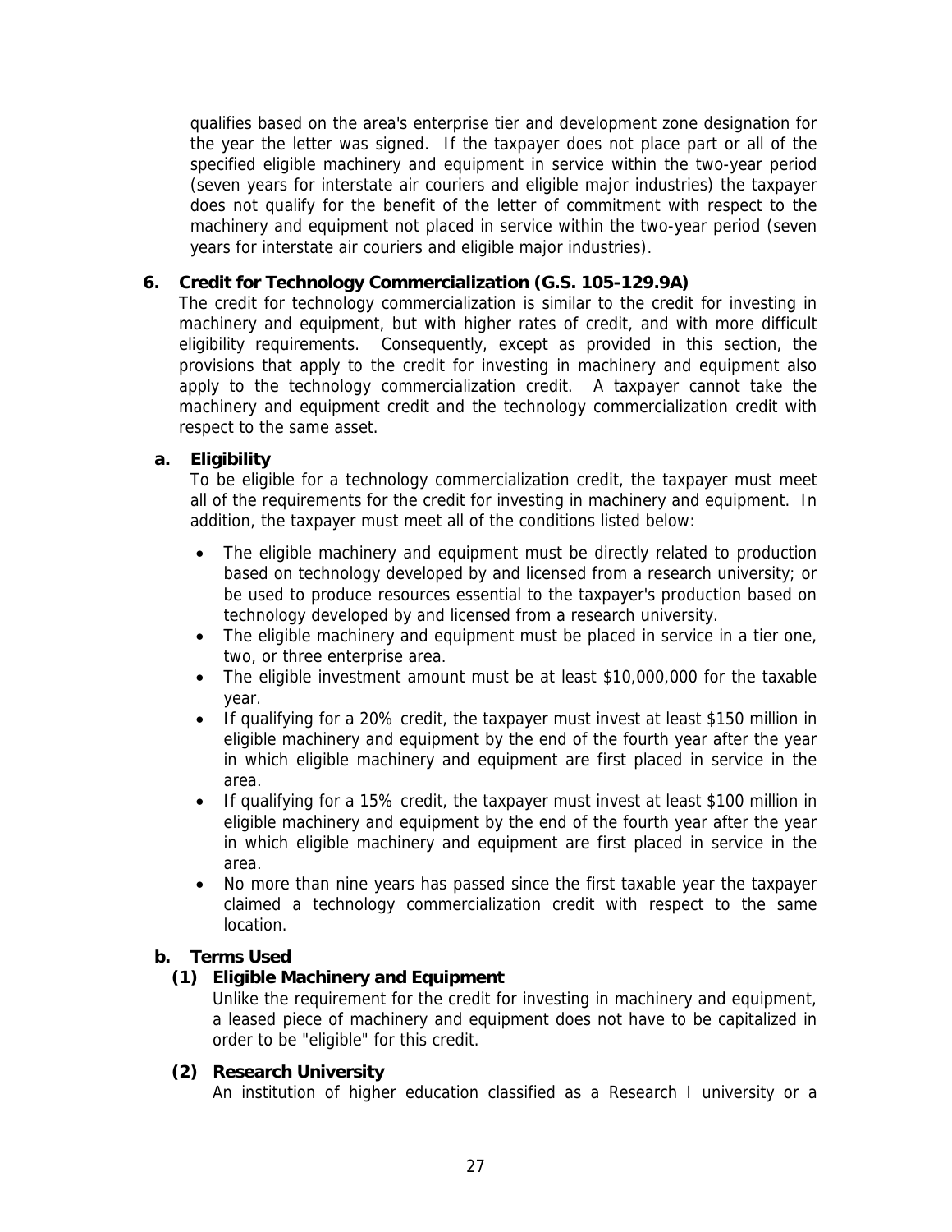qualifies based on the area's enterprise tier and development zone designation for the year the letter was signed. If the taxpayer does not place part or all of the specified eligible machinery and equipment in service within the two-year period (seven years for interstate air couriers and eligible major industries) the taxpayer does not qualify for the benefit of the letter of commitment with respect to the machinery and equipment not placed in service within the two-year period (seven years for interstate air couriers and eligible major industries).

## 6. Credit for Technology Commercialization (G.S. 105-129.9A)

The credit for technology commercialization is similar to the credit for investing in machinery and equipment, but with higher rates of credit, and with more difficult eligibility requirements. Consequently, except as provided in this section, the provisions that apply to the credit for investing in machinery and equipment also apply to the technology commercialization credit. A taxpayer cannot take the machinery and equipment credit and the technology commercialization credit with respect to the same asset.

### a. Eligibility

To be eligible for a technology commercialization credit, the taxpayer must meet all of the requirements for the credit for investing in machinery and equipment. In addition, the taxpayer must meet all of the conditions listed below:

- The eligible machinery and equipment must be directly related to production based on technology developed by and licensed from a research university; or be used to produce resources essential to the taxpayer's production based on technology developed by and licensed from a research university.
- The eligible machinery and equipment must be placed in service in a tier one, two, or three enterprise area.
- The eligible investment amount must be at least $10,000,000 for the taxable year.
- If qualifying for a 20% credit, the taxpayer must invest at least $150 million in eligible machinery and equipment by the end of the fourth year after the year in which eligible machinery and equipment are first placed in service in the area.
- If qualifying for a 15% credit, the taxpayer must invest at least $100 million in eligible machinery and equipment by the end of the fourth year after the year in which eligible machinery and equipment are first placed in service in the area.
- No more than nine years has passed since the first taxable year the taxpayer claimed a technology commercialization credit with respect to the same location.

### b. Terms Used

#### (1) Eligible Machinery and Equipment

Unlike the requirement for the credit for investing in machinery and equipment, a leased piece of machinery and equipment does not have to be capitalized in order to be "eligible" for this credit.

#### (2) Research University

An institution of higher education classified as a Research I university or a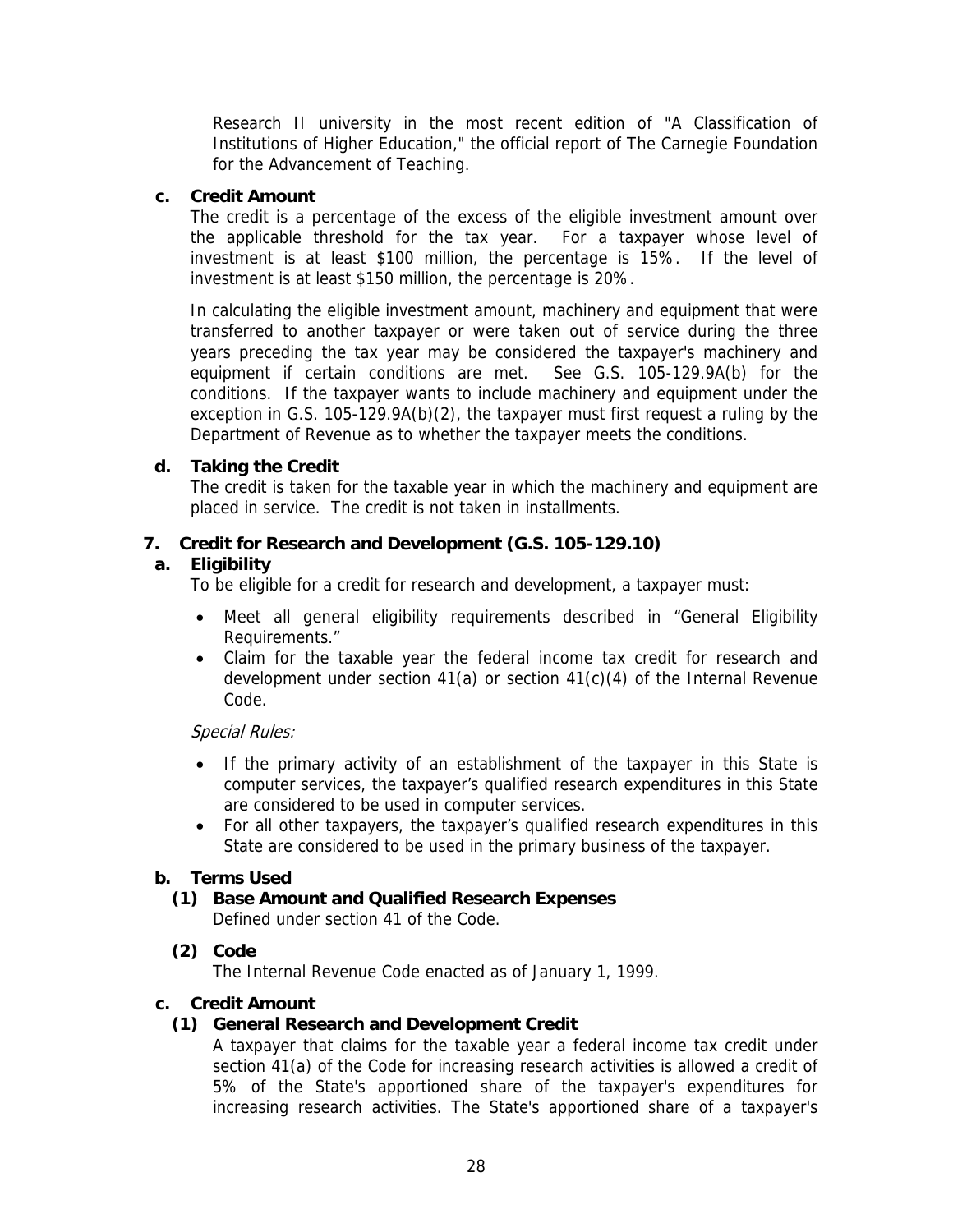Research II university in the most recent edition of "A Classification of Institutions of Higher Education," the official report of The Carnegie Foundation for the Advancement of Teaching.

**c. Credit Amount**

The credit is a percentage of the excess of the eligible investment amount over the applicable threshold for the tax year. For a taxpayer whose level of investment is at least $100 million, the percentage is 15%. If the level of investment is at least $150 million, the percentage is 20%.

In calculating the eligible investment amount, machinery and equipment that were transferred to another taxpayer or were taken out of service during the three years preceding the tax year may be considered the taxpayer's machinery and equipment if certain conditions are met. See G.S. 105-129.9A(b) for the conditions. If the taxpayer wants to include machinery and equipment under the exception in G.S. 105-129.9A(b)(2), the taxpayer must first request a ruling by the Department of Revenue as to whether the taxpayer meets the conditions.

**d. Taking the Credit**

The credit is taken for the taxable year in which the machinery and equipment are placed in service. The credit is not taken in installments.

### 7. Credit for Research and Development (G.S. 105-129.10)

**a. Eligibility**

To be eligible for a credit for research and development, a taxpayer must:

- Meet all general eligibility requirements described in "General Eligibility Requirements."
- Claim for the taxable year the federal income tax credit for research and development under section 41(a) or section 41(c)(4) of the Internal Revenue Code.

*Special Rules:*

- If the primary activity of an establishment of the taxpayer in this State is computer services, the taxpayer's qualified research expenditures in this State are considered to be used in computer services.
- For all other taxpayers, the taxpayer's qualified research expenditures in this State are considered to be used in the primary business of the taxpayer.

**b. Terms Used**

**(1) Base Amount and Qualified Research Expenses**

Defined under section 41 of the Code.

**(2) Code**

The Internal Revenue Code enacted as of January 1, 1999.

**c. Credit Amount**

**(1) General Research and Development Credit**

A taxpayer that claims for the taxable year a federal income tax credit under section 41(a) of the Code for increasing research activities is allowed a credit of 5% of the State's apportioned share of the taxpayer's expenditures for increasing research activities. The State's apportioned share of a taxpayer's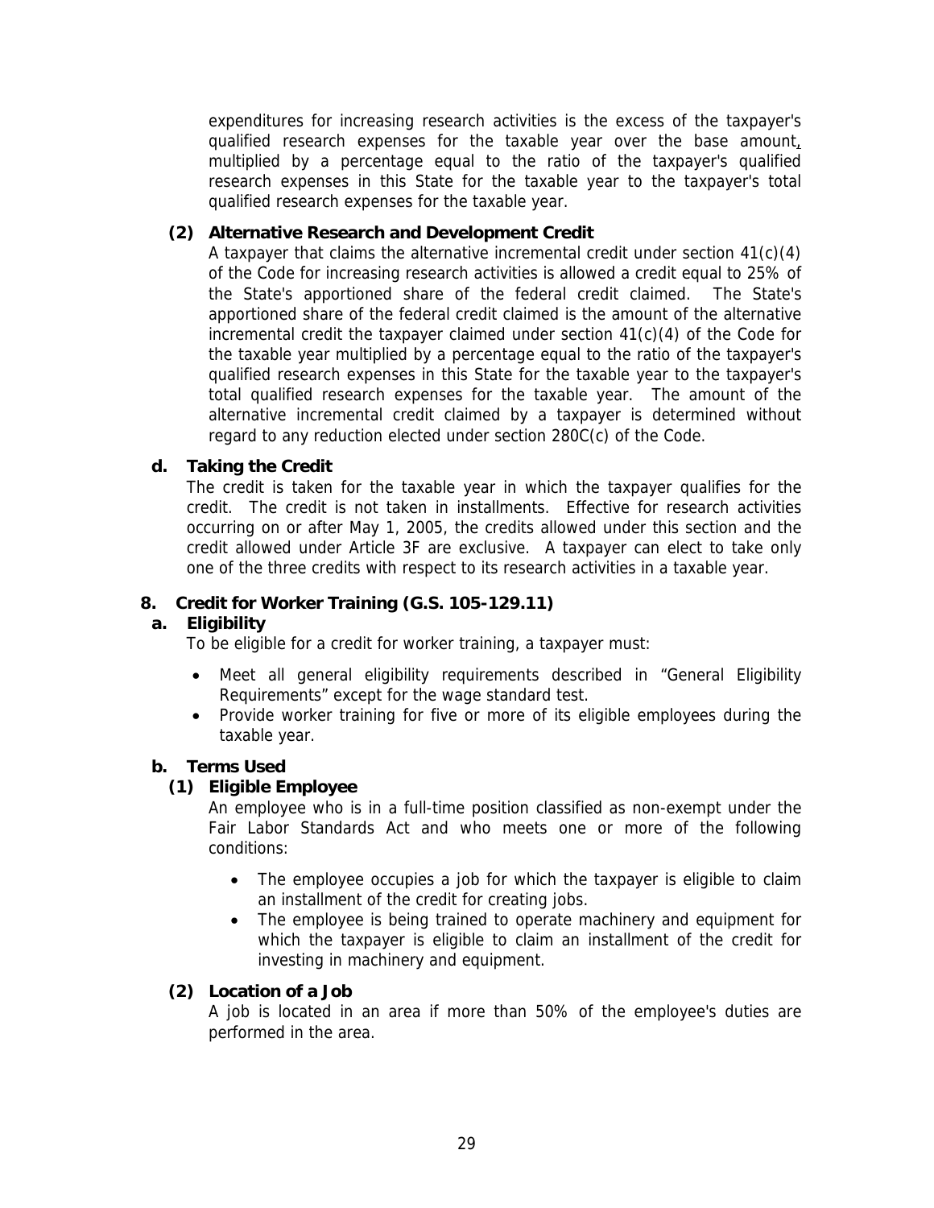expenditures for increasing research activities is the excess of the taxpayer's qualified research expenses for the taxable year over the base amount, multiplied by a percentage equal to the ratio of the taxpayer's qualified research expenses in this State for the taxable year to the taxpayer's total qualified research expenses for the taxable year.

**(2) Alternative Research and Development Credit**

A taxpayer that claims the alternative incremental credit under section 41(c)(4) of the Code for increasing research activities is allowed a credit equal to 25% of the State's apportioned share of the federal credit claimed. The State's apportioned share of the federal credit claimed is the amount of the alternative incremental credit the taxpayer claimed under section 41(c)(4) of the Code for the taxable year multiplied by a percentage equal to the ratio of the taxpayer's qualified research expenses in this State for the taxable year to the taxpayer's total qualified research expenses for the taxable year. The amount of the alternative incremental credit claimed by a taxpayer is determined without regard to any reduction elected under section 280C(c) of the Code.

**d. Taking the Credit**

The credit is taken for the taxable year in which the taxpayer qualifies for the credit. The credit is not taken in installments. Effective for research activities occurring on or after May 1, 2005, the credits allowed under this section and the credit allowed under Article 3F are exclusive. A taxpayer can elect to take only one of the three credits with respect to its research activities in a taxable year.

## 8. Credit for Worker Training (G.S. 105-129.11)

**a. Eligibility**

To be eligible for a credit for worker training, a taxpayer must:

- Meet all general eligibility requirements described in "General Eligibility Requirements" except for the wage standard test.
- Provide worker training for five or more of its eligible employees during the taxable year.

**b. Terms Used**

**(1) Eligible Employee**

An employee who is in a full-time position classified as non-exempt under the Fair Labor Standards Act and who meets one or more of the following conditions:

- The employee occupies a job for which the taxpayer is eligible to claim an installment of the credit for creating jobs.
- The employee is being trained to operate machinery and equipment for which the taxpayer is eligible to claim an installment of the credit for investing in machinery and equipment.

**(2) Location of a Job**

A job is located in an area if more than 50% of the employee's duties are performed in the area.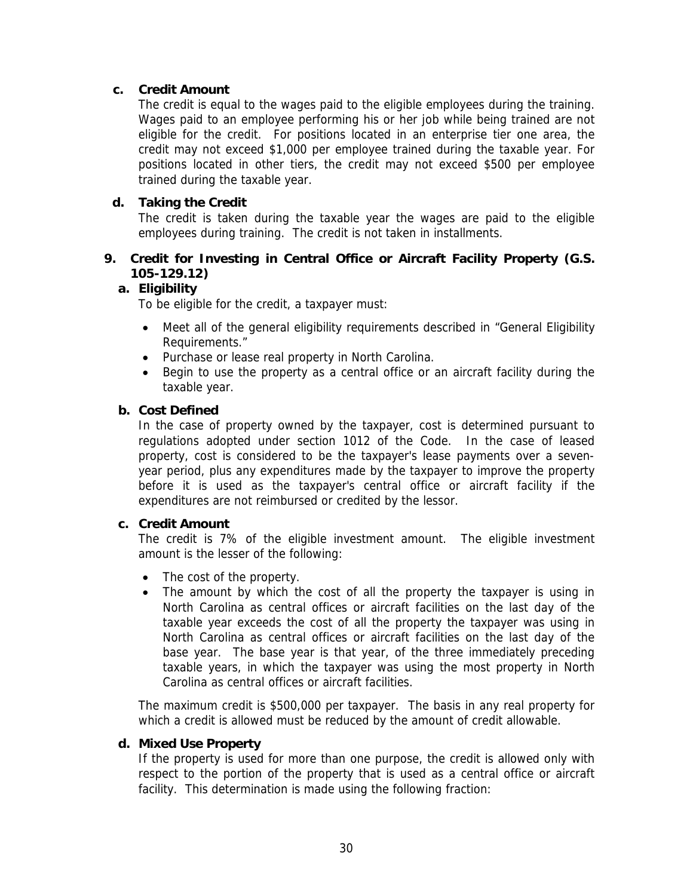### c. Credit Amount

The credit is equal to the wages paid to the eligible employees during the training. Wages paid to an employee performing his or her job while being trained are not eligible for the credit. For positions located in an enterprise tier one area, the credit may not exceed $1,000 per employee trained during the taxable year. For positions located in other tiers, the credit may not exceed $500 per employee trained during the taxable year.

### d. Taking the Credit

The credit is taken during the taxable year the wages are paid to the eligible employees during training. The credit is not taken in installments.

## 9. Credit for Investing in Central Office or Aircraft Facility Property (G.S. 105-129.12)

### a. Eligibility

To be eligible for the credit, a taxpayer must:

- Meet all of the general eligibility requirements described in "General Eligibility Requirements."
- Purchase or lease real property in North Carolina.
- Begin to use the property as a central office or an aircraft facility during the taxable year.

### b. Cost Defined

In the case of property owned by the taxpayer, cost is determined pursuant to regulations adopted under section 1012 of the Code. In the case of leased property, cost is considered to be the taxpayer's lease payments over a seven-year period, plus any expenditures made by the taxpayer to improve the property before it is used as the taxpayer's central office or aircraft facility if the expenditures are not reimbursed or credited by the lessor.

### c. Credit Amount

The credit is 7% of the eligible investment amount. The eligible investment amount is the lesser of the following:

- The cost of the property.
- The amount by which the cost of all the property the taxpayer is using in North Carolina as central offices or aircraft facilities on the last day of the taxable year exceeds the cost of all the property the taxpayer was using in North Carolina as central offices or aircraft facilities on the last day of the base year. The base year is that year, of the three immediately preceding taxable years, in which the taxpayer was using the most property in North Carolina as central offices or aircraft facilities.

The maximum credit is $500,000 per taxpayer. The basis in any real property for which a credit is allowed must be reduced by the amount of credit allowable.

### d. Mixed Use Property

If the property is used for more than one purpose, the credit is allowed only with respect to the portion of the property that is used as a central office or aircraft facility. This determination is made using the following fraction: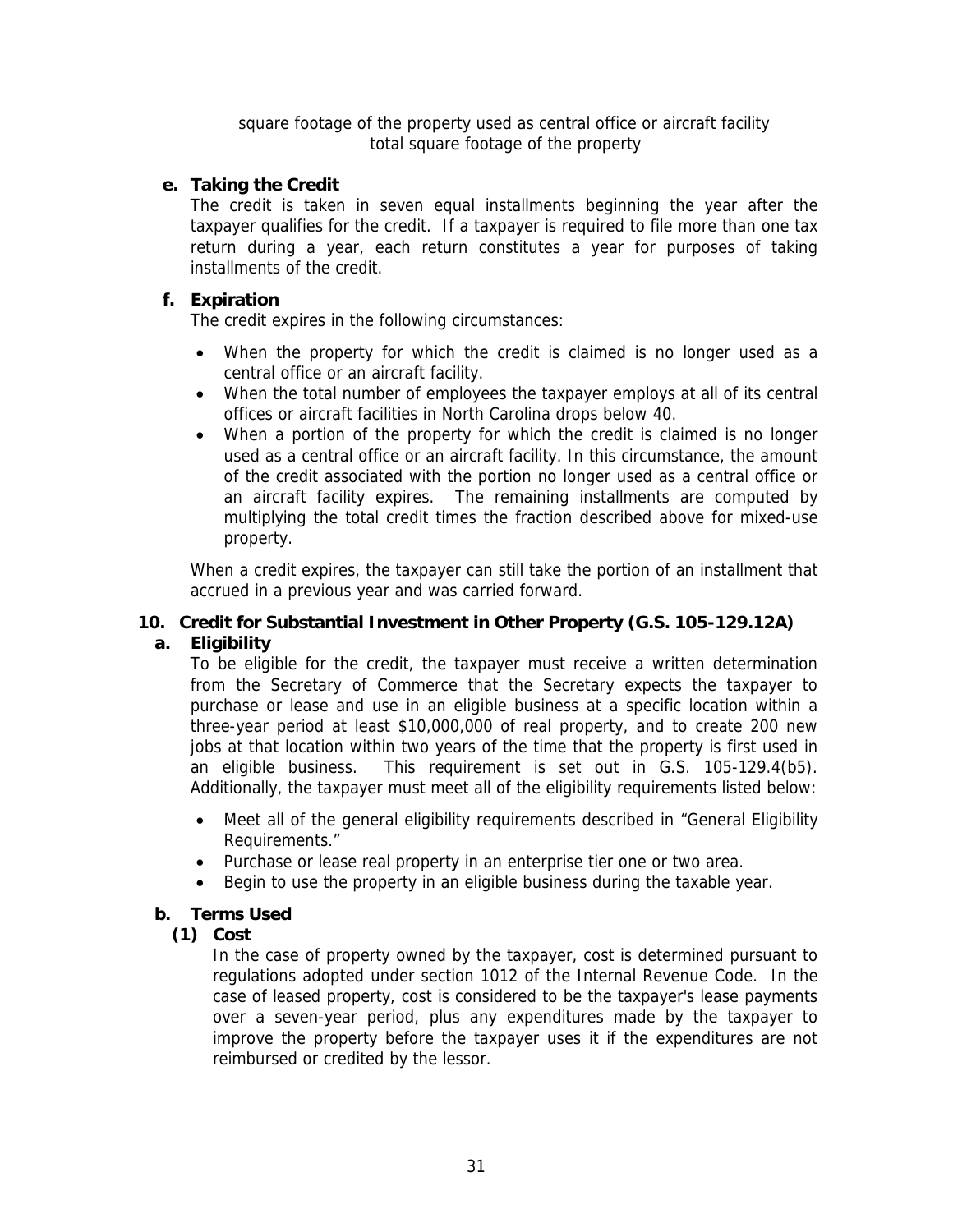$$\frac{\text{square footage of the property used as central office or aircraft facility}}{\text{total square footage of the property}}$$

**e. Taking the Credit**

The credit is taken in seven equal installments beginning the year after the taxpayer qualifies for the credit. If a taxpayer is required to file more than one tax return during a year, each return constitutes a year for purposes of taking installments of the credit.

**f. Expiration**

The credit expires in the following circumstances:

- When the property for which the credit is claimed is no longer used as a central office or an aircraft facility.
- When the total number of employees the taxpayer employs at all of its central offices or aircraft facilities in North Carolina drops below 40.
- When a portion of the property for which the credit is claimed is no longer used as a central office or an aircraft facility. In this circumstance, the amount of the credit associated with the portion no longer used as a central office or an aircraft facility expires. The remaining installments are computed by multiplying the total credit times the fraction described above for mixed-use property.

When a credit expires, the taxpayer can still take the portion of an installment that accrued in a previous year and was carried forward.

## 10. Credit for Substantial Investment in Other Property (G.S. 105-129.12A)

**a. Eligibility**

To be eligible for the credit, the taxpayer must receive a written determination from the Secretary of Commerce that the Secretary expects the taxpayer to purchase or lease and use in an eligible business at a specific location within a three-year period at least $10,000,000 of real property, and to create 200 new jobs at that location within two years of the time that the property is first used in an eligible business. This requirement is set out in G.S. 105-129.4(b5). Additionally, the taxpayer must meet all of the eligibility requirements listed below:

- Meet all of the general eligibility requirements described in "General Eligibility Requirements."
- Purchase or lease real property in an enterprise tier one or two area.
- Begin to use the property in an eligible business during the taxable year.

**b. Terms Used**

**(1) Cost**

In the case of property owned by the taxpayer, cost is determined pursuant to regulations adopted under section 1012 of the Internal Revenue Code. In the case of leased property, cost is considered to be the taxpayer's lease payments over a seven-year period, plus any expenditures made by the taxpayer to improve the property before the taxpayer uses it if the expenditures are not reimbursed or credited by the lessor.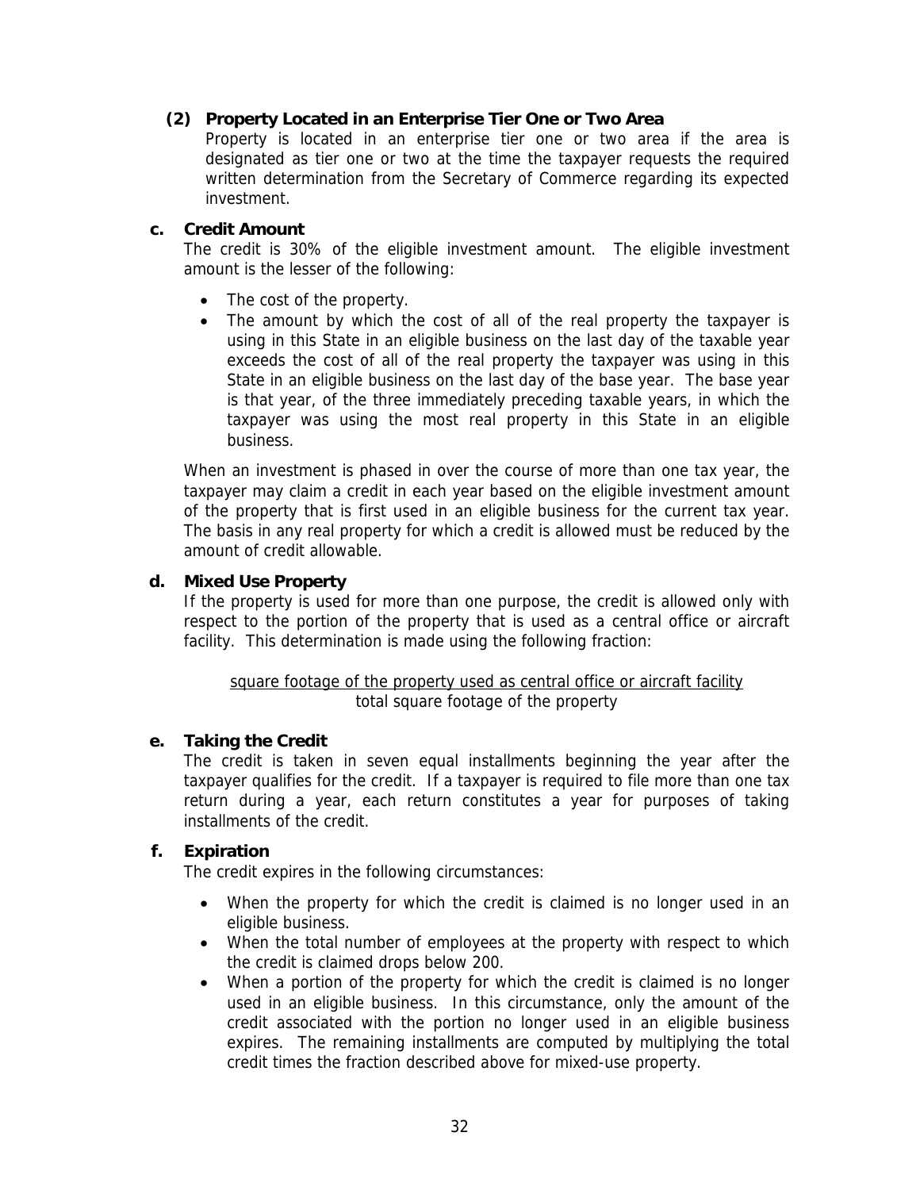**(2) Property Located in an Enterprise Tier One or Two Area**

Property is located in an enterprise tier one or two area if the area is designated as tier one or two at the time the taxpayer requests the required written determination from the Secretary of Commerce regarding its expected investment.

**c. Credit Amount**

The credit is 30% of the eligible investment amount. The eligible investment amount is the lesser of the following:

- The cost of the property.
- The amount by which the cost of all of the real property the taxpayer is using in this State in an eligible business on the last day of the taxable year exceeds the cost of all of the real property the taxpayer was using in this State in an eligible business on the last day of the base year. The base year is that year, of the three immediately preceding taxable years, in which the taxpayer was using the most real property in this State in an eligible business.

When an investment is phased in over the course of more than one tax year, the taxpayer may claim a credit in each year based on the eligible investment amount of the property that is first used in an eligible business for the current tax year. The basis in any real property for which a credit is allowed must be reduced by the amount of credit allowable.

**d. Mixed Use Property**

If the property is used for more than one purpose, the credit is allowed only with respect to the portion of the property that is used as a central office or aircraft facility. This determination is made using the following fraction:

$$\frac{\text{square footage of the property used as central office or aircraft facility}}{\text{total square footage of the property}}$$

**e. Taking the Credit**

The credit is taken in seven equal installments beginning the year after the taxpayer qualifies for the credit. If a taxpayer is required to file more than one tax return during a year, each return constitutes a year for purposes of taking installments of the credit.

**f. Expiration**

The credit expires in the following circumstances:

- When the property for which the credit is claimed is no longer used in an eligible business.
- When the total number of employees at the property with respect to which the credit is claimed drops below 200.
- When a portion of the property for which the credit is claimed is no longer used in an eligible business. In this circumstance, only the amount of the credit associated with the portion no longer used in an eligible business expires. The remaining installments are computed by multiplying the total credit times the fraction described above for mixed-use property.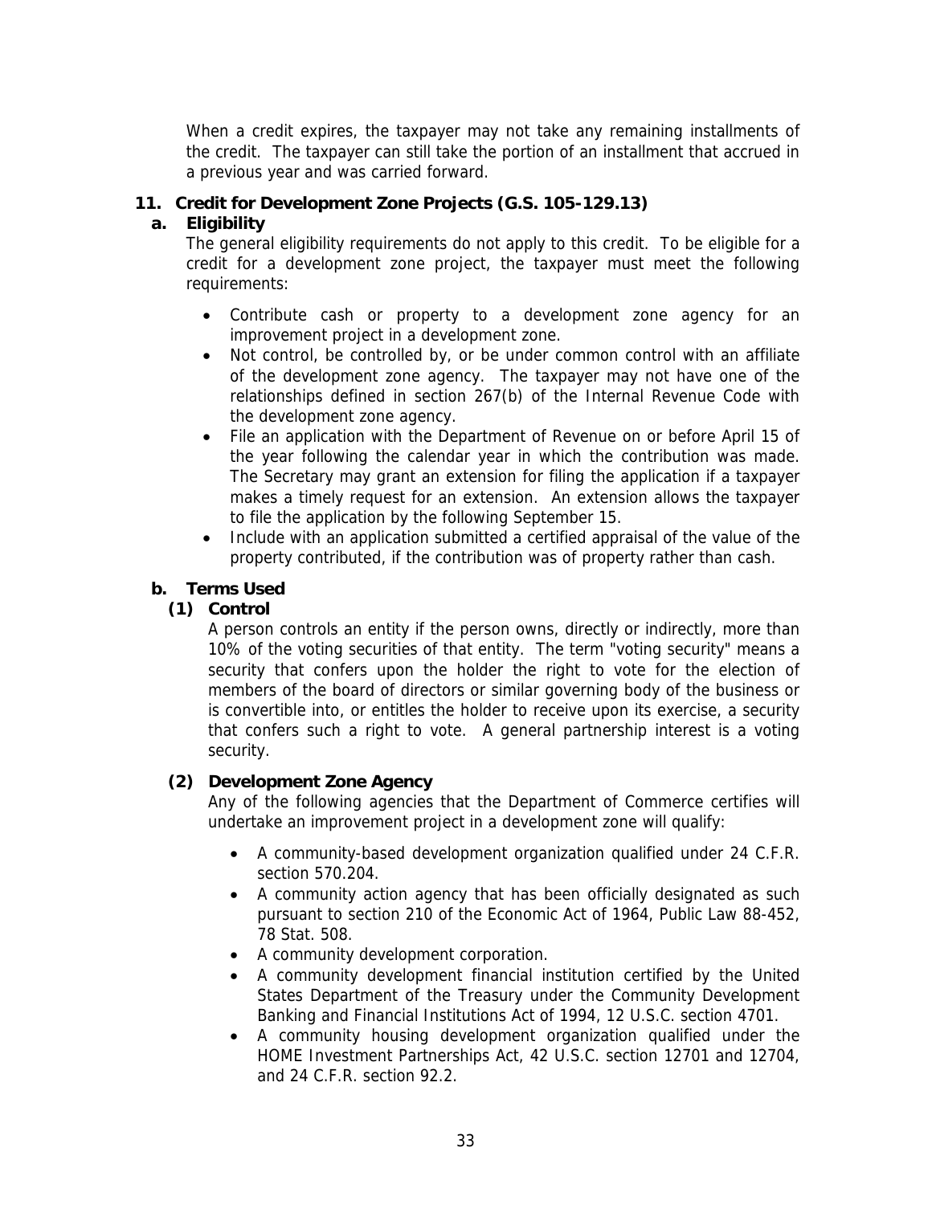When a credit expires, the taxpayer may not take any remaining installments of the credit. The taxpayer can still take the portion of an installment that accrued in a previous year and was carried forward.

## 11. Credit for Development Zone Projects (G.S. 105-129.13)

### a. Eligibility

The general eligibility requirements do not apply to this credit. To be eligible for a credit for a development zone project, the taxpayer must meet the following requirements:

- Contribute cash or property to a development zone agency for an improvement project in a development zone.
- Not control, be controlled by, or be under common control with an affiliate of the development zone agency. The taxpayer may not have one of the relationships defined in section 267(b) of the Internal Revenue Code with the development zone agency.
- File an application with the Department of Revenue on or before April 15 of the year following the calendar year in which the contribution was made. The Secretary may grant an extension for filing the application if a taxpayer makes a timely request for an extension. An extension allows the taxpayer to file the application by the following September 15.
- Include with an application submitted a certified appraisal of the value of the property contributed, if the contribution was of property rather than cash.

### b. Terms Used

#### (1) Control

A person controls an entity if the person owns, directly or indirectly, more than 10% of the voting securities of that entity. The term "voting security" means a security that confers upon the holder the right to vote for the election of members of the board of directors or similar governing body of the business or is convertible into, or entitles the holder to receive upon its exercise, a security that confers such a right to vote. A general partnership interest is a voting security.

#### (2) Development Zone Agency

Any of the following agencies that the Department of Commerce certifies will undertake an improvement project in a development zone will qualify:

- A community-based development organization qualified under 24 C.F.R. section 570.204.
- A community action agency that has been officially designated as such pursuant to section 210 of the Economic Act of 1964, Public Law 88-452, 78 Stat. 508.
- A community development corporation.
- A community development financial institution certified by the United States Department of the Treasury under the Community Development Banking and Financial Institutions Act of 1994, 12 U.S.C. section 4701.
- A community housing development organization qualified under the HOME Investment Partnerships Act, 42 U.S.C. section 12701 and 12704, and 24 C.F.R. section 92.2.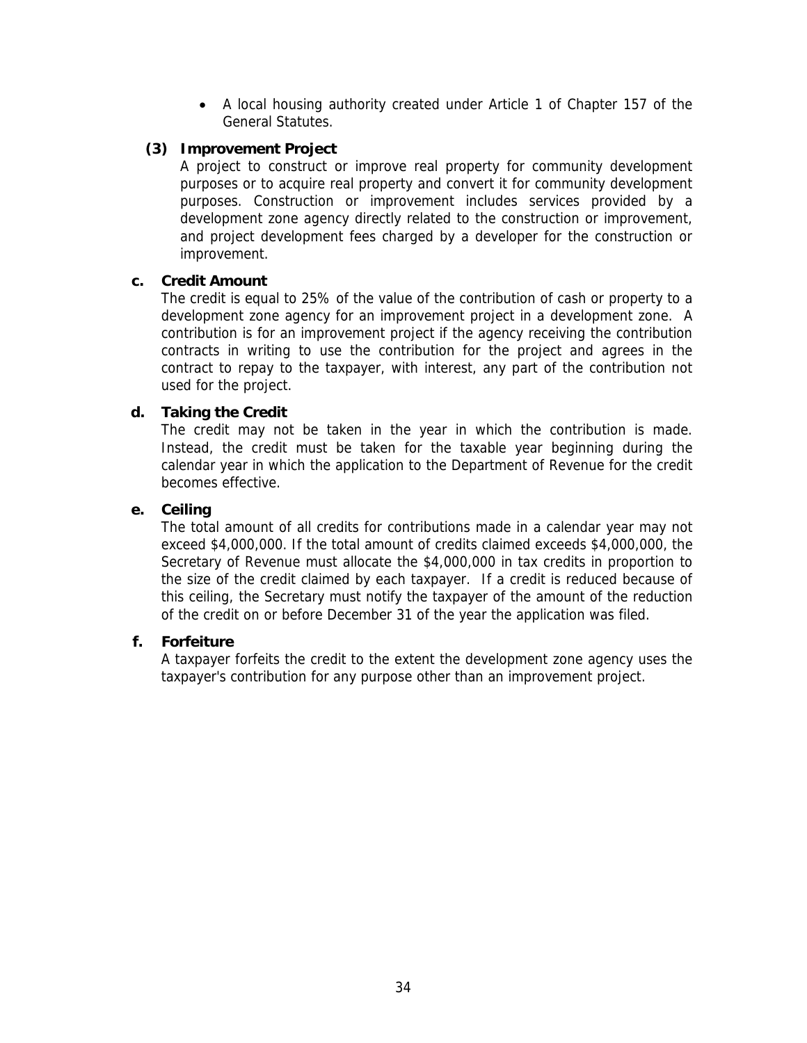- A local housing authority created under Article 1 of Chapter 157 of the General Statutes.

**(3) Improvement Project**

A project to construct or improve real property for community development purposes or to acquire real property and convert it for community development purposes. Construction or improvement includes services provided by a development zone agency directly related to the construction or improvement, and project development fees charged by a developer for the construction or improvement.

**c. Credit Amount**

The credit is equal to 25% of the value of the contribution of cash or property to a development zone agency for an improvement project in a development zone. A contribution is for an improvement project if the agency receiving the contribution contracts in writing to use the contribution for the project and agrees in the contract to repay to the taxpayer, with interest, any part of the contribution not used for the project.

**d. Taking the Credit**

The credit may not be taken in the year in which the contribution is made. Instead, the credit must be taken for the taxable year beginning during the calendar year in which the application to the Department of Revenue for the credit becomes effective.

**e. Ceiling**

The total amount of all credits for contributions made in a calendar year may not exceed $4,000,000. If the total amount of credits claimed exceeds $4,000,000, the Secretary of Revenue must allocate the $4,000,000 in tax credits in proportion to the size of the credit claimed by each taxpayer. If a credit is reduced because of this ceiling, the Secretary must notify the taxpayer of the amount of the reduction of the credit on or before December 31 of the year the application was filed.

**f. Forfeiture**

A taxpayer forfeits the credit to the extent the development zone agency uses the taxpayer's contribution for any purpose other than an improvement project.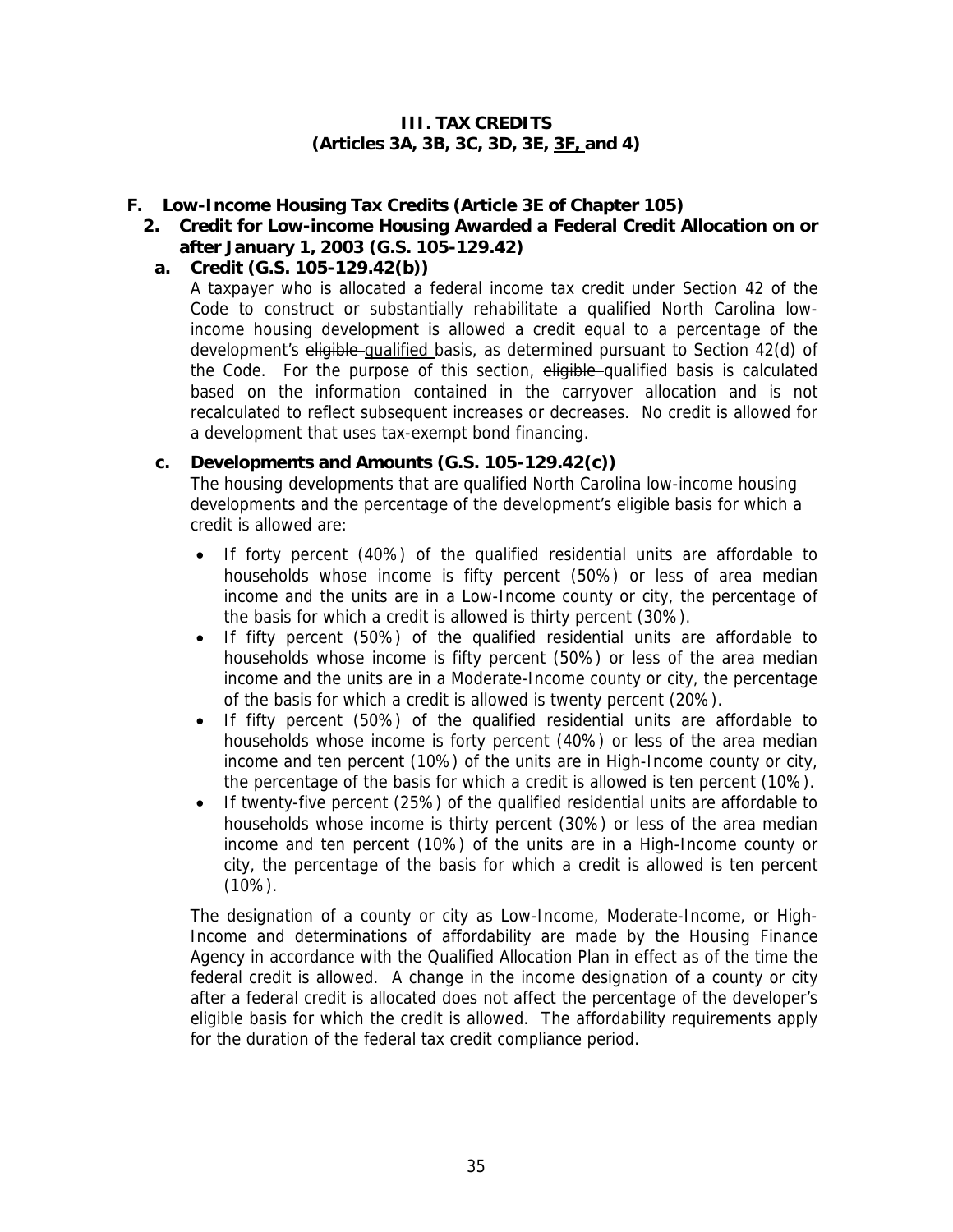# III. TAX CREDITS
# (Articles 3A, 3B, 3C, 3D, 3E, <u>3F,</u> and 4)

## F. Low-Income Housing Tax Credits (Article 3E of Chapter 105)

### 2. Credit for Low-income Housing Awarded a Federal Credit Allocation on or after January 1, 2003 (G.S. 105-129.42)

#### a. Credit (G.S. 105-129.42(b))

A taxpayer who is allocated a federal income tax credit under Section 42 of the Code to construct or substantially rehabilitate a qualified North Carolina low-income housing development is allowed a credit equal to a percentage of the development's ~~eligible~~ <u>qualified</u> basis, as determined pursuant to Section 42(d) of the Code. For the purpose of this section, ~~eligible~~ <u>qualified</u> basis is calculated based on the information contained in the carryover allocation and is not recalculated to reflect subsequent increases or decreases. No credit is allowed for a development that uses tax-exempt bond financing.

#### c. Developments and Amounts (G.S. 105-129.42(c))

The housing developments that are qualified North Carolina low-income housing developments and the percentage of the development's eligible basis for which a credit is allowed are:

- If forty percent (40%) of the qualified residential units are affordable to households whose income is fifty percent (50%) or less of area median income and the units are in a Low-Income county or city, the percentage of the basis for which a credit is allowed is thirty percent (30%).
- If fifty percent (50%) of the qualified residential units are affordable to households whose income is fifty percent (50%) or less of the area median income and the units are in a Moderate-Income county or city, the percentage of the basis for which a credit is allowed is twenty percent (20%).
- If fifty percent (50%) of the qualified residential units are affordable to households whose income is forty percent (40%) or less of the area median income and ten percent (10%) of the units are in High-Income county or city, the percentage of the basis for which a credit is allowed is ten percent (10%).
- If twenty-five percent (25%) of the qualified residential units are affordable to households whose income is thirty percent (30%) or less of the area median income and ten percent (10%) of the units are in a High-Income county or city, the percentage of the basis for which a credit is allowed is ten percent (10%).

The designation of a county or city as Low-Income, Moderate-Income, or High-Income and determinations of affordability are made by the Housing Finance Agency in accordance with the Qualified Allocation Plan in effect as of the time the federal credit is allowed. A change in the income designation of a county or city after a federal credit is allocated does not affect the percentage of the developer's eligible basis for which the credit is allowed. The affordability requirements apply for the duration of the federal tax credit compliance period.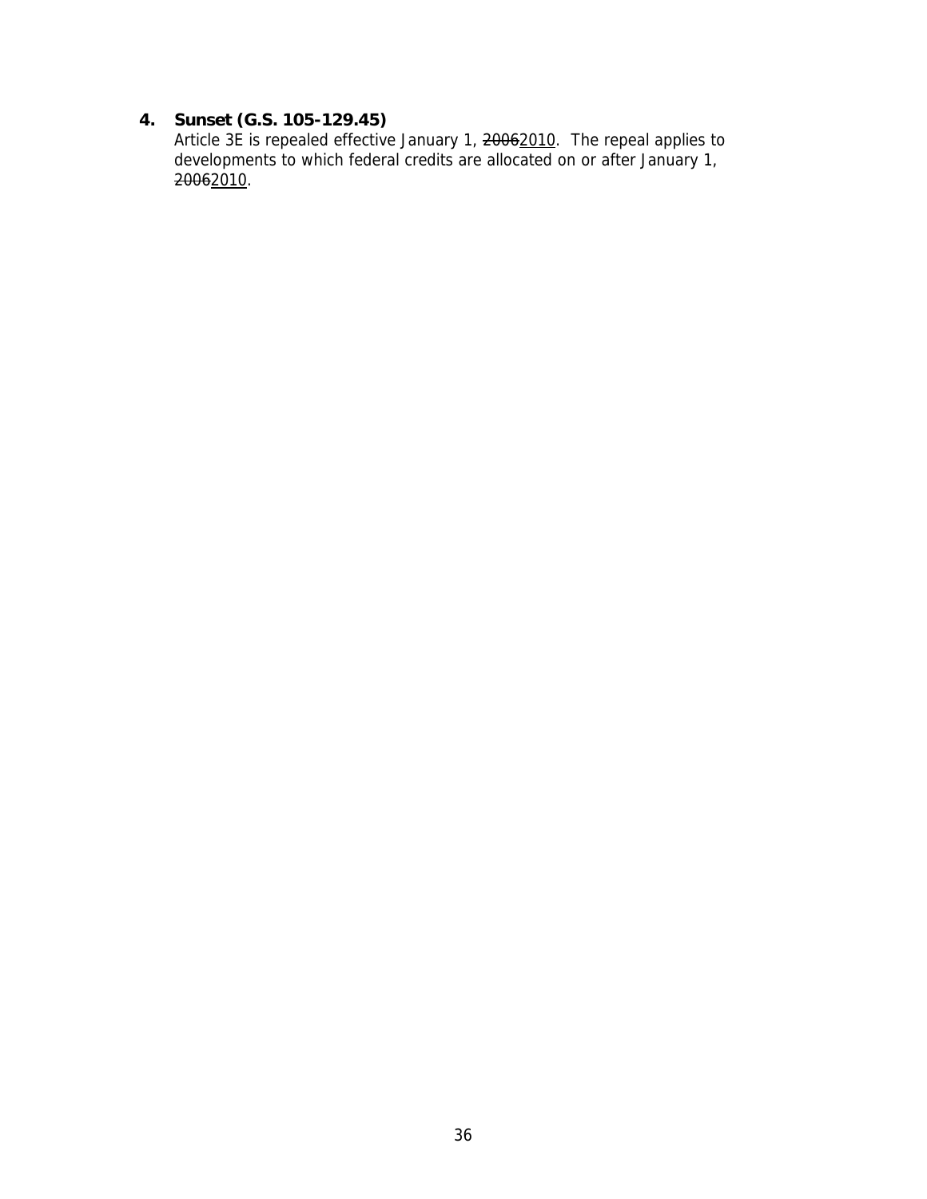**4. Sunset (G.S. 105-129.45)**

Article 3E is repealed effective January 1, ~~2006~~2010. The repeal applies to developments to which federal credits are allocated on or after January 1, ~~2006~~2010.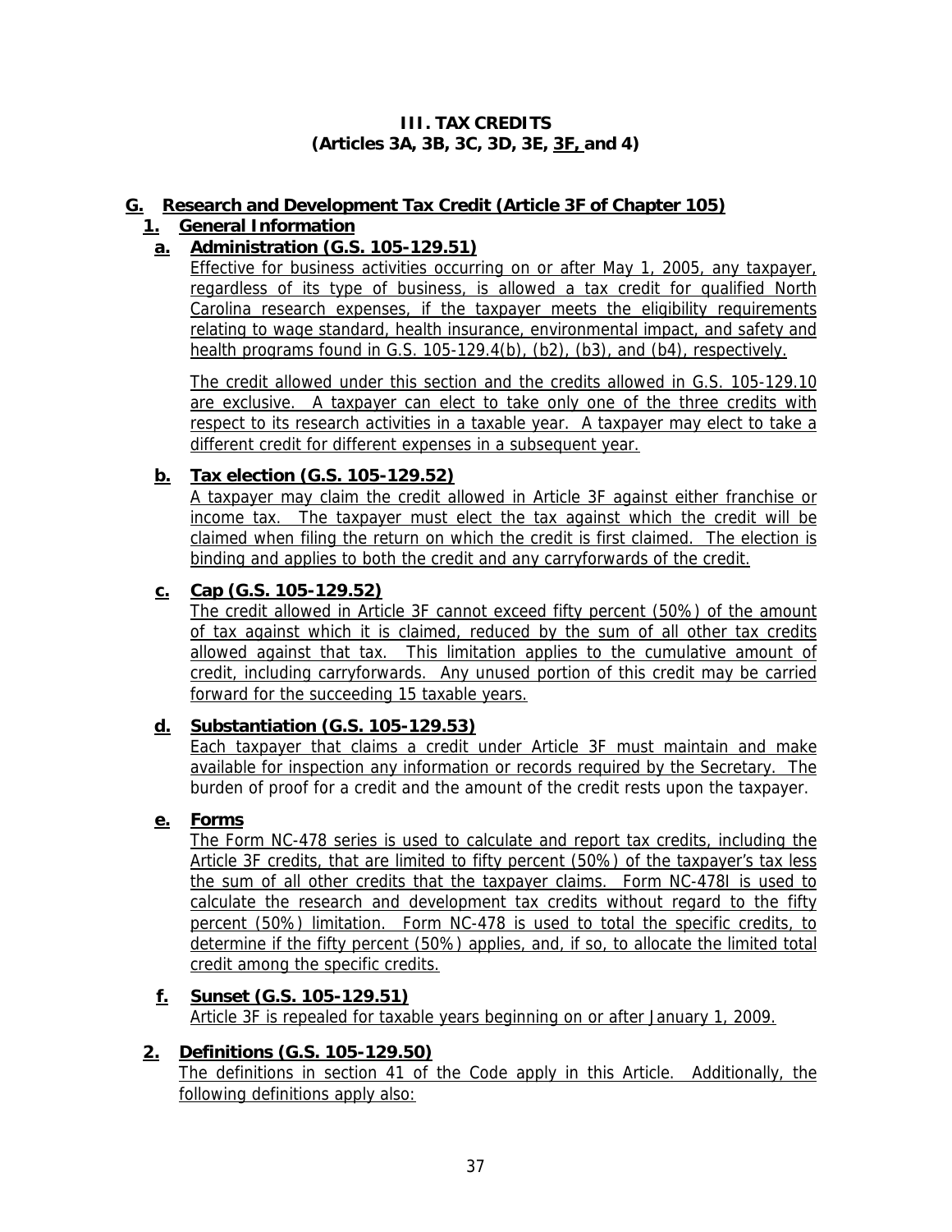# III. TAX CREDITS
# (Articles 3A, 3B, 3C, 3D, 3E, 3F, and 4)

## G. Research and Development Tax Credit (Article 3F of Chapter 105)

### 1. General Information

#### a. Administration (G.S. 105-129.51)

Effective for business activities occurring on or after May 1, 2005, any taxpayer, regardless of its type of business, is allowed a tax credit for qualified North Carolina research expenses, if the taxpayer meets the eligibility requirements relating to wage standard, health insurance, environmental impact, and safety and health programs found in G.S. 105-129.4(b), (b2), (b3), and (b4), respectively.

The credit allowed under this section and the credits allowed in G.S. 105-129.10 are exclusive. A taxpayer can elect to take only one of the three credits with respect to its research activities in a taxable year. A taxpayer may elect to take a different credit for different expenses in a subsequent year.

#### b. Tax election (G.S. 105-129.52)

A taxpayer may claim the credit allowed in Article 3F against either franchise or income tax. The taxpayer must elect the tax against which the credit will be claimed when filing the return on which the credit is first claimed. The election is binding and applies to both the credit and any carryforwards of the credit.

#### c. Cap (G.S. 105-129.52)

The credit allowed in Article 3F cannot exceed fifty percent (50%) of the amount of tax against which it is claimed, reduced by the sum of all other tax credits allowed against that tax. This limitation applies to the cumulative amount of credit, including carryforwards. Any unused portion of this credit may be carried forward for the succeeding 15 taxable years.

#### d. Substantiation (G.S. 105-129.53)

Each taxpayer that claims a credit under Article 3F must maintain and make available for inspection any information or records required by the Secretary. The burden of proof for a credit and the amount of the credit rests upon the taxpayer.

#### e. Forms

The Form NC-478 series is used to calculate and report tax credits, including the Article 3F credits, that are limited to fifty percent (50%) of the taxpayer's tax less the sum of all other credits that the taxpayer claims. Form NC-478I is used to calculate the research and development tax credits without regard to the fifty percent (50%) limitation. Form NC-478 is used to total the specific credits, to determine if the fifty percent (50%) applies, and, if so, to allocate the limited total credit among the specific credits.

#### f. Sunset (G.S. 105-129.51)

Article 3F is repealed for taxable years beginning on or after January 1, 2009.

### 2. Definitions (G.S. 105-129.50)

The definitions in section 41 of the Code apply in this Article. Additionally, the following definitions apply also: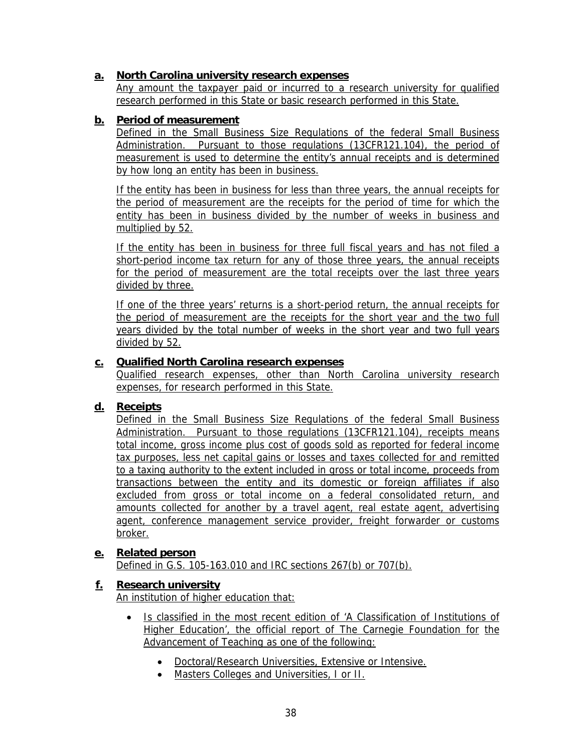**a. North Carolina university research expenses**

Any amount the taxpayer paid or incurred to a research university for qualified research performed in this State or basic research performed in this State.

**b. Period of measurement**

Defined in the Small Business Size Regulations of the federal Small Business Administration. Pursuant to those regulations (13CFR121.104), the period of measurement is used to determine the entity's annual receipts and is determined by how long an entity has been in business.

If the entity has been in business for less than three years, the annual receipts for the period of measurement are the receipts for the period of time for which the entity has been in business divided by the number of weeks in business and multiplied by 52.

If the entity has been in business for three full fiscal years and has not filed a short-period income tax return for any of those three years, the annual receipts for the period of measurement are the total receipts over the last three years divided by three.

If one of the three years' returns is a short-period return, the annual receipts for the period of measurement are the receipts for the short year and the two full years divided by the total number of weeks in the short year and two full years divided by 52.

**c. Qualified North Carolina research expenses**

Qualified research expenses, other than North Carolina university research expenses, for research performed in this State.

**d. Receipts**

Defined in the Small Business Size Regulations of the federal Small Business Administration. Pursuant to those regulations (13CFR121.104), receipts means total income, gross income plus cost of goods sold as reported for federal income tax purposes, less net capital gains or losses and taxes collected for and remitted to a taxing authority to the extent included in gross or total income, proceeds from transactions between the entity and its domestic or foreign affiliates if also excluded from gross or total income on a federal consolidated return, and amounts collected for another by a travel agent, real estate agent, advertising agent, conference management service provider, freight forwarder or customs broker.

**e. Related person**

Defined in G.S. 105-163.010 and IRC sections 267(b) or 707(b).

**f. Research university**

An institution of higher education that:

- Is classified in the most recent edition of 'A Classification of Institutions of Higher Education', the official report of The Carnegie Foundation for the Advancement of Teaching as one of the following:
  - Doctoral/Research Universities, Extensive or Intensive.
  - Masters Colleges and Universities, I or II.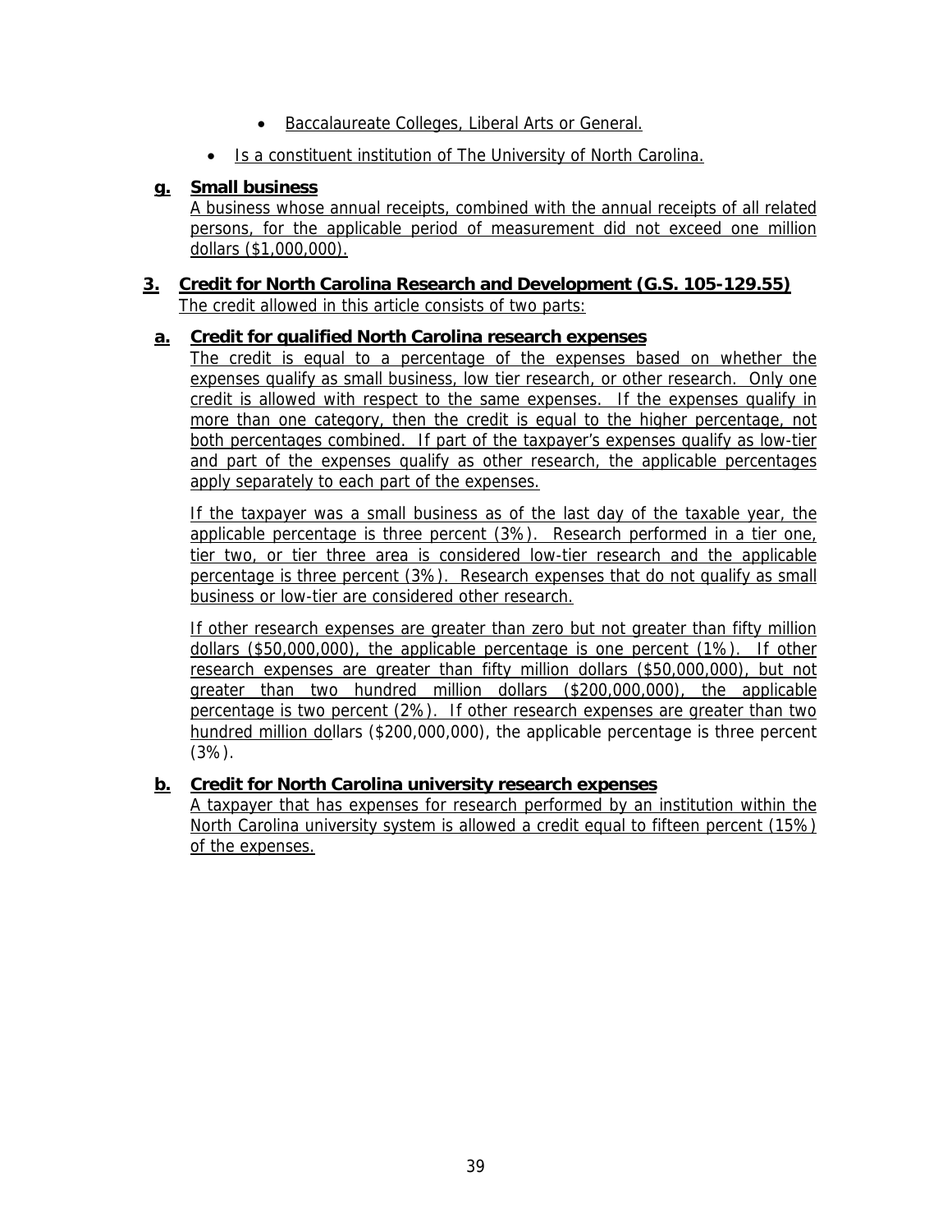- Baccalaureate Colleges, Liberal Arts or General.
- Is a constituent institution of The University of North Carolina.

**g. Small business**

A business whose annual receipts, combined with the annual receipts of all related persons, for the applicable period of measurement did not exceed one million dollars ($1,000,000).

## 3. Credit for North Carolina Research and Development (G.S. 105-129.55)

The credit allowed in this article consists of two parts:

**a. Credit for qualified North Carolina research expenses**

The credit is equal to a percentage of the expenses based on whether the expenses qualify as small business, low tier research, or other research. Only one credit is allowed with respect to the same expenses. If the expenses qualify in more than one category, then the credit is equal to the higher percentage, not both percentages combined. If part of the taxpayer's expenses qualify as low-tier and part of the expenses qualify as other research, the applicable percentages apply separately to each part of the expenses.

If the taxpayer was a small business as of the last day of the taxable year, the applicable percentage is three percent (3%). Research performed in a tier one, tier two, or tier three area is considered low-tier research and the applicable percentage is three percent (3%). Research expenses that do not qualify as small business or low-tier are considered other research.

If other research expenses are greater than zero but not greater than fifty million dollars ($50,000,000), the applicable percentage is one percent (1%). If other research expenses are greater than fifty million dollars ($50,000,000), but not greater than two hundred million dollars ($200,000,000), the applicable percentage is two percent (2%). If other research expenses are greater than two hundred million dollars ($200,000,000), the applicable percentage is three percent (3%).

**b. Credit for North Carolina university research expenses**

A taxpayer that has expenses for research performed by an institution within the North Carolina university system is allowed a credit equal to fifteen percent (15%) of the expenses.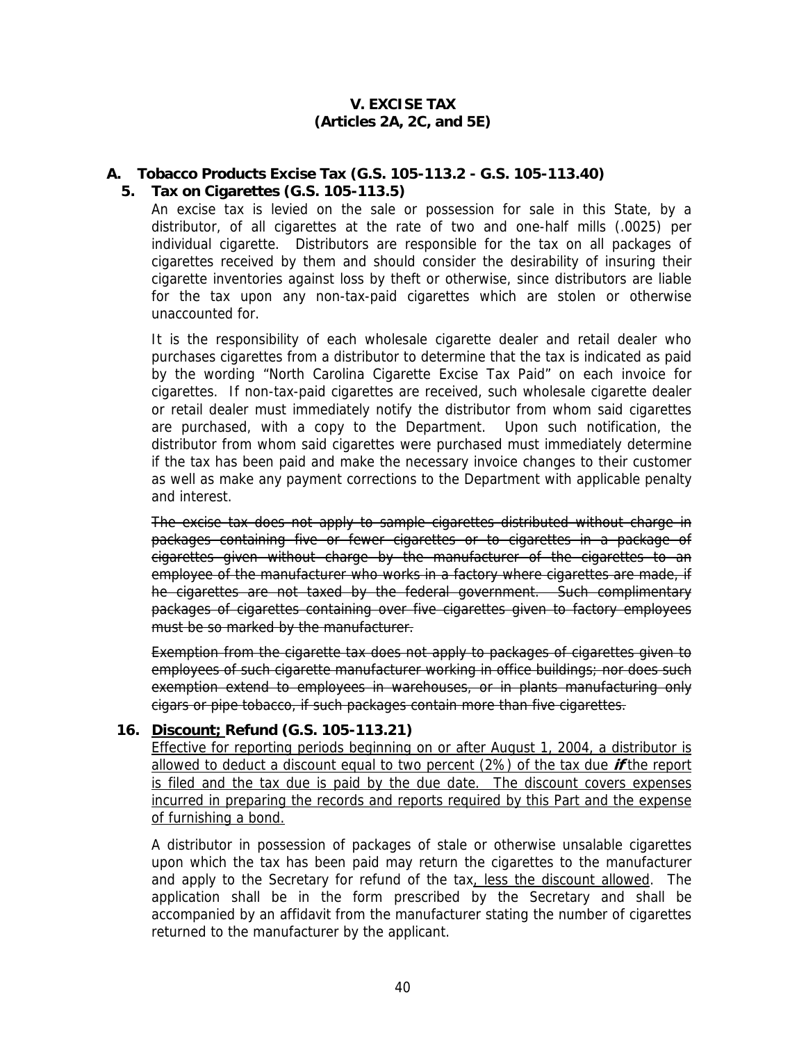# V. EXCISE TAX
## (Articles 2A, 2C, and 5E)

## A. Tobacco Products Excise Tax (G.S. 105-113.2 - G.S. 105-113.40)

### 5. Tax on Cigarettes (G.S. 105-113.5)

An excise tax is levied on the sale or possession for sale in this State, by a distributor, of all cigarettes at the rate of two and one-half mills (.0025) per individual cigarette. Distributors are responsible for the tax on all packages of cigarettes received by them and should consider the desirability of insuring their cigarette inventories against loss by theft or otherwise, since distributors are liable for the tax upon any non-tax-paid cigarettes which are stolen or otherwise unaccounted for.

It is the responsibility of each wholesale cigarette dealer and retail dealer who purchases cigarettes from a distributor to determine that the tax is indicated as paid by the wording "North Carolina Cigarette Excise Tax Paid" on each invoice for cigarettes. If non-tax-paid cigarettes are received, such wholesale cigarette dealer or retail dealer must immediately notify the distributor from whom said cigarettes are purchased, with a copy to the Department. Upon such notification, the distributor from whom said cigarettes were purchased must immediately determine if the tax has been paid and make the necessary invoice changes to their customer as well as make any payment corrections to the Department with applicable penalty and interest.

~~The excise tax does not apply to sample cigarettes distributed without charge in packages containing five or fewer cigarettes or to cigarettes in a package of cigarettes given without charge by the manufacturer of the cigarettes to an employee of the manufacturer who works in a factory where cigarettes are made, if he cigarettes are not taxed by the federal government. Such complimentary packages of cigarettes containing over five cigarettes given to factory employees must be so marked by the manufacturer.~~

~~Exemption from the cigarette tax does not apply to packages of cigarettes given to employees of such cigarette manufacturer working in office buildings; nor does such exemption extend to employees in warehouses, or in plants manufacturing only cigars or pipe tobacco, if such packages contain more than five cigarettes.~~

### 16. <u>Discount;</u> Refund (G.S. 105-113.21)

<u>Effective for reporting periods beginning on or after August 1, 2004, a distributor is allowed to deduct a discount equal to two percent (2%) of the tax due ***if*** the report is filed and the tax due is paid by the due date. The discount covers expenses incurred in preparing the records and reports required by this Part and the expense of furnishing a bond.</u>

A distributor in possession of packages of stale or otherwise unsalable cigarettes upon which the tax has been paid may return the cigarettes to the manufacturer and apply to the Secretary for refund of the tax<u>, less the discount allowed</u>. The application shall be in the form prescribed by the Secretary and shall be accompanied by an affidavit from the manufacturer stating the number of cigarettes returned to the manufacturer by the applicant.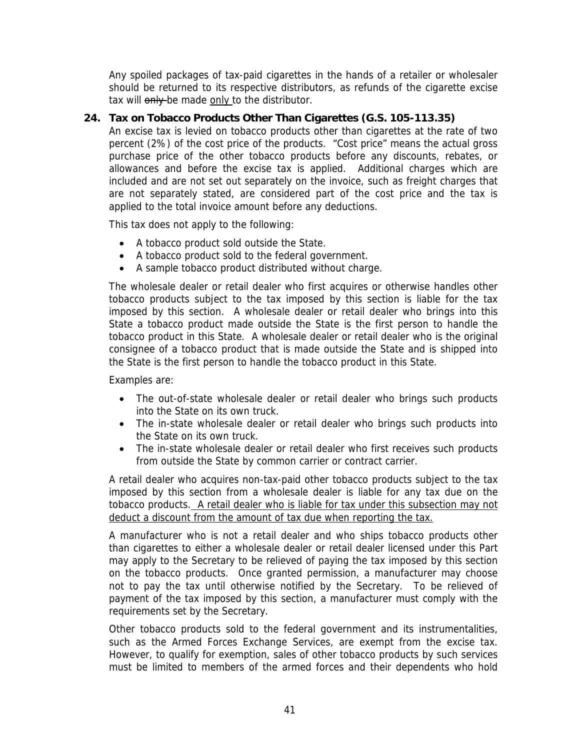Any spoiled packages of tax-paid cigarettes in the hands of a retailer or wholesaler should be returned to its respective distributors, as refunds of the cigarette excise tax will ~~only~~ be made only to the distributor.

## 24. Tax on Tobacco Products Other Than Cigarettes (G.S. 105-113.35)

An excise tax is levied on tobacco products other than cigarettes at the rate of two percent (2%) of the cost price of the products. "Cost price" means the actual gross purchase price of the other tobacco products before any discounts, rebates, or allowances and before the excise tax is applied. Additional charges which are included and are not set out separately on the invoice, such as freight charges that are not separately stated, are considered part of the cost price and the tax is applied to the total invoice amount before any deductions.

This tax does not apply to the following:

- A tobacco product sold outside the State.
- A tobacco product sold to the federal government.
- A sample tobacco product distributed without charge.

The wholesale dealer or retail dealer who first acquires or otherwise handles other tobacco products subject to the tax imposed by this section is liable for the tax imposed by this section. A wholesale dealer or retail dealer who brings into this State a tobacco product made outside the State is the first person to handle the tobacco product in this State. A wholesale dealer or retail dealer who is the original consignee of a tobacco product that is made outside the State and is shipped into the State is the first person to handle the tobacco product in this State.

Examples are:

- The out-of-state wholesale dealer or retail dealer who brings such products into the State on its own truck.
- The in-state wholesale dealer or retail dealer who brings such products into the State on its own truck.
- The in-state wholesale dealer or retail dealer who first receives such products from outside the State by common carrier or contract carrier.

A retail dealer who acquires non-tax-paid other tobacco products subject to the tax imposed by this section from a wholesale dealer is liable for any tax due on the tobacco products. A retail dealer who is liable for tax under this subsection may not deduct a discount from the amount of tax due when reporting the tax.

A manufacturer who is not a retail dealer and who ships tobacco products other than cigarettes to either a wholesale dealer or retail dealer licensed under this Part may apply to the Secretary to be relieved of paying the tax imposed by this section on the tobacco products. Once granted permission, a manufacturer may choose not to pay the tax until otherwise notified by the Secretary. To be relieved of payment of the tax imposed by this section, a manufacturer must comply with the requirements set by the Secretary.

Other tobacco products sold to the federal government and its instrumentalities, such as the Armed Forces Exchange Services, are exempt from the excise tax. However, to qualify for exemption, sales of other tobacco products by such services must be limited to members of the armed forces and their dependents who hold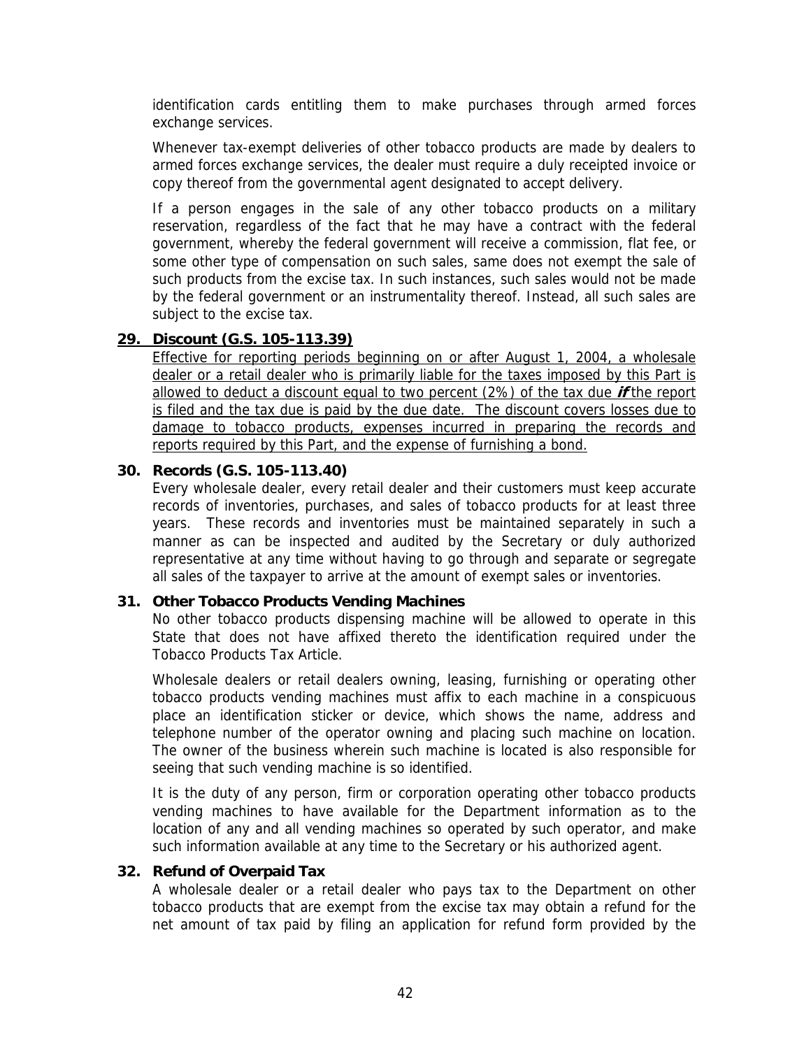identification cards entitling them to make purchases through armed forces exchange services.

Whenever tax-exempt deliveries of other tobacco products are made by dealers to armed forces exchange services, the dealer must require a duly receipted invoice or copy thereof from the governmental agent designated to accept delivery.

If a person engages in the sale of any other tobacco products on a military reservation, regardless of the fact that he may have a contract with the federal government, whereby the federal government will receive a commission, flat fee, or some other type of compensation on such sales, same does not exempt the sale of such products from the excise tax. In such instances, such sales would not be made by the federal government or an instrumentality thereof. Instead, all such sales are subject to the excise tax.

**29. Discount (G.S. 105-113.39)**

Effective for reporting periods beginning on or after August 1, 2004, a wholesale dealer or a retail dealer who is primarily liable for the taxes imposed by this Part is allowed to deduct a discount equal to two percent (2%) of the tax due ***if*** the report is filed and the tax due is paid by the due date. The discount covers losses due to damage to tobacco products, expenses incurred in preparing the records and reports required by this Part, and the expense of furnishing a bond.

**30. Records (G.S. 105-113.40)**

Every wholesale dealer, every retail dealer and their customers must keep accurate records of inventories, purchases, and sales of tobacco products for at least three years. These records and inventories must be maintained separately in such a manner as can be inspected and audited by the Secretary or duly authorized representative at any time without having to go through and separate or segregate all sales of the taxpayer to arrive at the amount of exempt sales or inventories.

**31. Other Tobacco Products Vending Machines**

No other tobacco products dispensing machine will be allowed to operate in this State that does not have affixed thereto the identification required under the Tobacco Products Tax Article.

Wholesale dealers or retail dealers owning, leasing, furnishing or operating other tobacco products vending machines must affix to each machine in a conspicuous place an identification sticker or device, which shows the name, address and telephone number of the operator owning and placing such machine on location. The owner of the business wherein such machine is located is also responsible for seeing that such vending machine is so identified.

It is the duty of any person, firm or corporation operating other tobacco products vending machines to have available for the Department information as to the location of any and all vending machines so operated by such operator, and make such information available at any time to the Secretary or his authorized agent.

**32. Refund of Overpaid Tax**

A wholesale dealer or a retail dealer who pays tax to the Department on other tobacco products that are exempt from the excise tax may obtain a refund for the net amount of tax paid by filing an application for refund form provided by the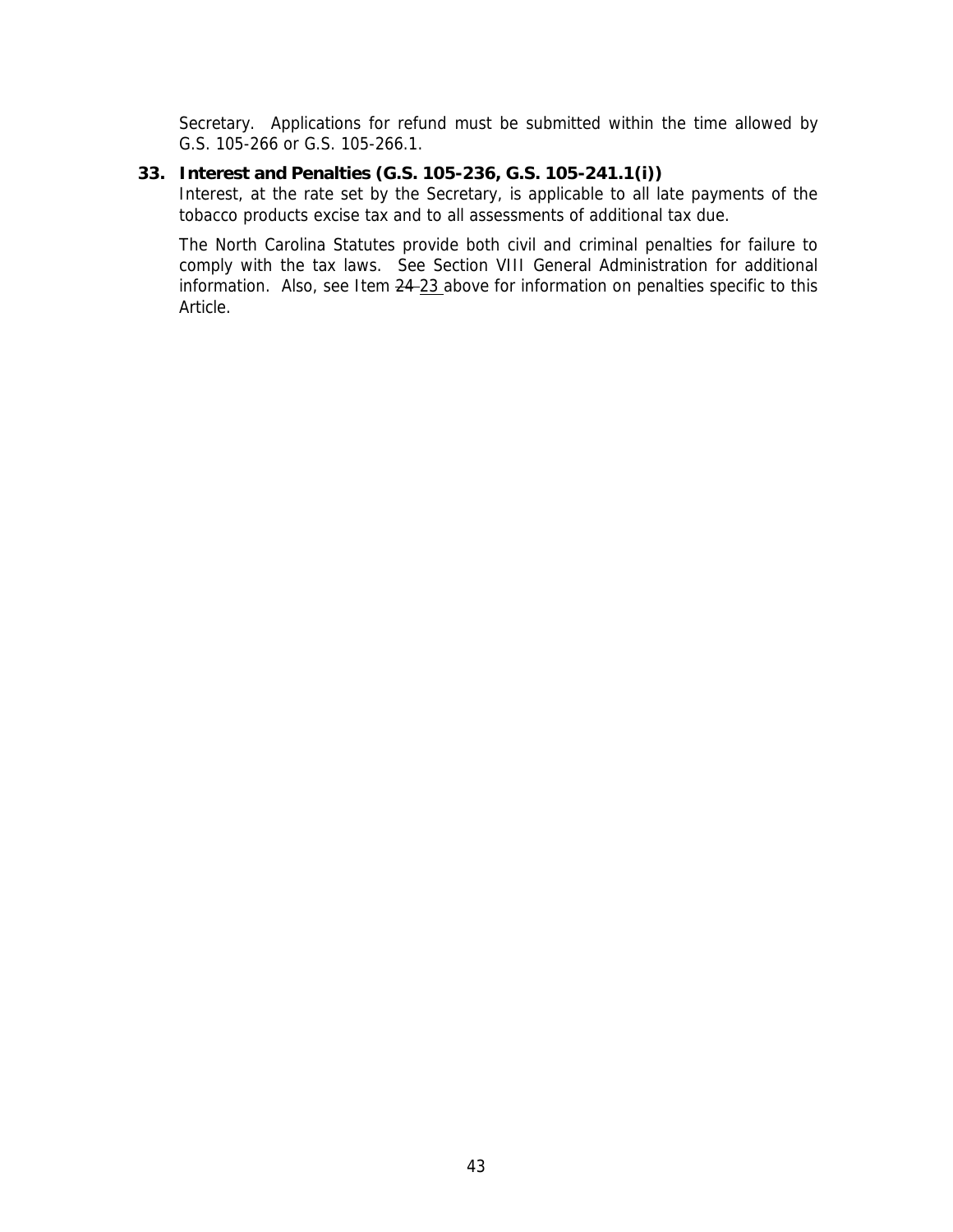Secretary. Applications for refund must be submitted within the time allowed by G.S. 105-266 or G.S. 105-266.1.

**33. Interest and Penalties (G.S. 105-236, G.S. 105-241.1(i))**

Interest, at the rate set by the Secretary, is applicable to all late payments of the tobacco products excise tax and to all assessments of additional tax due.

The North Carolina Statutes provide both civil and criminal penalties for failure to comply with the tax laws. See Section VIII General Administration for additional information. Also, see Item ~~24~~ <u>23</u> above for information on penalties specific to this Article.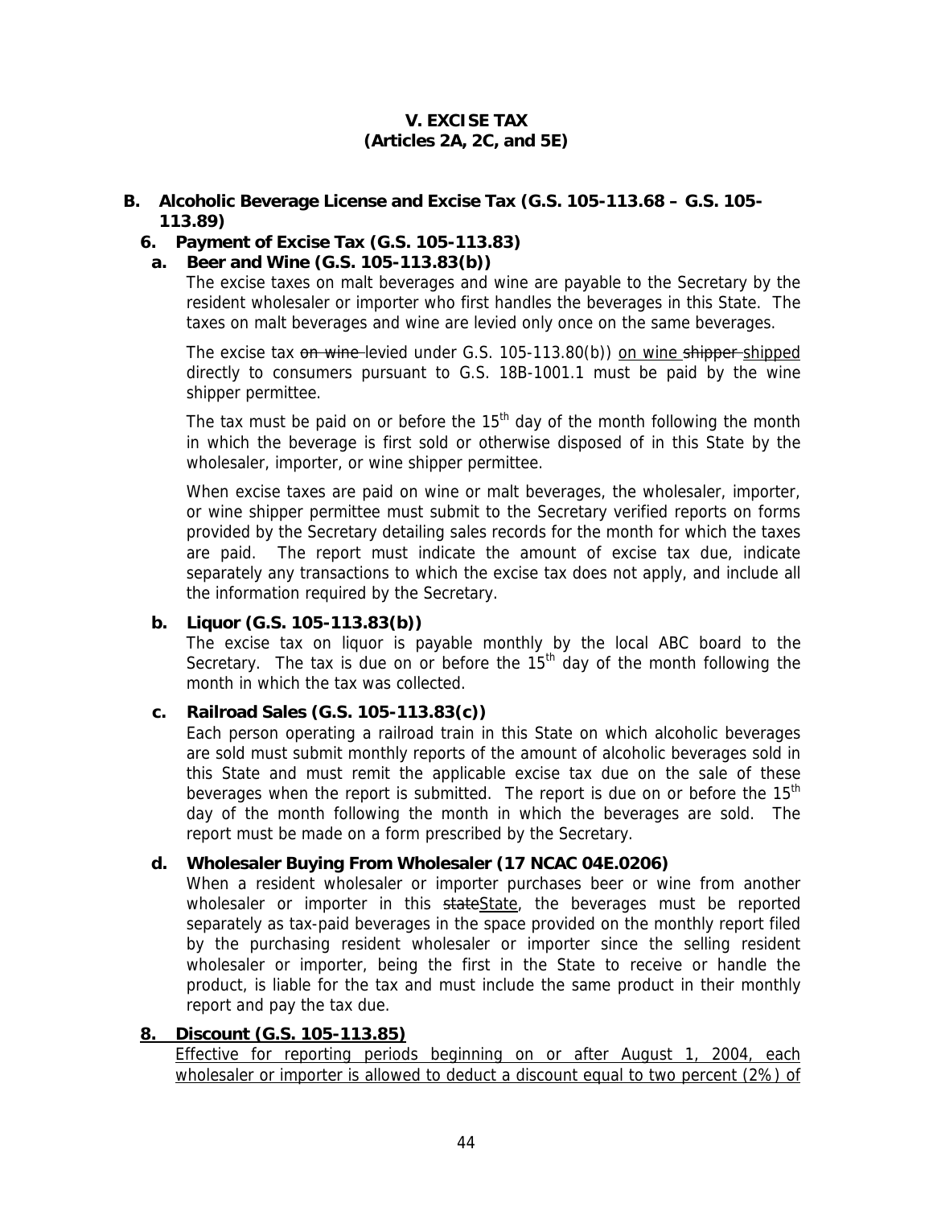# V. EXCISE TAX
## (Articles 2A, 2C, and 5E)

## B. Alcoholic Beverage License and Excise Tax (G.S. 105-113.68 – G.S. 105-113.89)

### 6. Payment of Excise Tax (G.S. 105-113.83)

#### a. Beer and Wine (G.S. 105-113.83(b))

The excise taxes on malt beverages and wine are payable to the Secretary by the resident wholesaler or importer who first handles the beverages in this State. The taxes on malt beverages and wine are levied only once on the same beverages.

The excise tax ~~on wine~~ levied under G.S. 105-113.80(b)) <u>on wine</u> ~~shipper~~ <u>shipped</u> directly to consumers pursuant to G.S. 18B-1001.1 must be paid by the wine shipper permittee.

The tax must be paid on or before the 15th day of the month following the month in which the beverage is first sold or otherwise disposed of in this State by the wholesaler, importer, or wine shipper permittee.

When excise taxes are paid on wine or malt beverages, the wholesaler, importer, or wine shipper permittee must submit to the Secretary verified reports on forms provided by the Secretary detailing sales records for the month for which the taxes are paid. The report must indicate the amount of excise tax due, indicate separately any transactions to which the excise tax does not apply, and include all the information required by the Secretary.

#### b. Liquor (G.S. 105-113.83(b))

The excise tax on liquor is payable monthly by the local ABC board to the Secretary. The tax is due on or before the 15th day of the month following the month in which the tax was collected.

#### c. Railroad Sales (G.S. 105-113.83(c))

Each person operating a railroad train in this State on which alcoholic beverages are sold must submit monthly reports of the amount of alcoholic beverages sold in this State and must remit the applicable excise tax due on the sale of these beverages when the report is submitted. The report is due on or before the 15th day of the month following the month in which the beverages are sold. The report must be made on a form prescribed by the Secretary.

#### d. Wholesaler Buying From Wholesaler (17 NCAC 04E.0206)

When a resident wholesaler or importer purchases beer or wine from another wholesaler or importer in this ~~state~~<u>State</u>, the beverages must be reported separately as tax-paid beverages in the space provided on the monthly report filed by the purchasing resident wholesaler or importer since the selling resident wholesaler or importer, being the first in the State to receive or handle the product, is liable for the tax and must include the same product in their monthly report and pay the tax due.

### <u>8. Discount (G.S. 105-113.85)</u>

<u>Effective for reporting periods beginning on or after August 1, 2004, each wholesaler or importer is allowed to deduct a discount equal to two percent (2%) of</u>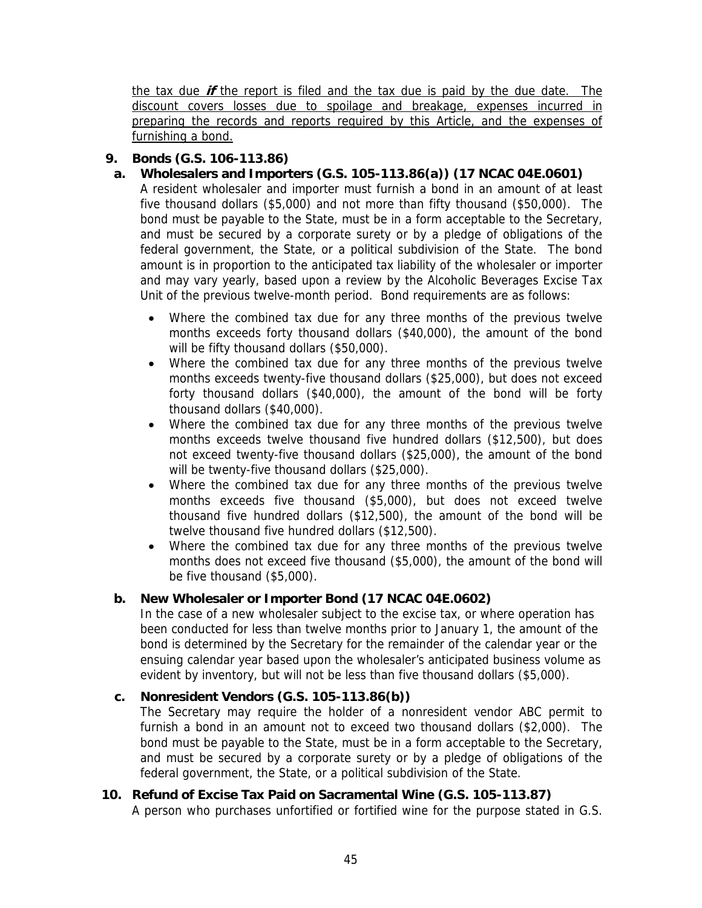<u>the tax due ***if*** the report is filed and the tax due is paid by the due date. The discount covers losses due to spoilage and breakage, expenses incurred in preparing the records and reports required by this Article, and the expenses of furnishing a bond.</u>

**9. Bonds (G.S. 106-113.86)**

**a. Wholesalers and Importers (G.S. 105-113.86(a)) (17 NCAC 04E.0601)**

A resident wholesaler and importer must furnish a bond in an amount of at least five thousand dollars ($5,000) and not more than fifty thousand ($50,000). The bond must be payable to the State, must be in a form acceptable to the Secretary, and must be secured by a corporate surety or by a pledge of obligations of the federal government, the State, or a political subdivision of the State. The bond amount is in proportion to the anticipated tax liability of the wholesaler or importer and may vary yearly, based upon a review by the Alcoholic Beverages Excise Tax Unit of the previous twelve-month period. Bond requirements are as follows:

- Where the combined tax due for any three months of the previous twelve months exceeds forty thousand dollars ($40,000), the amount of the bond will be fifty thousand dollars ($50,000).
- Where the combined tax due for any three months of the previous twelve months exceeds twenty-five thousand dollars ($25,000), but does not exceed forty thousand dollars ($40,000), the amount of the bond will be forty thousand dollars ($40,000).
- Where the combined tax due for any three months of the previous twelve months exceeds twelve thousand five hundred dollars ($12,500), but does not exceed twenty-five thousand dollars ($25,000), the amount of the bond will be twenty-five thousand dollars ($25,000).
- Where the combined tax due for any three months of the previous twelve months exceeds five thousand ($5,000), but does not exceed twelve thousand five hundred dollars ($12,500), the amount of the bond will be twelve thousand five hundred dollars ($12,500).
- Where the combined tax due for any three months of the previous twelve months does not exceed five thousand ($5,000), the amount of the bond will be five thousand ($5,000).

**b. New Wholesaler or Importer Bond (17 NCAC 04E.0602)**

In the case of a new wholesaler subject to the excise tax, or where operation has been conducted for less than twelve months prior to January 1, the amount of the bond is determined by the Secretary for the remainder of the calendar year or the ensuing calendar year based upon the wholesaler's anticipated business volume as evident by inventory, but will not be less than five thousand dollars ($5,000).

**c. Nonresident Vendors (G.S. 105-113.86(b))**

The Secretary may require the holder of a nonresident vendor ABC permit to furnish a bond in an amount not to exceed two thousand dollars ($2,000). The bond must be payable to the State, must be in a form acceptable to the Secretary, and must be secured by a corporate surety or by a pledge of obligations of the federal government, the State, or a political subdivision of the State.

**10. Refund of Excise Tax Paid on Sacramental Wine (G.S. 105-113.87)**

A person who purchases unfortified or fortified wine for the purpose stated in G.S.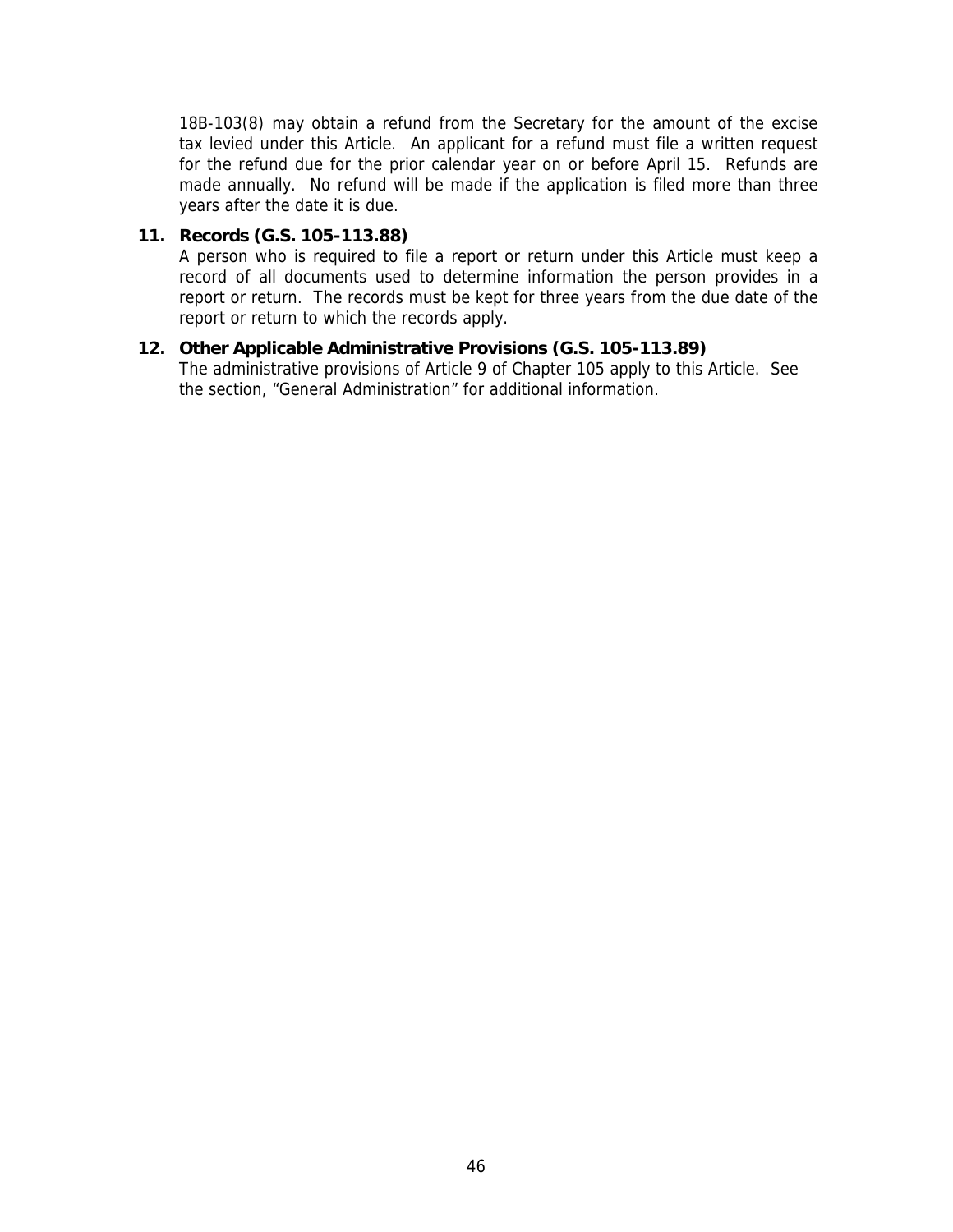18B-103(8) may obtain a refund from the Secretary for the amount of the excise tax levied under this Article. An applicant for a refund must file a written request for the refund due for the prior calendar year on or before April 15. Refunds are made annually. No refund will be made if the application is filed more than three years after the date it is due.

**11. Records (G.S. 105-113.88)**

A person who is required to file a report or return under this Article must keep a record of all documents used to determine information the person provides in a report or return. The records must be kept for three years from the due date of the report or return to which the records apply.

**12. Other Applicable Administrative Provisions (G.S. 105-113.89)**

The administrative provisions of Article 9 of Chapter 105 apply to this Article. See the section, "General Administration" for additional information.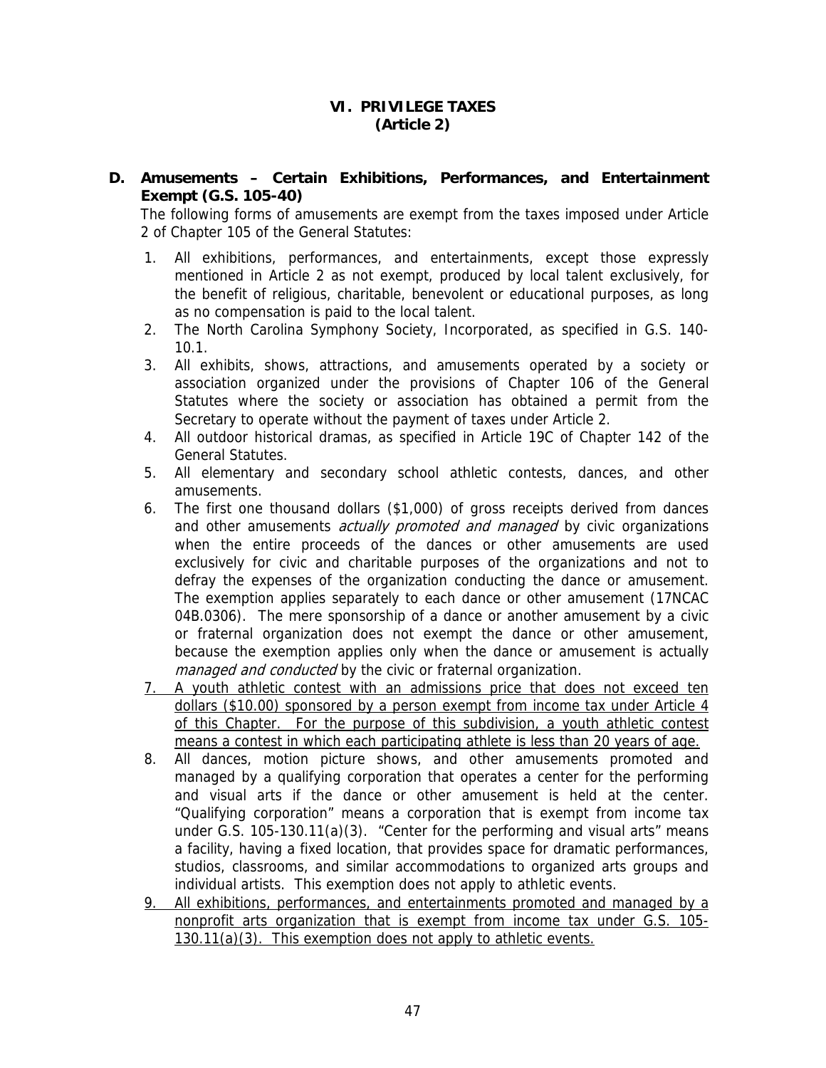# VI. PRIVILEGE TAXES
# (Article 2)

## D. Amusements – Certain Exhibitions, Performances, and Entertainment Exempt (G.S. 105-40)

The following forms of amusements are exempt from the taxes imposed under Article 2 of Chapter 105 of the General Statutes:

1. All exhibitions, performances, and entertainments, except those expressly mentioned in Article 2 as not exempt, produced by local talent exclusively, for the benefit of religious, charitable, benevolent or educational purposes, as long as no compensation is paid to the local talent.
2. The North Carolina Symphony Society, Incorporated, as specified in G.S. 140-10.1.
3. All exhibits, shows, attractions, and amusements operated by a society or association organized under the provisions of Chapter 106 of the General Statutes where the society or association has obtained a permit from the Secretary to operate without the payment of taxes under Article 2.
4. All outdoor historical dramas, as specified in Article 19C of Chapter 142 of the General Statutes.
5. All elementary and secondary school athletic contests, dances, and other amusements.
6. The first one thousand dollars ($1,000) of gross receipts derived from dances and other amusements *actually promoted and managed* by civic organizations when the entire proceeds of the dances or other amusements are used exclusively for civic and charitable purposes of the organizations and not to defray the expenses of the organization conducting the dance or amusement. The exemption applies separately to each dance or other amusement (17NCAC 04B.0306). The mere sponsorship of a dance or another amusement by a civic or fraternal organization does not exempt the dance or other amusement, because the exemption applies only when the dance or amusement is actually *managed and conducted* by the civic or fraternal organization.
7. <u>A youth athletic contest with an admissions price that does not exceed ten dollars ($10.00) sponsored by a person exempt from income tax under Article 4 of this Chapter. For the purpose of this subdivision, a youth athletic contest means a contest in which each participating athlete is less than 20 years of age.</u>
8. All dances, motion picture shows, and other amusements promoted and managed by a qualifying corporation that operates a center for the performing and visual arts if the dance or other amusement is held at the center. "Qualifying corporation" means a corporation that is exempt from income tax under G.S. 105-130.11(a)(3). "Center for the performing and visual arts" means a facility, having a fixed location, that provides space for dramatic performances, studios, classrooms, and similar accommodations to organized arts groups and individual artists. This exemption does not apply to athletic events.
9. <u>All exhibitions, performances, and entertainments promoted and managed by a nonprofit arts organization that is exempt from income tax under G.S. 105-130.11(a)(3). This exemption does not apply to athletic events.</u>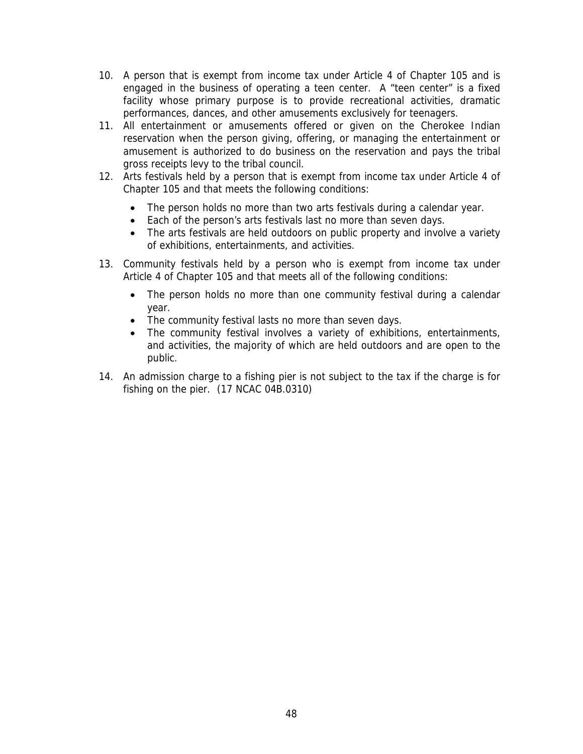10. A person that is exempt from income tax under Article 4 of Chapter 105 and is engaged in the business of operating a teen center. A "teen center" is a fixed facility whose primary purpose is to provide recreational activities, dramatic performances, dances, and other amusements exclusively for teenagers.
11. All entertainment or amusements offered or given on the Cherokee Indian reservation when the person giving, offering, or managing the entertainment or amusement is authorized to do business on the reservation and pays the tribal gross receipts levy to the tribal council.
12. Arts festivals held by a person that is exempt from income tax under Article 4 of Chapter 105 and that meets the following conditions:

    - The person holds no more than two arts festivals during a calendar year.
    - Each of the person's arts festivals last no more than seven days.
    - The arts festivals are held outdoors on public property and involve a variety of exhibitions, entertainments, and activities.

13. Community festivals held by a person who is exempt from income tax under Article 4 of Chapter 105 and that meets all of the following conditions:

    - The person holds no more than one community festival during a calendar year.
    - The community festival lasts no more than seven days.
    - The community festival involves a variety of exhibitions, entertainments, and activities, the majority of which are held outdoors and are open to the public.

14. An admission charge to a fishing pier is not subject to the tax if the charge is for fishing on the pier. (17 NCAC 04B.0310)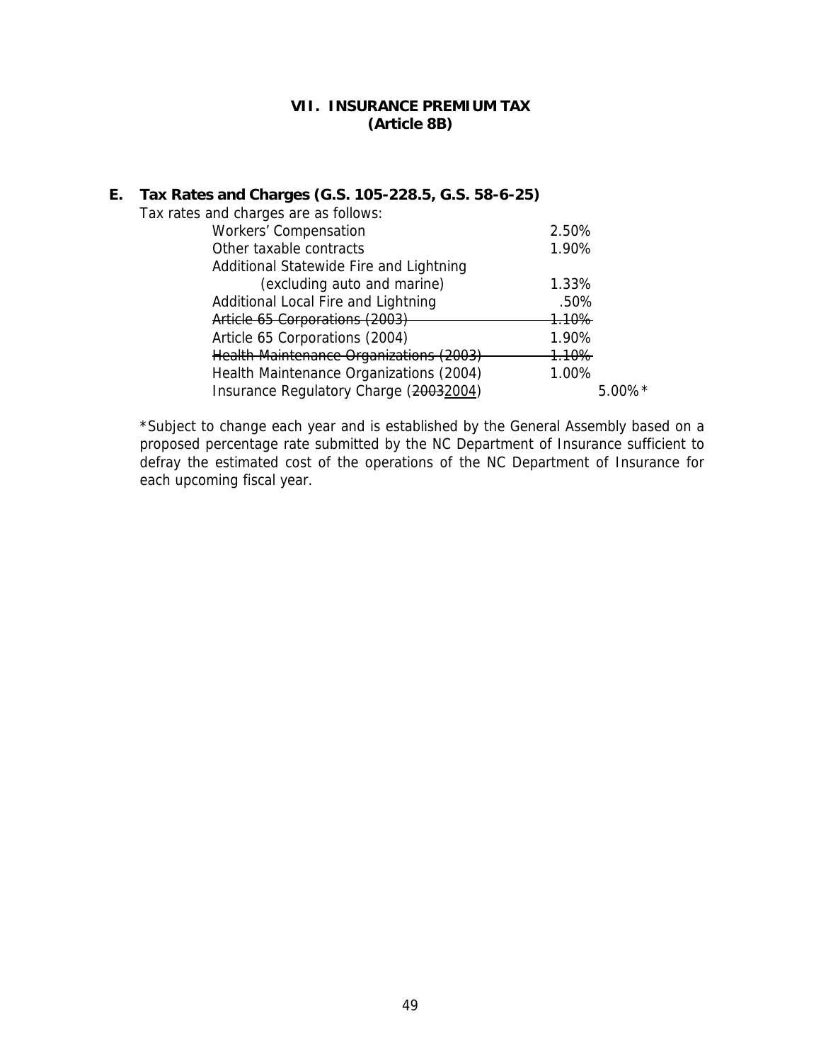## VII. INSURANCE PREMIUM TAX
## (Article 8B)

### E. Tax Rates and Charges (G.S. 105-228.5, G.S. 58-6-25)

Tax rates and charges are as follows:

| | | |
|---|---|---|
| Workers' Compensation | 2.50% | |
| Other taxable contracts | 1.90% | |
| Additional Statewide Fire and Lightning (excluding auto and marine) | 1.33% | |
| Additional Local Fire and Lightning | .50% | |
| ~~Article 65 Corporations (2003)~~ | ~~1.10%~~ | |
| Article 65 Corporations (2004) | 1.90% | |
| ~~Health Maintenance Organizations (2003)~~ | ~~1.10%~~ | |
| Health Maintenance Organizations (2004) | 1.00% | |
| Insurance Regulatory Charge (~~2003~~<u>2004</u>) | | 5.00%* |

*Subject to change each year and is established by the General Assembly based on a proposed percentage rate submitted by the NC Department of Insurance sufficient to defray the estimated cost of the operations of the NC Department of Insurance for each upcoming fiscal year.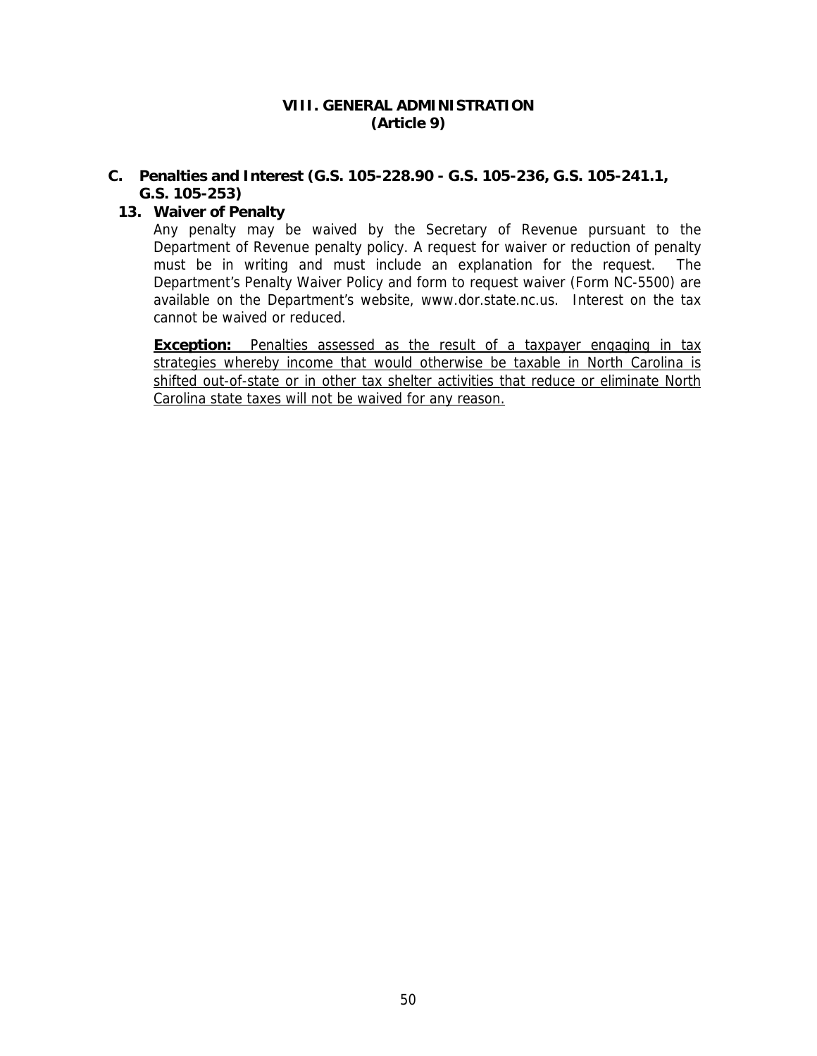## VIII. GENERAL ADMINISTRATION
## (Article 9)

### C. Penalties and Interest (G.S. 105-228.90 - G.S. 105-236, G.S. 105-241.1, G.S. 105-253)

#### 13. Waiver of Penalty

Any penalty may be waived by the Secretary of Revenue pursuant to the Department of Revenue penalty policy. A request for waiver or reduction of penalty must be in writing and must include an explanation for the request. The Department's Penalty Waiver Policy and form to request waiver (Form NC-5500) are available on the Department's website, www.dor.state.nc.us. Interest on the tax cannot be waived or reduced.

<u>**Exception:** Penalties assessed as the result of a taxpayer engaging in tax strategies whereby income that would otherwise be taxable in North Carolina is shifted out-of-state or in other tax shelter activities that reduce or eliminate North Carolina state taxes will not be waived for any reason.</u>